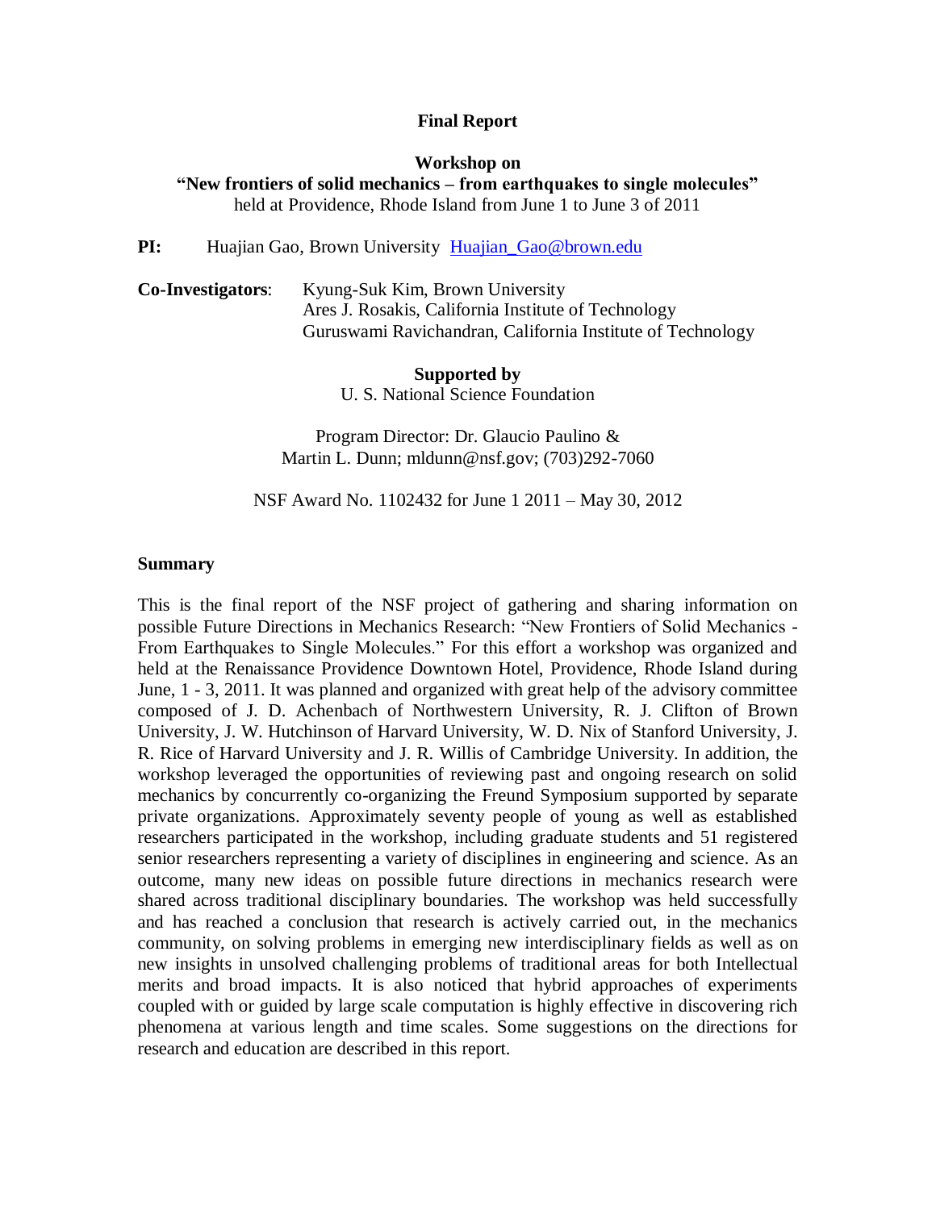# Final Report

## Workshop on "New frontiers of solid mechanics – from earthquakes to single molecules"

held at Providence, Rhode Island from June 1 to June 3 of 2011

**PI:** Huajian Gao, Brown University Huajian_Gao@brown.edu

**Co-Investigators**: Kyung-Suk Kim, Brown University
Ares J. Rosakis, California Institute of Technology
Guruswami Ravichandran, California Institute of Technology

**Supported by**
U. S. National Science Foundation

Program Director: Dr. Glaucio Paulino &
Martin L. Dunn; mldunn@nsf.gov; (703)292-7060

NSF Award No. 1102432 for June 1 2011 – May 30, 2012

### Summary

This is the final report of the NSF project of gathering and sharing information on possible Future Directions in Mechanics Research: "New Frontiers of Solid Mechanics - From Earthquakes to Single Molecules." For this effort a workshop was organized and held at the Renaissance Providence Downtown Hotel, Providence, Rhode Island during June, 1 - 3, 2011. It was planned and organized with great help of the advisory committee composed of J. D. Achenbach of Northwestern University, R. J. Clifton of Brown University, J. W. Hutchinson of Harvard University, W. D. Nix of Stanford University, J. R. Rice of Harvard University and J. R. Willis of Cambridge University. In addition, the workshop leveraged the opportunities of reviewing past and ongoing research on solid mechanics by concurrently co-organizing the Freund Symposium supported by separate private organizations. Approximately seventy people of young as well as established researchers participated in the workshop, including graduate students and 51 registered senior researchers representing a variety of disciplines in engineering and science. As an outcome, many new ideas on possible future directions in mechanics research were shared across traditional disciplinary boundaries. The workshop was held successfully and has reached a conclusion that research is actively carried out, in the mechanics community, on solving problems in emerging new interdisciplinary fields as well as on new insights in unsolved challenging problems of traditional areas for both Intellectual merits and broad impacts. It is also noticed that hybrid approaches of experiments coupled with or guided by large scale computation is highly effective in discovering rich phenomena at various length and time scales. Some suggestions on the directions for research and education are described in this report.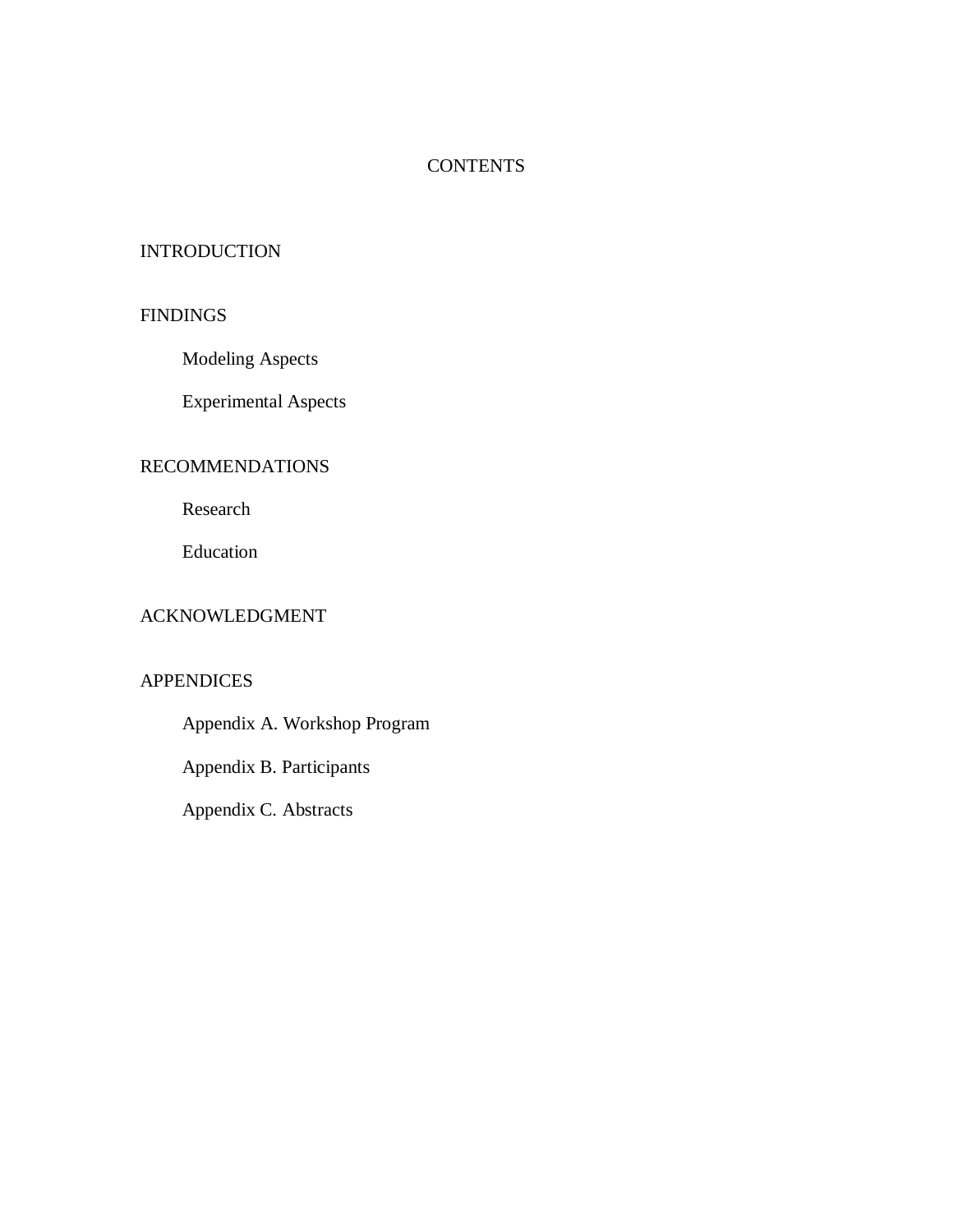# CONTENTS

INTRODUCTION

FINDINGS

- Modeling Aspects
- Experimental Aspects

RECOMMENDATIONS

- Research
- Education

ACKNOWLEDGMENT

APPENDICES

- Appendix A. Workshop Program
- Appendix B. Participants
- Appendix C. Abstracts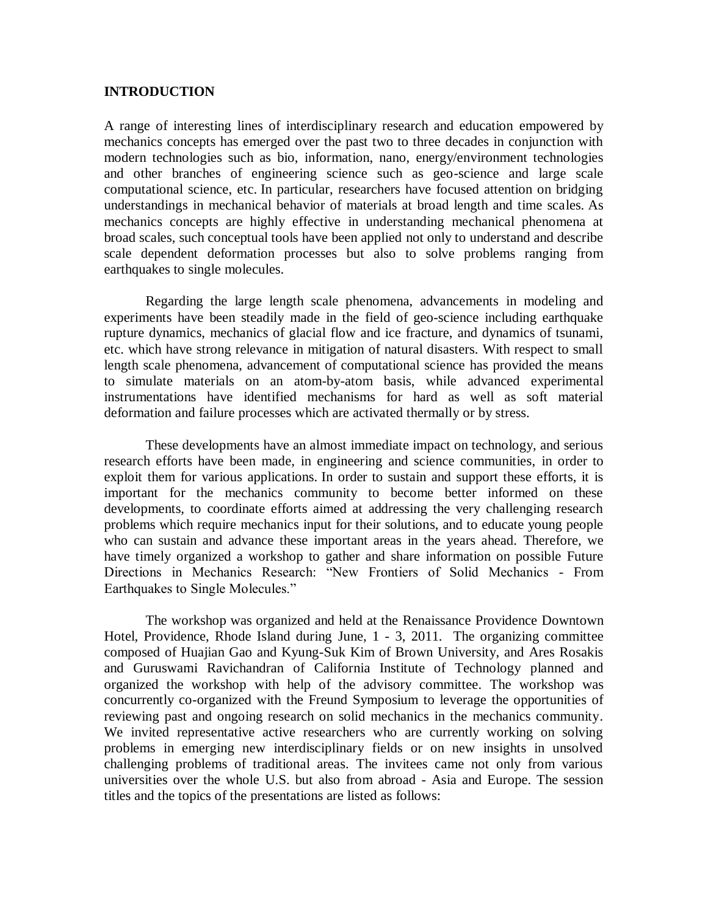## INTRODUCTION

A range of interesting lines of interdisciplinary research and education empowered by mechanics concepts has emerged over the past two to three decades in conjunction with modern technologies such as bio, information, nano, energy/environment technologies and other branches of engineering science such as geo-science and large scale computational science, etc. In particular, researchers have focused attention on bridging understandings in mechanical behavior of materials at broad length and time scales. As mechanics concepts are highly effective in understanding mechanical phenomena at broad scales, such conceptual tools have been applied not only to understand and describe scale dependent deformation processes but also to solve problems ranging from earthquakes to single molecules.

Regarding the large length scale phenomena, advancements in modeling and experiments have been steadily made in the field of geo-science including earthquake rupture dynamics, mechanics of glacial flow and ice fracture, and dynamics of tsunami, etc. which have strong relevance in mitigation of natural disasters. With respect to small length scale phenomena, advancement of computational science has provided the means to simulate materials on an atom-by-atom basis, while advanced experimental instrumentations have identified mechanisms for hard as well as soft material deformation and failure processes which are activated thermally or by stress.

These developments have an almost immediate impact on technology, and serious research efforts have been made, in engineering and science communities, in order to exploit them for various applications. In order to sustain and support these efforts, it is important for the mechanics community to become better informed on these developments, to coordinate efforts aimed at addressing the very challenging research problems which require mechanics input for their solutions, and to educate young people who can sustain and advance these important areas in the years ahead. Therefore, we have timely organized a workshop to gather and share information on possible Future Directions in Mechanics Research: "New Frontiers of Solid Mechanics - From Earthquakes to Single Molecules."

The workshop was organized and held at the Renaissance Providence Downtown Hotel, Providence, Rhode Island during June, 1 - 3, 2011. The organizing committee composed of Huajian Gao and Kyung-Suk Kim of Brown University, and Ares Rosakis and Guruswami Ravichandran of California Institute of Technology planned and organized the workshop with help of the advisory committee. The workshop was concurrently co-organized with the Freund Symposium to leverage the opportunities of reviewing past and ongoing research on solid mechanics in the mechanics community. We invited representative active researchers who are currently working on solving problems in emerging new interdisciplinary fields or on new insights in unsolved challenging problems of traditional areas. The invitees came not only from various universities over the whole U.S. but also from abroad - Asia and Europe. The session titles and the topics of the presentations are listed as follows: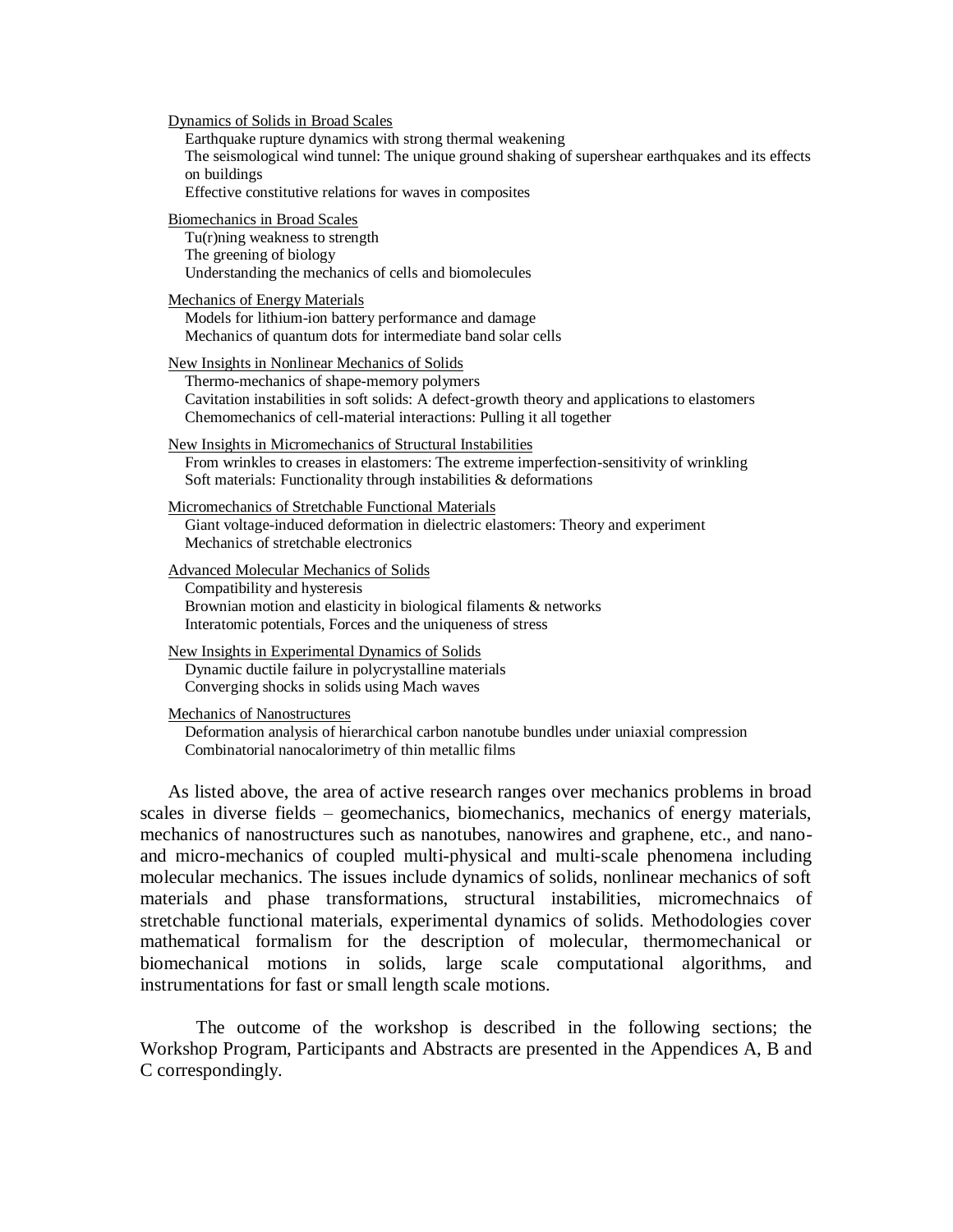Dynamics of Solids in Broad Scales

- Earthquake rupture dynamics with strong thermal weakening
- The seismological wind tunnel: The unique ground shaking of supershear earthquakes and its effects on buildings
- Effective constitutive relations for waves in composites

Biomechanics in Broad Scales

- Tu(r)ning weakness to strength
- The greening of biology
- Understanding the mechanics of cells and biomolecules

Mechanics of Energy Materials

- Models for lithium-ion battery performance and damage
- Mechanics of quantum dots for intermediate band solar cells

New Insights in Nonlinear Mechanics of Solids

- Thermo-mechanics of shape-memory polymers
- Cavitation instabilities in soft solids: A defect-growth theory and applications to elastomers
- Chemomechanics of cell-material interactions: Pulling it all together

New Insights in Micromechanics of Structural Instabilities

- From wrinkles to creases in elastomers: The extreme imperfection-sensitivity of wrinkling
- Soft materials: Functionality through instabilities & deformations

Micromechanics of Stretchable Functional Materials

- Giant voltage-induced deformation in dielectric elastomers: Theory and experiment
- Mechanics of stretchable electronics

Advanced Molecular Mechanics of Solids

- Compatibility and hysteresis
- Brownian motion and elasticity in biological filaments & networks
- Interatomic potentials, Forces and the uniqueness of stress

New Insights in Experimental Dynamics of Solids

- Dynamic ductile failure in polycrystalline materials
- Converging shocks in solids using Mach waves

Mechanics of Nanostructures

- Deformation analysis of hierarchical carbon nanotube bundles under uniaxial compression
- Combinatorial nanocalorimetry of thin metallic films

As listed above, the area of active research ranges over mechanics problems in broad scales in diverse fields – geomechanics, biomechanics, mechanics of energy materials, mechanics of nanostructures such as nanotubes, nanowires and graphene, etc., and nano- and micro-mechanics of coupled multi-physical and multi-scale phenomena including molecular mechanics. The issues include dynamics of solids, nonlinear mechanics of soft materials and phase transformations, structural instabilities, micromechnaics of stretchable functional materials, experimental dynamics of solids. Methodologies cover mathematical formalism for the description of molecular, thermomechanical or biomechanical motions in solids, large scale computational algorithms, and instrumentations for fast or small length scale motions.

The outcome of the workshop is described in the following sections; the Workshop Program, Participants and Abstracts are presented in the Appendices A, B and C correspondingly.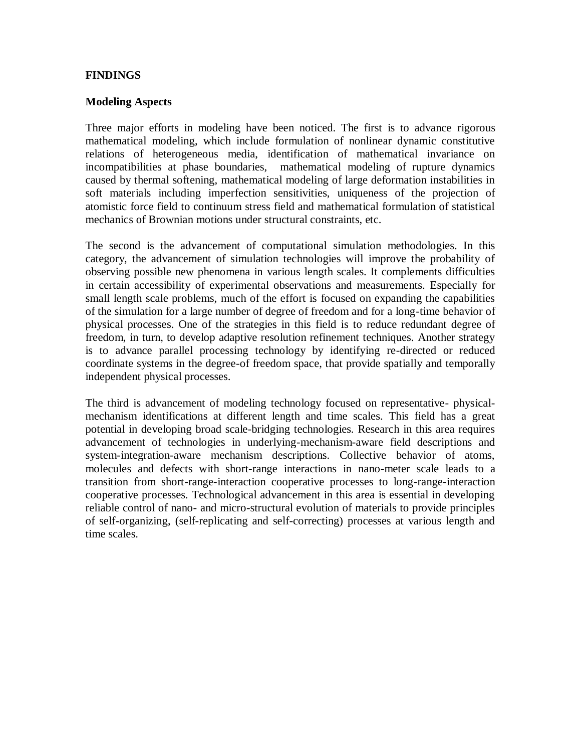## FINDINGS

### Modeling Aspects

Three major efforts in modeling have been noticed. The first is to advance rigorous mathematical modeling, which include formulation of nonlinear dynamic constitutive relations of heterogeneous media, identification of mathematical invariance on incompatibilities at phase boundaries, mathematical modeling of rupture dynamics caused by thermal softening, mathematical modeling of large deformation instabilities in soft materials including imperfection sensitivities, uniqueness of the projection of atomistic force field to continuum stress field and mathematical formulation of statistical mechanics of Brownian motions under structural constraints, etc.

The second is the advancement of computational simulation methodologies. In this category, the advancement of simulation technologies will improve the probability of observing possible new phenomena in various length scales. It complements difficulties in certain accessibility of experimental observations and measurements. Especially for small length scale problems, much of the effort is focused on expanding the capabilities of the simulation for a large number of degree of freedom and for a long-time behavior of physical processes. One of the strategies in this field is to reduce redundant degree of freedom, in turn, to develop adaptive resolution refinement techniques. Another strategy is to advance parallel processing technology by identifying re-directed or reduced coordinate systems in the degree-of freedom space, that provide spatially and temporally independent physical processes.

The third is advancement of modeling technology focused on representative- physical-mechanism identifications at different length and time scales. This field has a great potential in developing broad scale-bridging technologies. Research in this area requires advancement of technologies in underlying-mechanism-aware field descriptions and system-integration-aware mechanism descriptions. Collective behavior of atoms, molecules and defects with short-range interactions in nano-meter scale leads to a transition from short-range-interaction cooperative processes to long-range-interaction cooperative processes. Technological advancement in this area is essential in developing reliable control of nano- and micro-structural evolution of materials to provide principles of self-organizing, (self-replicating and self-correcting) processes at various length and time scales.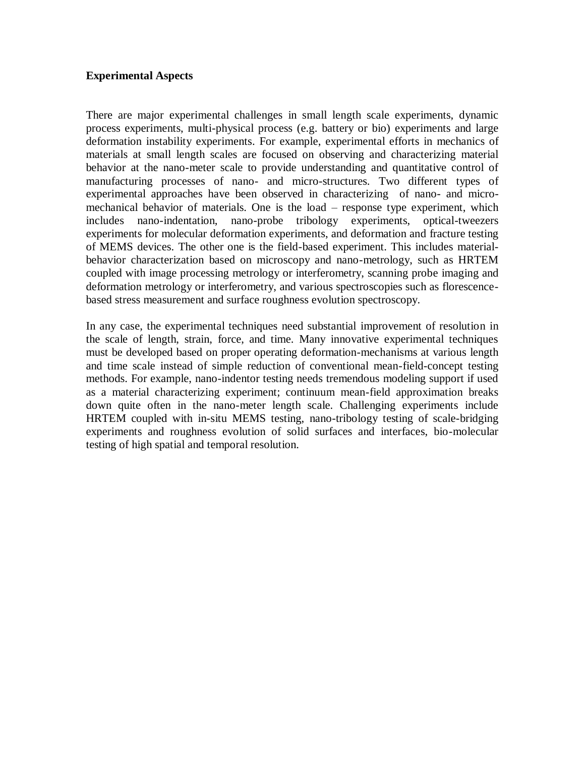**Experimental Aspects**

There are major experimental challenges in small length scale experiments, dynamic process experiments, multi-physical process (e.g. battery or bio) experiments and large deformation instability experiments. For example, experimental efforts in mechanics of materials at small length scales are focused on observing and characterizing material behavior at the nano-meter scale to provide understanding and quantitative control of manufacturing processes of nano- and micro-structures. Two different types of experimental approaches have been observed in characterizing of nano- and micro-mechanical behavior of materials. One is the load – response type experiment, which includes nano-indentation, nano-probe tribology experiments, optical-tweezers experiments for molecular deformation experiments, and deformation and fracture testing of MEMS devices. The other one is the field-based experiment. This includes material-behavior characterization based on microscopy and nano-metrology, such as HRTEM coupled with image processing metrology or interferometry, scanning probe imaging and deformation metrology or interferometry, and various spectroscopies such as florescence-based stress measurement and surface roughness evolution spectroscopy.

In any case, the experimental techniques need substantial improvement of resolution in the scale of length, strain, force, and time. Many innovative experimental techniques must be developed based on proper operating deformation-mechanisms at various length and time scale instead of simple reduction of conventional mean-field-concept testing methods. For example, nano-indentor testing needs tremendous modeling support if used as a material characterizing experiment; continuum mean-field approximation breaks down quite often in the nano-meter length scale. Challenging experiments include HRTEM coupled with in-situ MEMS testing, nano-tribology testing of scale-bridging experiments and roughness evolution of solid surfaces and interfaces, bio-molecular testing of high spatial and temporal resolution.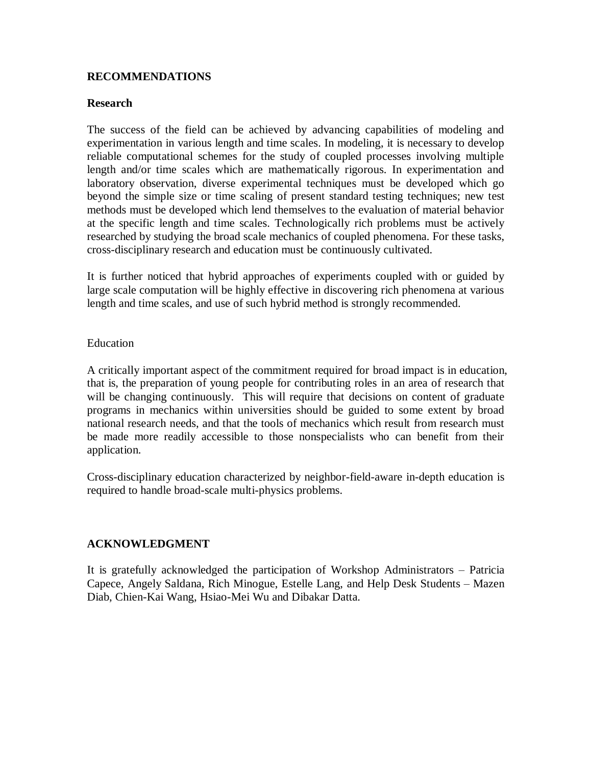## RECOMMENDATIONS

### Research

The success of the field can be achieved by advancing capabilities of modeling and experimentation in various length and time scales. In modeling, it is necessary to develop reliable computational schemes for the study of coupled processes involving multiple length and/or time scales which are mathematically rigorous. In experimentation and laboratory observation, diverse experimental techniques must be developed which go beyond the simple size or time scaling of present standard testing techniques; new test methods must be developed which lend themselves to the evaluation of material behavior at the specific length and time scales. Technologically rich problems must be actively researched by studying the broad scale mechanics of coupled phenomena. For these tasks, cross-disciplinary research and education must be continuously cultivated.

It is further noticed that hybrid approaches of experiments coupled with or guided by large scale computation will be highly effective in discovering rich phenomena at various length and time scales, and use of such hybrid method is strongly recommended.

### Education

A critically important aspect of the commitment required for broad impact is in education, that is, the preparation of young people for contributing roles in an area of research that will be changing continuously. This will require that decisions on content of graduate programs in mechanics within universities should be guided to some extent by broad national research needs, and that the tools of mechanics which result from research must be made more readily accessible to those nonspecialists who can benefit from their application.

Cross-disciplinary education characterized by neighbor-field-aware in-depth education is required to handle broad-scale multi-physics problems.

## ACKNOWLEDGMENT

It is gratefully acknowledged the participation of Workshop Administrators – Patricia Capece, Angely Saldana, Rich Minogue, Estelle Lang, and Help Desk Students – Mazen Diab, Chien-Kai Wang, Hsiao-Mei Wu and Dibakar Datta.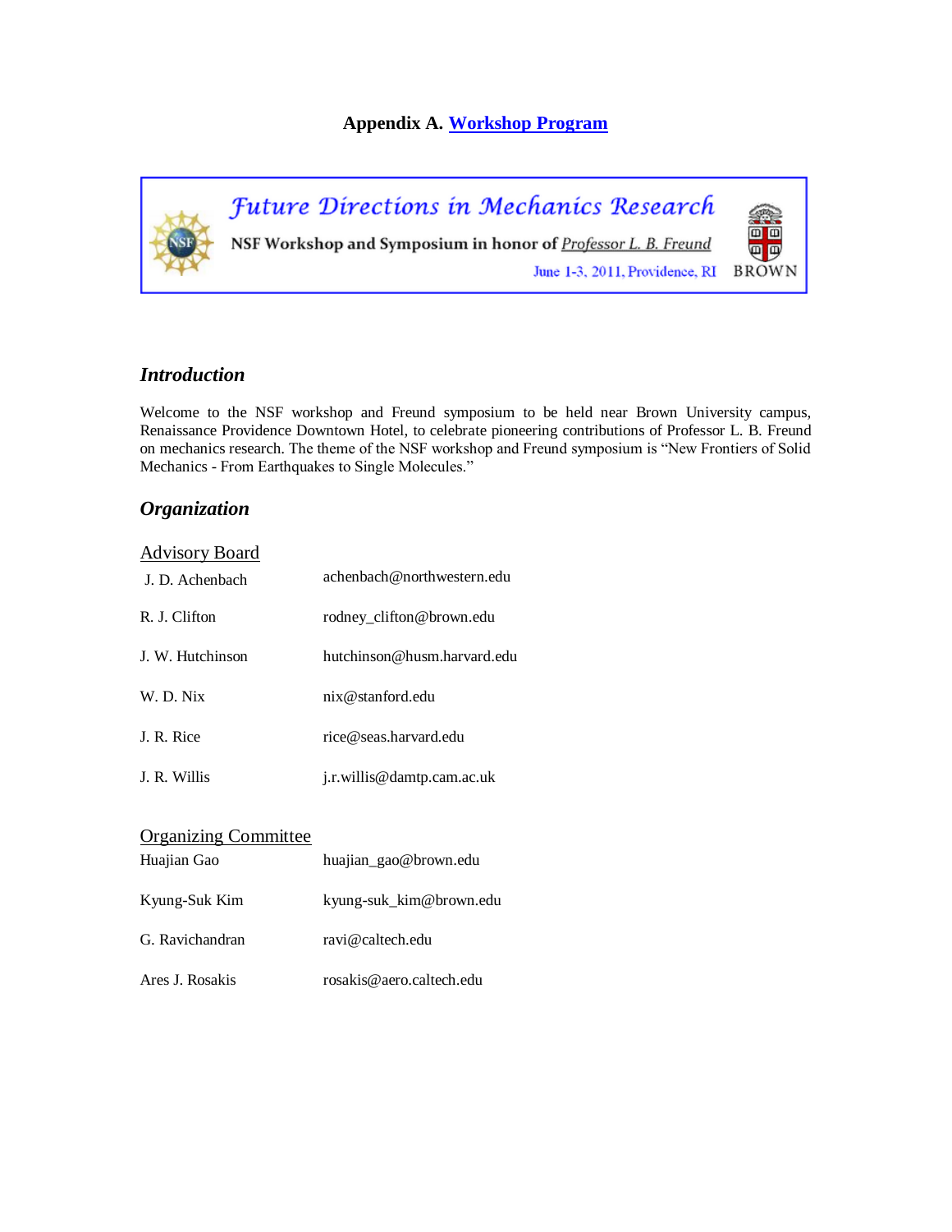**Appendix A. Workshop Program**

*Future Directions in Mechanics Research*

**NSF Workshop and Symposium in honor of Professor L. B. Freund**

June 1-3, 2011, Providence, RI

BROWN

## *Introduction*

Welcome to the NSF workshop and Freund symposium to be held near Brown University campus, Renaissance Providence Downtown Hotel, to celebrate pioneering contributions of Professor L. B. Freund on mechanics research. The theme of the NSF workshop and Freund symposium is "New Frontiers of Solid Mechanics - From Earthquakes to Single Molecules."

## *Organization*

### Advisory Board

| | |
|---|---|
| J. D. Achenbach | achenbach@northwestern.edu |
| R. J. Clifton | rodney_clifton@brown.edu |
| J. W. Hutchinson | hutchinson@husm.harvard.edu |
| W. D. Nix | nix@stanford.edu |
| J. R. Rice | rice@seas.harvard.edu |
| J. R. Willis | j.r.willis@damtp.cam.ac.uk |

### Organizing Committee

| | |
|---|---|
| Huajian Gao | huajian_gao@brown.edu |
| Kyung-Suk Kim | kyung-suk_kim@brown.edu |
| G. Ravichandran | ravi@caltech.edu |
| Ares J. Rosakis | rosakis@aero.caltech.edu |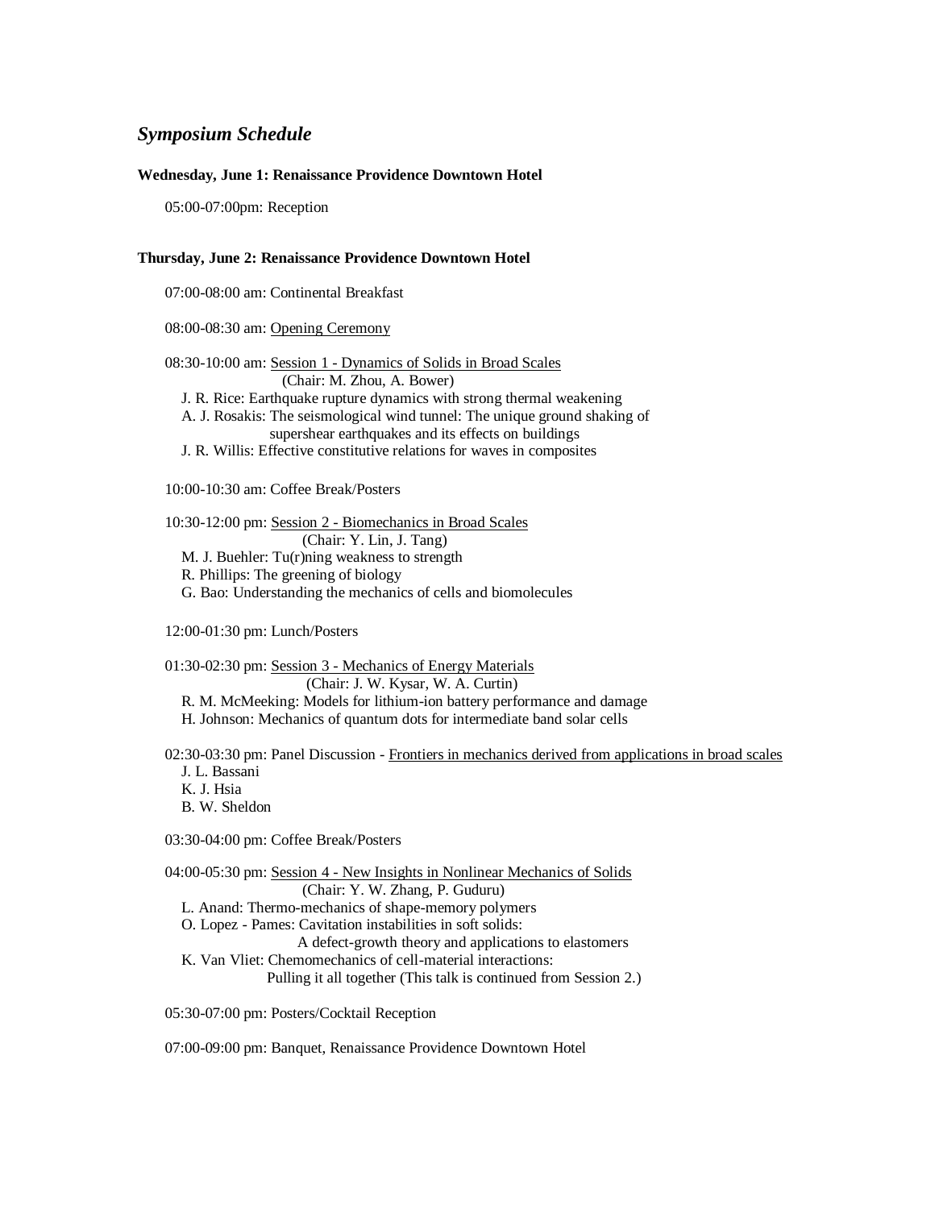## *Symposium Schedule*

**Wednesday, June 1: Renaissance Providence Downtown Hotel**

05:00-07:00pm: Reception

**Thursday, June 2: Renaissance Providence Downtown Hotel**

07:00-08:00 am: Continental Breakfast

08:00-08:30 am: Opening Ceremony

08:30-10:00 am: Session 1 - Dynamics of Solids in Broad Scales
(Chair: M. Zhou, A. Bower)
- J. R. Rice: Earthquake rupture dynamics with strong thermal weakening
- A. J. Rosakis: The seismological wind tunnel: The unique ground shaking of supershear earthquakes and its effects on buildings
- J. R. Willis: Effective constitutive relations for waves in composites

10:00-10:30 am: Coffee Break/Posters

10:30-12:00 pm: Session 2 - Biomechanics in Broad Scales
(Chair: Y. Lin, J. Tang)
- M. J. Buehler: Tu(r)ning weakness to strength
- R. Phillips: The greening of biology
- G. Bao: Understanding the mechanics of cells and biomolecules

12:00-01:30 pm: Lunch/Posters

01:30-02:30 pm: Session 3 - Mechanics of Energy Materials
(Chair: J. W. Kysar, W. A. Curtin)
- R. M. McMeeking: Models for lithium-ion battery performance and damage
- H. Johnson: Mechanics of quantum dots for intermediate band solar cells

02:30-03:30 pm: Panel Discussion - Frontiers in mechanics derived from applications in broad scales
- J. L. Bassani
- K. J. Hsia
- B. W. Sheldon

03:30-04:00 pm: Coffee Break/Posters

04:00-05:30 pm: Session 4 - New Insights in Nonlinear Mechanics of Solids
(Chair: Y. W. Zhang, P. Guduru)
- L. Anand: Thermo-mechanics of shape-memory polymers
- O. Lopez - Pames: Cavitation instabilities in soft solids: A defect-growth theory and applications to elastomers
- K. Van Vliet: Chemomechanics of cell-material interactions: Pulling it all together (This talk is continued from Session 2.)

05:30-07:00 pm: Posters/Cocktail Reception

07:00-09:00 pm: Banquet, Renaissance Providence Downtown Hotel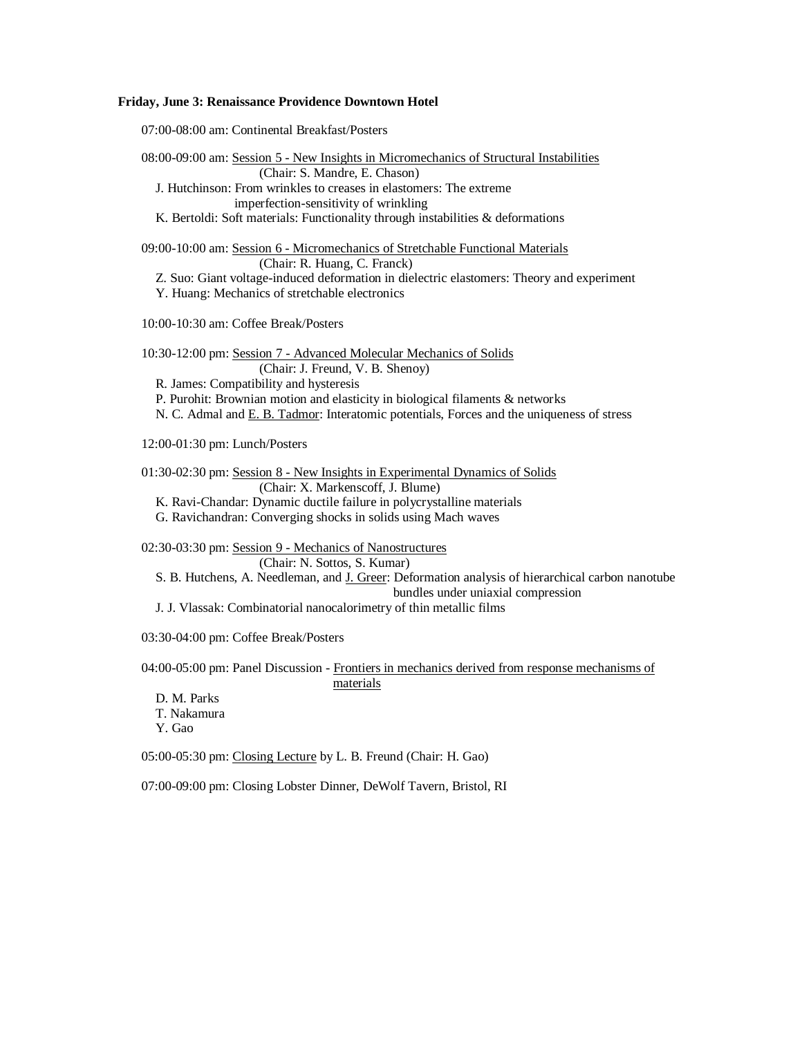**Friday, June 3: Renaissance Providence Downtown Hotel**

07:00-08:00 am: Continental Breakfast/Posters

08:00-09:00 am: Session 5 - New Insights in Micromechanics of Structural Instabilities
(Chair: S. Mandre, E. Chason)

- J. Hutchinson: From wrinkles to creases in elastomers: The extreme imperfection-sensitivity of wrinkling
- K. Bertoldi: Soft materials: Functionality through instabilities & deformations

09:00-10:00 am: Session 6 - Micromechanics of Stretchable Functional Materials
(Chair: R. Huang, C. Franck)

- Z. Suo: Giant voltage-induced deformation in dielectric elastomers: Theory and experiment
- Y. Huang: Mechanics of stretchable electronics

10:00-10:30 am: Coffee Break/Posters

10:30-12:00 pm: Session 7 - Advanced Molecular Mechanics of Solids
(Chair: J. Freund, V. B. Shenoy)

- R. James: Compatibility and hysteresis
- P. Purohit: Brownian motion and elasticity in biological filaments & networks
- N. C. Admal and E. B. Tadmor: Interatomic potentials, Forces and the uniqueness of stress

12:00-01:30 pm: Lunch/Posters

01:30-02:30 pm: Session 8 - New Insights in Experimental Dynamics of Solids
(Chair: X. Markenscoff, J. Blume)

- K. Ravi-Chandar: Dynamic ductile failure in polycrystalline materials
- G. Ravichandran: Converging shocks in solids using Mach waves

02:30-03:30 pm: Session 9 - Mechanics of Nanostructures
(Chair: N. Sottos, S. Kumar)

- S. B. Hutchens, A. Needleman, and J. Greer: Deformation analysis of hierarchical carbon nanotube bundles under uniaxial compression
- J. J. Vlassak: Combinatorial nanocalorimetry of thin metallic films

03:30-04:00 pm: Coffee Break/Posters

04:00-05:00 pm: Panel Discussion - Frontiers in mechanics derived from response mechanisms of materials

- D. M. Parks
- T. Nakamura
- Y. Gao

05:00-05:30 pm: Closing Lecture by L. B. Freund (Chair: H. Gao)

07:00-09:00 pm: Closing Lobster Dinner, DeWolf Tavern, Bristol, RI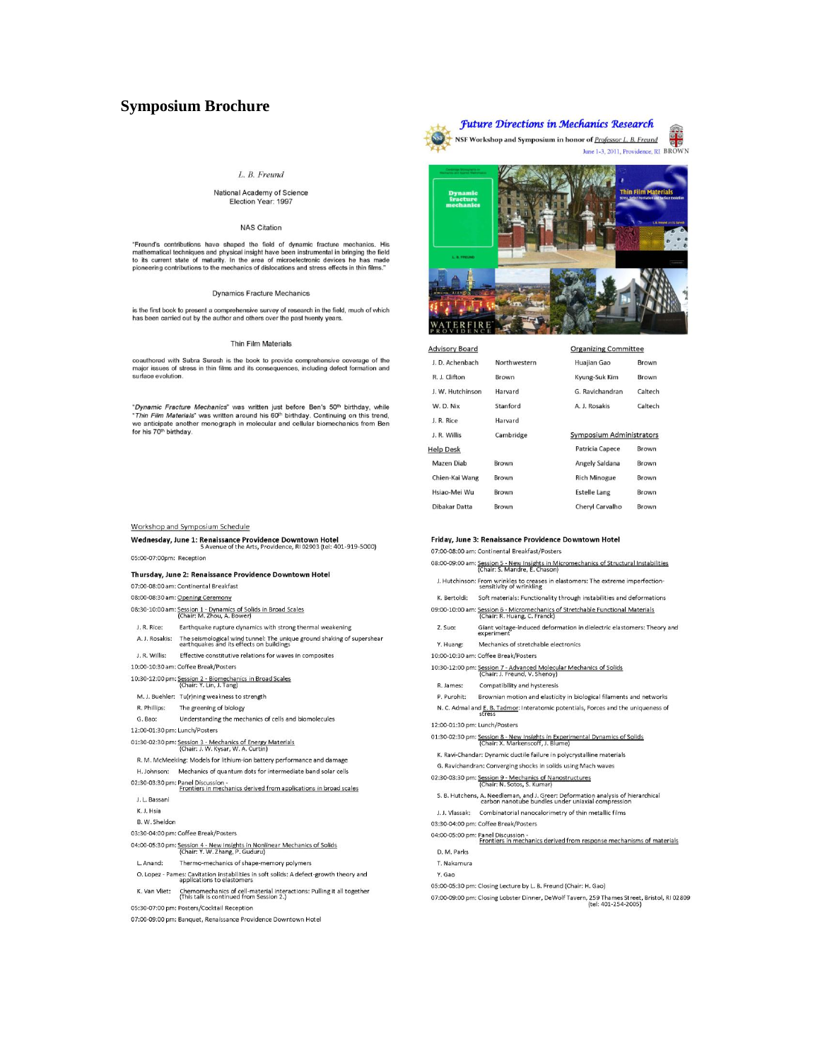# Symposium Brochure

*L. B. Freund*

National Academy of Science
Election Year: 1997

NAS Citation

"Freund's contributions have shaped the field of dynamic fracture mechanics. His mathematical techniques and physical insight have been instrumental in bringing the field to its current state of maturity. In the area of microelectronic devices he has made pioneering contributions to the mechanics of dislocations and stress effects in thin films."

Dynamics Fracture Mechanics

is the first book to present a comprehensive survey of research in the field, much of which has been carried out by the author and others over the past twenty years.

Thin Film Materials

coauthored with Subra Suresh is the book to provide comprehensive coverage of the major issues of stress in thin films and its consequences, including defect formation and surface evolution.

"*Dynamic Fracture Mechanics*" was written just before Ben's 50th birthday, while "*Thin Film Materials*" was written around his 60th birthday. Continuing on this trend, we anticipate another monograph in molecular and cellular biomechanics from Ben for his 70th birthday.

## *Future Directions in Mechanics Research*

NSF Workshop and Symposium in honor of Professor L. B. Freund

June 1-3, 2011, Providence, RI BROWN

**Advisory Board**

| | |
|---|---|
| J. D. Achenbach | Northwestern |
| R. J. Clifton | Brown |
| J. W. Hutchinson | Harvard |
| W. D. Nix | Stanford |
| J. R. Rice | Harvard |
| J. R. Willis | Cambridge |

**Help Desk**

| | |
|---|---|
| Mazen Diab | Brown |
| Chien-Kai Wang | Brown |
| Hsiao-Mei Wu | Brown |
| Dibakar Datta | Brown |

**Organizing Committee**

| | |
|---|---|
| Huajian Gao | Brown |
| Kyung-Suk Kim | Brown |
| G. Ravichandran | Caltech |
| A. J. Rosakis | Caltech |

**Symposium Administrators**

| | |
|---|---|
| Patricia Capece | Brown |
| Angely Saldana | Brown |
| Rich Minogue | Brown |
| Estelle Lang | Brown |
| Cheryl Carvalho | Brown |

## Workshop and Symposium Schedule

**Wednesday, June 1: Renaissance Providence Downtown Hotel**
5 Avenue of the Arts, Providence, RI 02903 (tel: 401-919-5000)

05:00-07:00pm: Reception

**Thursday, June 2: Renaissance Providence Downtown Hotel**

07:00-08:00 am: Continental Breakfast

08:00-08:30 am: Opening Ceremony

08:30-10:00 am: Session 1 - Dynamics of Solids in Broad Scales (Chair: M. Zhou, A. Bower)

- J. R. Rice: Earthquake rupture dynamics with strong thermal weakening
- A. J. Rosakis: The seismological wind tunnel: The unique ground shaking of supershear earthquakes and its effects on buildings
- J. R. Willis: Effective constitutive relations for waves in composites

10:00-10:30 am: Coffee Break/Posters

10:30-12:00 pm: Session 2 - Biomechanics in Broad Scales (Chair: Y. Lin, J. Tang)

- M. J. Buehler: Tu(r)ning weakness to strength
- R. Phillips: The greening of biology
- G. Bao: Understanding the mechanics of cells and biomolecules

12:00-01:30 pm: Lunch/Posters

01:30-02:30 pm: Session 3 - Mechanics of Energy Materials (Chair: J. W. Kysar, W. A. Curtin)

- R. M. McMeeking: Models for lithium-ion battery performance and damage
- H. Johnson: Mechanics of quantum dots for intermediate band solar cells

02:30-03:30 pm: Panel Discussion - Frontiers in mechanics derived from applications in broad scales

- J. L. Bassani
- K. J. Hsia
- B. W. Sheldon

03:30-04:00 pm: Coffee Break/Posters

04:00-05:30 pm: Session 4 - New Insights in Nonlinear Mechanics of Solids (Chair: Y. W. Zhang, P. Guduru)

- L. Anand: Thermo-mechanics of shape-memory polymers
- O. Lopez - Pames: Cavitation instabilities in soft solids: A defect-growth theory and applications to elastomers
- K. Van Vliet: Chemomechanics of cell-material interactions: Pulling it all together (This talk is continued from Session 2.)

05:30-07:00 pm: Posters/Cocktail Reception

07:00-09:00 pm: Banquet, Renaissance Providence Downtown Hotel

**Friday, June 3: Renaissance Providence Downtown Hotel**

07:00-08:00 am: Continental Breakfast/Posters

08:00-09:00 am: Session 5 - New Insights in Micromechanics of Structural Instabilities (Chair: S. Mandre, E. Chason)

- J. Hutchinson: From wrinkles to creases in elastomers: The extreme imperfection-sensitivity of wrinkling
- K. Bertoldi: Soft materials: Functionality through instabilities and deformations

09:00-10:00 am: Session 6 - Micromechanics of Stretchable Functional Materials (Chair: R. Huang, C. Franck)

- Z. Suo: Giant voltage-induced deformation in dielectric elastomers: Theory and experiment
- Y. Huang: Mechanics of stretchable electronics

10:00-10:30 am: Coffee Break/Posters

10:30-12:00 pm: Session 7 - Advanced Molecular Mechanics of Solids (Chair: J. Freund, V. Shenoy)

- R. James: Compatibility and hysteresis
- P. Purohit: Brownian motion and elasticity in biological filaments and networks
- N. C. Admal and E. B. Tadmor: Interatomic potentials, Forces and the uniqueness of stress

12:00-01:30 pm: Lunch/Posters

01:30-02:30 pm: Session 8 - New Insights in Experimental Dynamics of Solids (Chair: X. Markenscoff, J. Blume)

- K. Ravi-Chandar: Dynamic ductile failure in polycrystalline materials
- G. Ravichandran: Converging shocks in solids using Mach waves

02:30-03:30 pm: Session 9 - Mechanics of Nanostructures (Chair: N. Sotos, S. Kumar)

- S. B. Hutchens, A. Needleman, and J. Greer: Deformation analysis of hierarchical carbon nanotube bundles under uniaxial compression
- J. J. Vlassak: Combinatorial nanocalorimetry of thin metallic films

03:30-04:00 pm: Coffee Break/Posters

04:00-05:00 pm: Panel Discussion - Frontiers in mechanics derived from response mechanisms of materials

- D. M. Parks
- T. Nakamura
- Y. Gao

05:00-05:30 pm: Closing Lecture by L. B. Freund (Chair: H. Gao)

07:00-09:00 pm: Closing Lobster Dinner, DeWolf Tavern, 259 Thames Street, Bristol, RI 02809 (tel: 401-254-2005)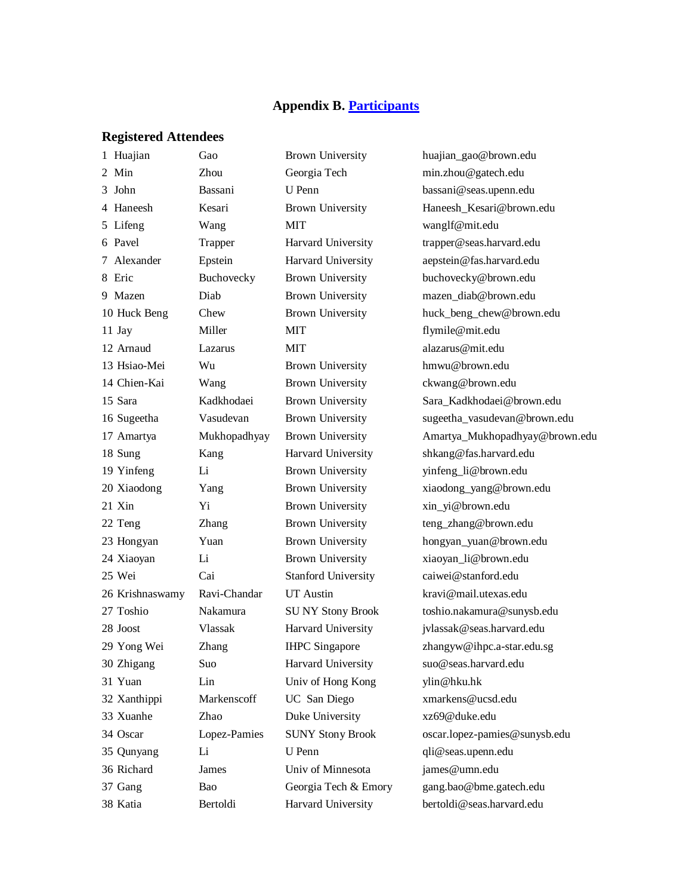# Appendix B. [Participants]

## Registered Attendees

| | | | | |
|---|---|---|---|---|
| 1 | Huajian | Gao | Brown University | huajian_gao@brown.edu |
| 2 | Min | Zhou | Georgia Tech | min.zhou@gatech.edu |
| 3 | John | Bassani | U Penn | bassani@seas.upenn.edu |
| 4 | Haneesh | Kesari | Brown University | Haneesh_Kesari@brown.edu |
| 5 | Lifeng | Wang | MIT | wanglf@mit.edu |
| 6 | Pavel | Trapper | Harvard University | trapper@seas.harvard.edu |
| 7 | Alexander | Epstein | Harvard University | aepstein@fas.harvard.edu |
| 8 | Eric | Buchovecky | Brown University | buchovecky@brown.edu |
| 9 | Mazen | Diab | Brown University | mazen_diab@brown.edu |
| 10 | Huck Beng | Chew | Brown University | huck_beng_chew@brown.edu |
| 11 | Jay | Miller | MIT | flymile@mit.edu |
| 12 | Arnaud | Lazarus | MIT | alazarus@mit.edu |
| 13 | Hsiao-Mei | Wu | Brown University | hmwu@brown.edu |
| 14 | Chien-Kai | Wang | Brown University | ckwang@brown.edu |
| 15 | Sara | Kadkhodaei | Brown University | Sara_Kadkhodaei@brown.edu |
| 16 | Sugeetha | Vasudevan | Brown University | sugeetha_vasudevan@brown.edu |
| 17 | Amartya | Mukhopadhyay | Brown University | Amartya_Mukhopadhyay@brown.edu |
| 18 | Sung | Kang | Harvard University | shkang@fas.harvard.edu |
| 19 | Yinfeng | Li | Brown University | yinfeng_li@brown.edu |
| 20 | Xiaodong | Yang | Brown University | xiaodong_yang@brown.edu |
| 21 | Xin | Yi | Brown University | xin_yi@brown.edu |
| 22 | Teng | Zhang | Brown University | teng_zhang@brown.edu |
| 23 | Hongyan | Yuan | Brown University | hongyan_yuan@brown.edu |
| 24 | Xiaoyan | Li | Brown University | xiaoyan_li@brown.edu |
| 25 | Wei | Cai | Stanford University | caiwei@stanford.edu |
| 26 | Krishnaswamy | Ravi-Chandar | UT Austin | kravi@mail.utexas.edu |
| 27 | Toshio | Nakamura | SU NY Stony Brook | toshio.nakamura@sunysb.edu |
| 28 | Joost | Vlassak | Harvard University | jvlassak@seas.harvard.edu |
| 29 | Yong Wei | Zhang | IHPC Singapore | zhangyw@ihpc.a-star.edu.sg |
| 30 | Zhigang | Suo | Harvard University | suo@seas.harvard.edu |
| 31 | Yuan | Lin | Univ of Hong Kong | ylin@hku.hk |
| 32 | Xanthippi | Markenscoff | UC San Diego | xmarkens@ucsd.edu |
| 33 | Xuanhe | Zhao | Duke University | xz69@duke.edu |
| 34 | Oscar | Lopez-Pamies | SUNY Stony Brook | oscar.lopez-pamies@sunysb.edu |
| 35 | Qunyang | Li | U Penn | qli@seas.upenn.edu |
| 36 | Richard | James | Univ of Minnesota | james@umn.edu |
| 37 | Gang | Bao | Georgia Tech & Emory | gang.bao@bme.gatech.edu |
| 38 | Katia | Bertoldi | Harvard University | bertoldi@seas.harvard.edu |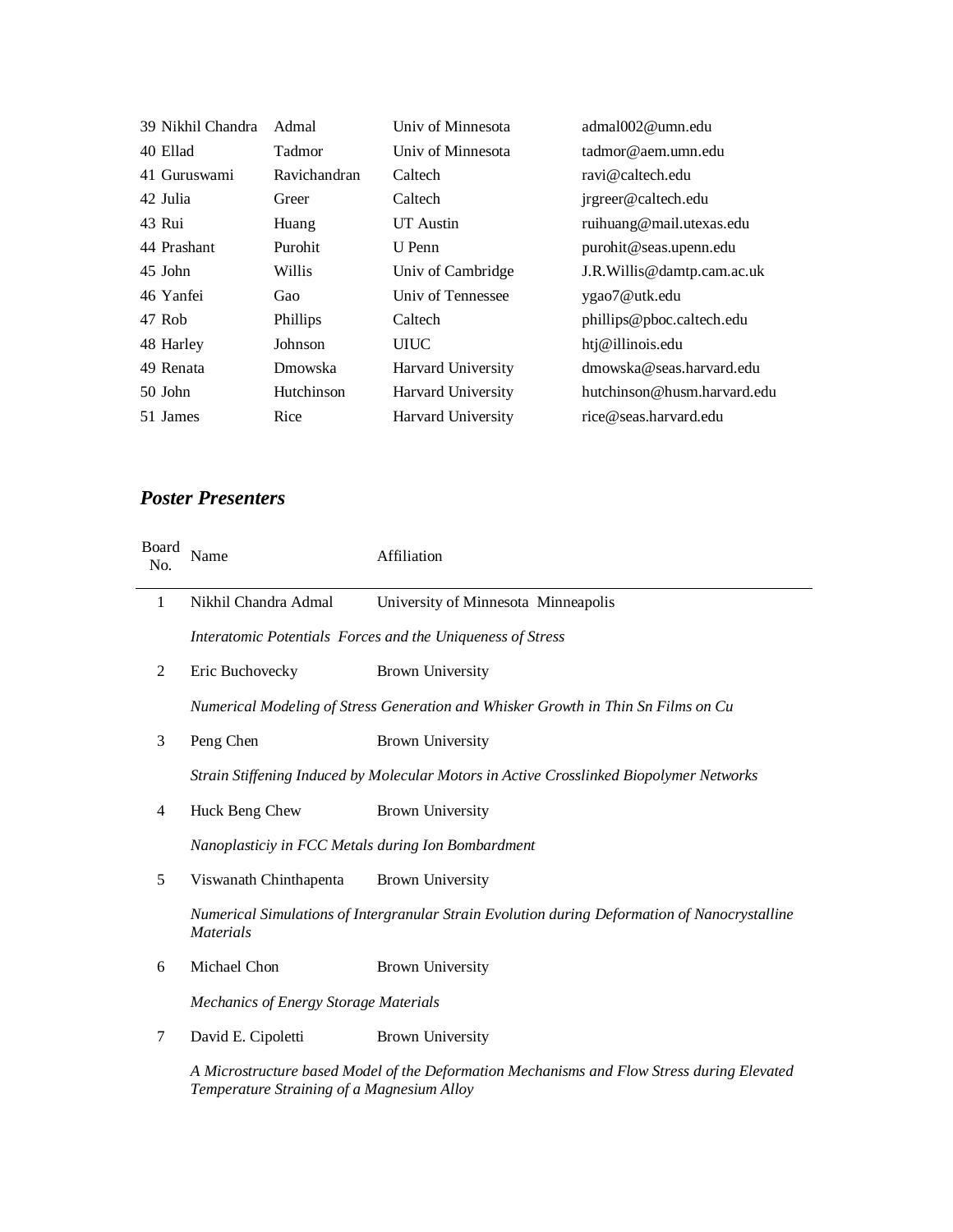| | | | |
|---|---|---|---|
| 39 Nikhil Chandra | Admal | Univ of Minnesota | admal002@umn.edu |
| 40 Ellad | Tadmor | Univ of Minnesota | tadmor@aem.umn.edu |
| 41 Guruswami | Ravichandran | Caltech | ravi@caltech.edu |
| 42 Julia | Greer | Caltech | jrgreer@caltech.edu |
| 43 Rui | Huang | UT Austin | ruihuang@mail.utexas.edu |
| 44 Prashant | Purohit | U Penn | purohit@seas.upenn.edu |
| 45 John | Willis | Univ of Cambridge | J.R.Willis@damtp.cam.ac.uk |
| 46 Yanfei | Gao | Univ of Tennessee | ygao7@utk.edu |
| 47 Rob | Phillips | Caltech | phillips@pboc.caltech.edu |
| 48 Harley | Johnson | UIUC | htj@illinois.edu |
| 49 Renata | Dmowska | Harvard University | dmowska@seas.harvard.edu |
| 50 John | Hutchinson | Harvard University | hutchinson@husm.harvard.edu |
| 51 James | Rice | Harvard University | rice@seas.harvard.edu |

## *Poster Presenters*

| Board No. | Name | Affiliation |
|---|---|---|
| 1 | Nikhil Chandra Admal | University of Minnesota Minneapolis |
| | *Interatomic Potentials Forces and the Uniqueness of Stress* | |
| 2 | Eric Buchovecky | Brown University |
| | *Numerical Modeling of Stress Generation and Whisker Growth in Thin Sn Films on Cu* | |
| 3 | Peng Chen | Brown University |
| | *Strain Stiffening Induced by Molecular Motors in Active Crosslinked Biopolymer Networks* | |
| 4 | Huck Beng Chew | Brown University |
| | *Nanoplasticiy in FCC Metals during Ion Bombardment* | |
| 5 | Viswanath Chinthapenta | Brown University |
| | *Numerical Simulations of Intergranular Strain Evolution during Deformation of Nanocrystalline Materials* | |
| 6 | Michael Chon | Brown University |
| | *Mechanics of Energy Storage Materials* | |
| 7 | David E. Cipoletti | Brown University |
| | *A Microstructure based Model of the Deformation Mechanisms and Flow Stress during Elevated Temperature Straining of a Magnesium Alloy* | |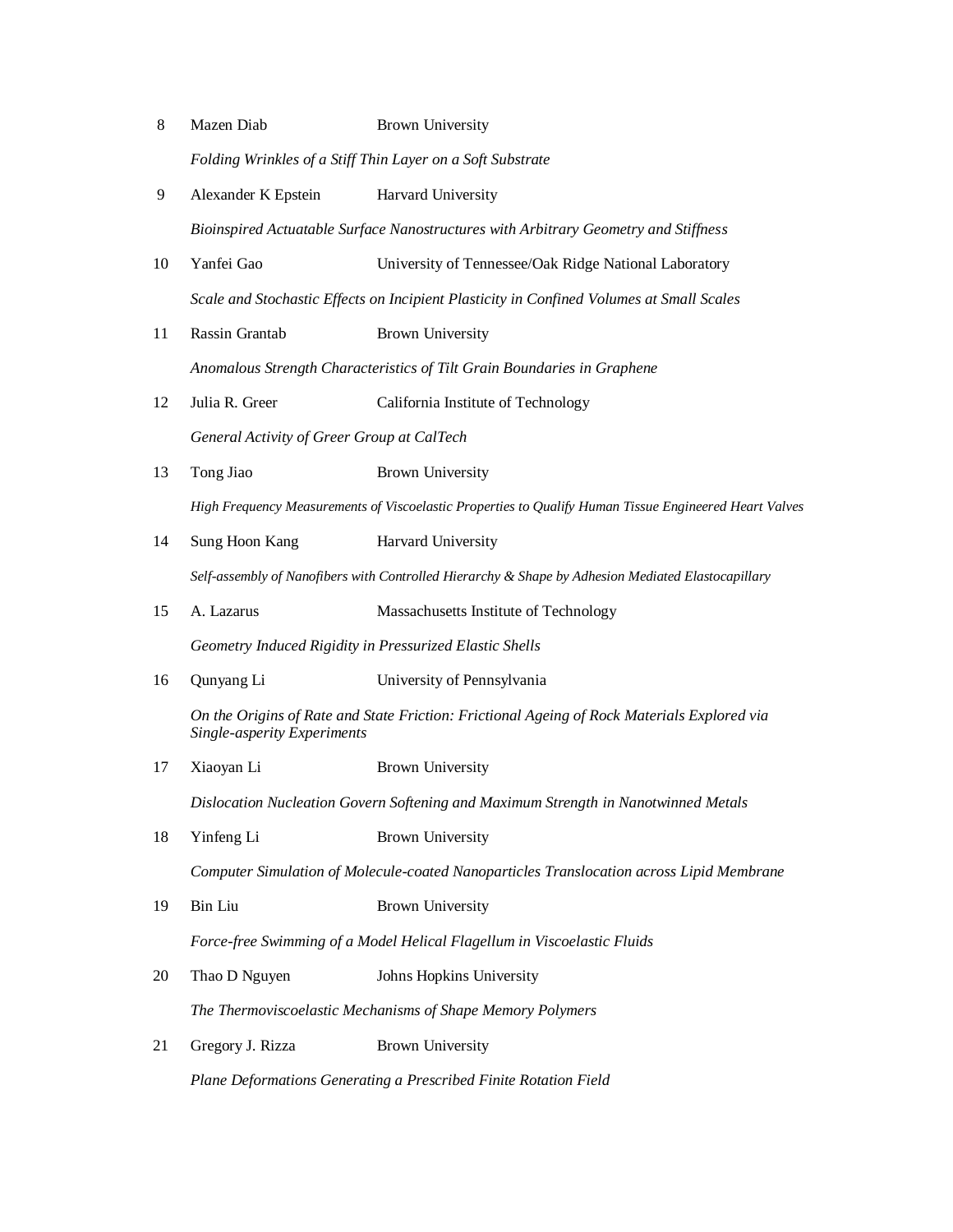8 Mazen Diab Brown University

*Folding Wrinkles of a Stiff Thin Layer on a Soft Substrate*

9 Alexander K Epstein Harvard University

*Bioinspired Actuatable Surface Nanostructures with Arbitrary Geometry and Stiffness*

10 Yanfei Gao University of Tennessee/Oak Ridge National Laboratory

*Scale and Stochastic Effects on Incipient Plasticity in Confined Volumes at Small Scales*

11 Rassin Grantab Brown University

*Anomalous Strength Characteristics of Tilt Grain Boundaries in Graphene*

12 Julia R. Greer California Institute of Technology

*General Activity of Greer Group at CalTech*

13 Tong Jiao Brown University

*High Frequency Measurements of Viscoelastic Properties to Qualify Human Tissue Engineered Heart Valves*

14 Sung Hoon Kang Harvard University

*Self-assembly of Nanofibers with Controlled Hierarchy & Shape by Adhesion Mediated Elastocapillary*

15 A. Lazarus Massachusetts Institute of Technology

*Geometry Induced Rigidity in Pressurized Elastic Shells*

16 Qunyang Li University of Pennsylvania

*On the Origins of Rate and State Friction: Frictional Ageing of Rock Materials Explored via Single-asperity Experiments*

17 Xiaoyan Li Brown University

*Dislocation Nucleation Govern Softening and Maximum Strength in Nanotwinned Metals*

18 Yinfeng Li Brown University

*Computer Simulation of Molecule-coated Nanoparticles Translocation across Lipid Membrane*

19 Bin Liu Brown University

*Force-free Swimming of a Model Helical Flagellum in Viscoelastic Fluids*

20 Thao D Nguyen Johns Hopkins University

*The Thermoviscoelastic Mechanisms of Shape Memory Polymers*

21 Gregory J. Rizza Brown University

*Plane Deformations Generating a Prescribed Finite Rotation Field*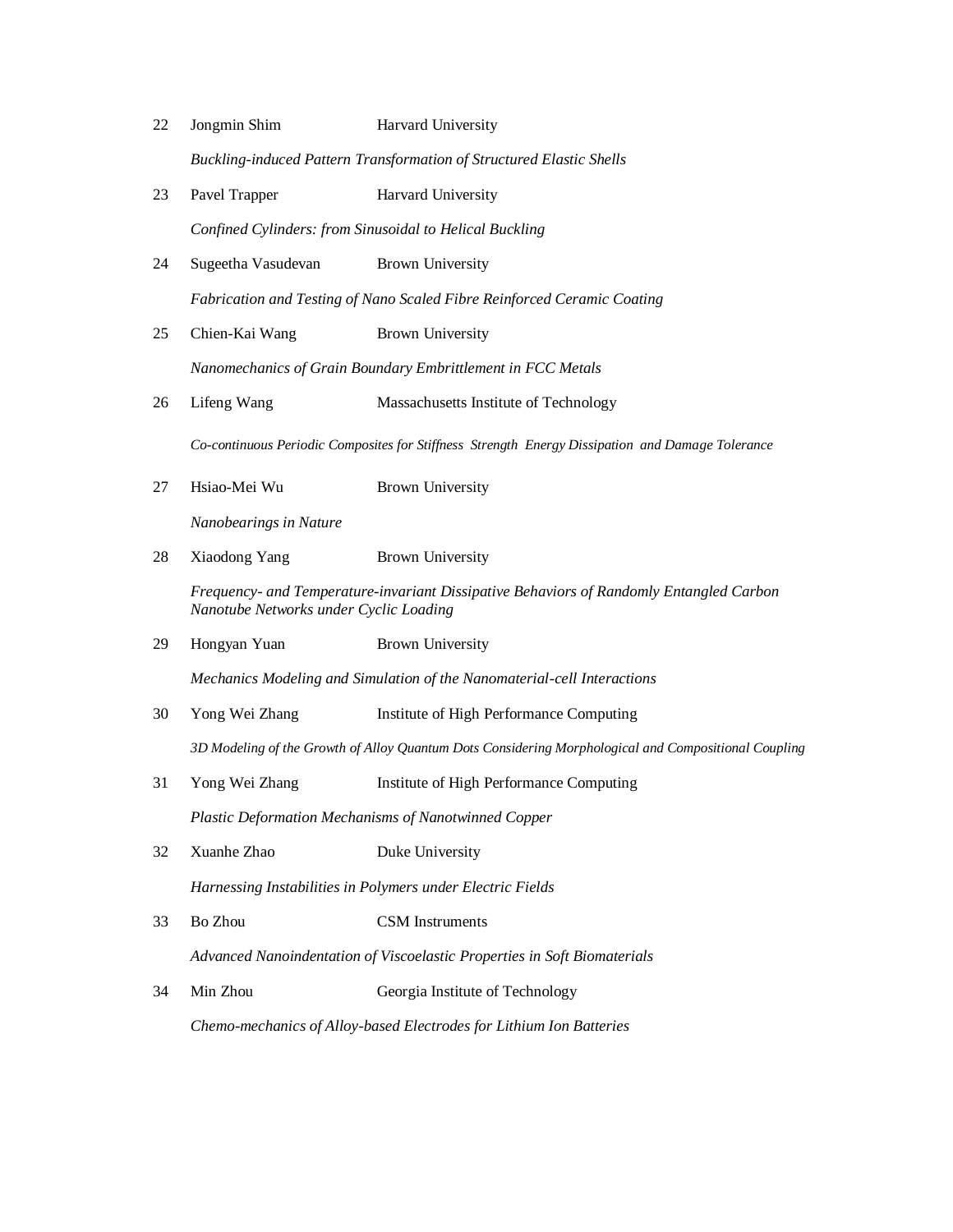22 Jongmin Shim — Harvard University

*Buckling-induced Pattern Transformation of Structured Elastic Shells*

23 Pavel Trapper — Harvard University

*Confined Cylinders: from Sinusoidal to Helical Buckling*

24 Sugeetha Vasudevan — Brown University

*Fabrication and Testing of Nano Scaled Fibre Reinforced Ceramic Coating*

25 Chien-Kai Wang — Brown University

*Nanomechanics of Grain Boundary Embrittlement in FCC Metals*

26 Lifeng Wang — Massachusetts Institute of Technology

*Co-continuous Periodic Composites for Stiffness Strength Energy Dissipation and Damage Tolerance*

27 Hsiao-Mei Wu — Brown University

*Nanobearings in Nature*

28 Xiaodong Yang — Brown University

*Frequency- and Temperature-invariant Dissipative Behaviors of Randomly Entangled Carbon Nanotube Networks under Cyclic Loading*

29 Hongyan Yuan — Brown University

*Mechanics Modeling and Simulation of the Nanomaterial-cell Interactions*

30 Yong Wei Zhang — Institute of High Performance Computing

*3D Modeling of the Growth of Alloy Quantum Dots Considering Morphological and Compositional Coupling*

31 Yong Wei Zhang — Institute of High Performance Computing

*Plastic Deformation Mechanisms of Nanotwinned Copper*

32 Xuanhe Zhao — Duke University

*Harnessing Instabilities in Polymers under Electric Fields*

33 Bo Zhou — CSM Instruments

*Advanced Nanoindentation of Viscoelastic Properties in Soft Biomaterials*

34 Min Zhou — Georgia Institute of Technology

*Chemo-mechanics of Alloy-based Electrodes for Lithium Ion Batteries*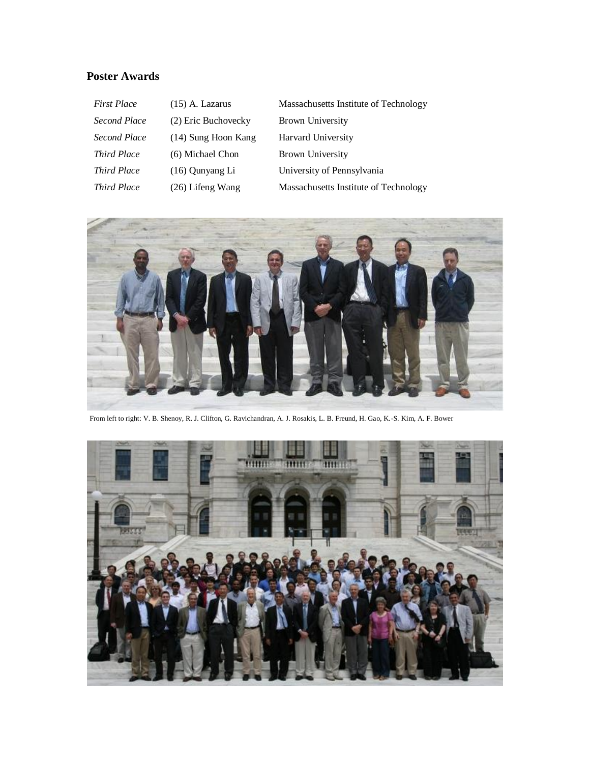## Poster Awards

| | | |
|---|---|---|
| *First Place* | (15) A. Lazarus | Massachusetts Institute of Technology |
| *Second Place* | (2) Eric Buchovecky | Brown University |
| *Second Place* | (14) Sung Hoon Kang | Harvard University |
| *Third Place* | (6) Michael Chon | Brown University |
| *Third Place* | (16) Qunyang Li | University of Pennsylvania |
| *Third Place* | (26) Lifeng Wang | Massachusetts Institute of Technology |

From left to right: V. B. Shenoy, R. J. Clifton, G. Ravichandran, A. J. Rosakis, L. B. Freund, H. Gao, K.-S. Kim, A. F. Bower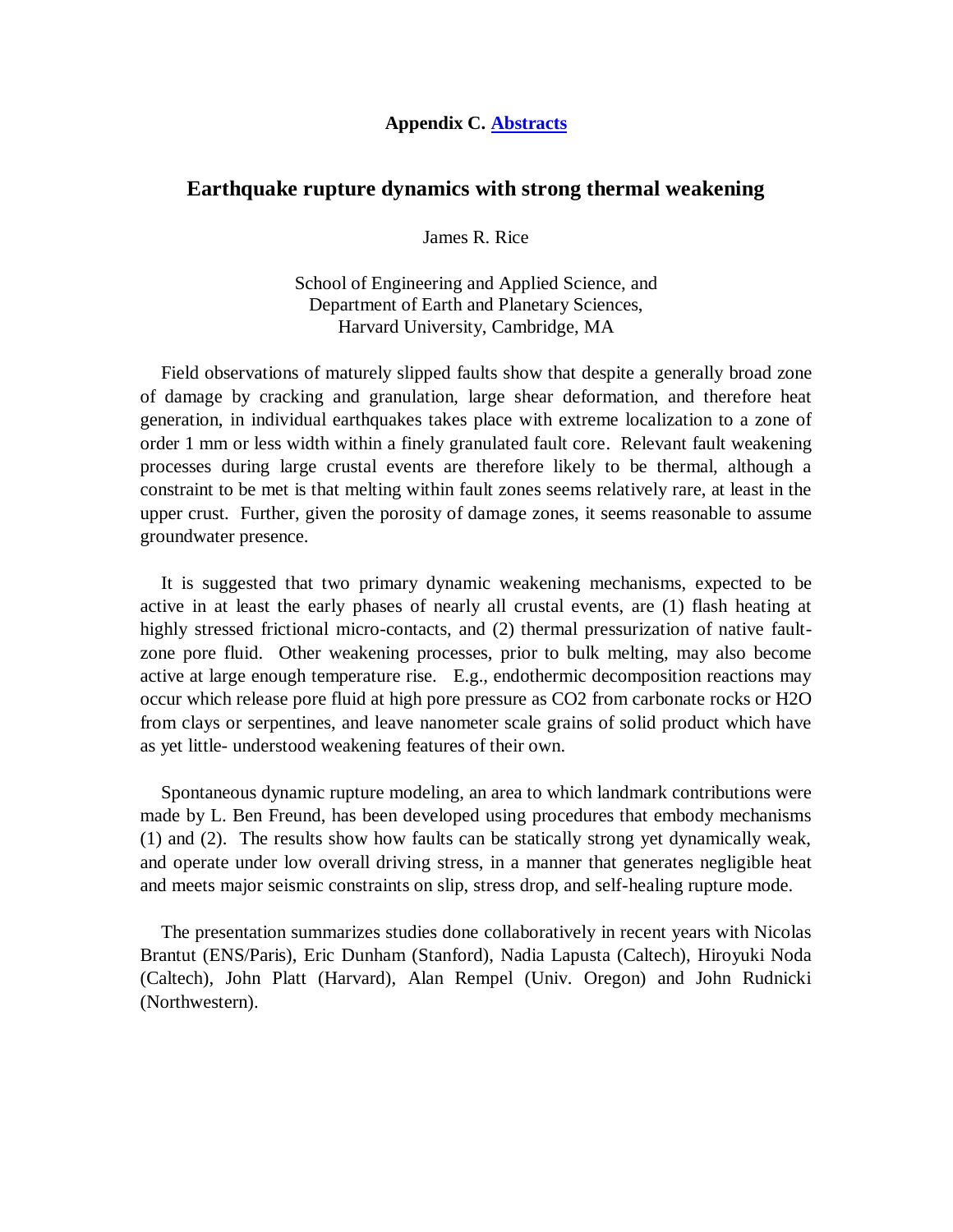**Appendix C. [Abstracts]()**

## Earthquake rupture dynamics with strong thermal weakening

James R. Rice

School of Engineering and Applied Science, and
Department of Earth and Planetary Sciences,
Harvard University, Cambridge, MA

Field observations of maturely slipped faults show that despite a generally broad zone of damage by cracking and granulation, large shear deformation, and therefore heat generation, in individual earthquakes takes place with extreme localization to a zone of order 1 mm or less width within a finely granulated fault core. Relevant fault weakening processes during large crustal events are therefore likely to be thermal, although a constraint to be met is that melting within fault zones seems relatively rare, at least in the upper crust. Further, given the porosity of damage zones, it seems reasonable to assume groundwater presence.

It is suggested that two primary dynamic weakening mechanisms, expected to be active in at least the early phases of nearly all crustal events, are (1) flash heating at highly stressed frictional micro-contacts, and (2) thermal pressurization of native fault-zone pore fluid. Other weakening processes, prior to bulk melting, may also become active at large enough temperature rise. E.g., endothermic decomposition reactions may occur which release pore fluid at high pore pressure as $CO_2$ from carbonate rocks or $H_2O$ from clays or serpentines, and leave nanometer scale grains of solid product which have as yet little- understood weakening features of their own.

Spontaneous dynamic rupture modeling, an area to which landmark contributions were made by L. Ben Freund, has been developed using procedures that embody mechanisms (1) and (2). The results show how faults can be statically strong yet dynamically weak, and operate under low overall driving stress, in a manner that generates negligible heat and meets major seismic constraints on slip, stress drop, and self-healing rupture mode.

The presentation summarizes studies done collaboratively in recent years with Nicolas Brantut (ENS/Paris), Eric Dunham (Stanford), Nadia Lapusta (Caltech), Hiroyuki Noda (Caltech), John Platt (Harvard), Alan Rempel (Univ. Oregon) and John Rudnicki (Northwestern).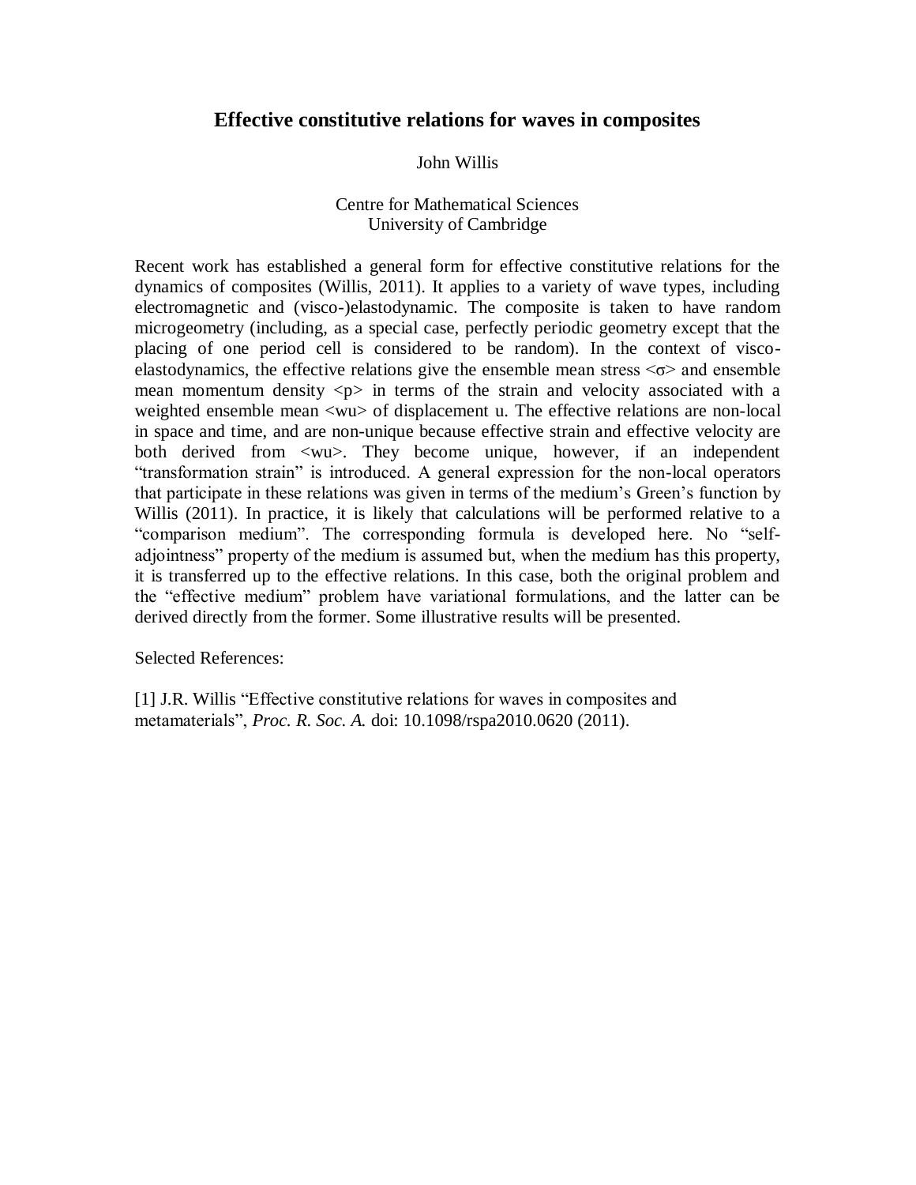# Effective constitutive relations for waves in composites

John Willis

Centre for Mathematical Sciences
University of Cambridge

Recent work has established a general form for effective constitutive relations for the dynamics of composites (Willis, 2011). It applies to a variety of wave types, including electromagnetic and (visco-)elastodynamic. The composite is taken to have random microgeometry (including, as a special case, perfectly periodic geometry except that the placing of one period cell is considered to be random). In the context of visco-elastodynamics, the effective relations give the ensemble mean stress $\langle\sigma\rangle$ and ensemble mean momentum density $\langle p\rangle$ in terms of the strain and velocity associated with a weighted ensemble mean $\langle wu\rangle$ of displacement u. The effective relations are non-local in space and time, and are non-unique because effective strain and effective velocity are both derived from $\langle wu\rangle$. They become unique, however, if an independent "transformation strain" is introduced. A general expression for the non-local operators that participate in these relations was given in terms of the medium's Green's function by Willis (2011). In practice, it is likely that calculations will be performed relative to a "comparison medium". The corresponding formula is developed here. No "self-adjointness" property of the medium is assumed but, when the medium has this property, it is transferred up to the effective relations. In this case, both the original problem and the "effective medium" problem have variational formulations, and the latter can be derived directly from the former. Some illustrative results will be presented.

Selected References:

[1] J.R. Willis "Effective constitutive relations for waves in composites and metamaterials", *Proc. R. Soc. A.* doi: 10.1098/rspa2010.0620 (2011).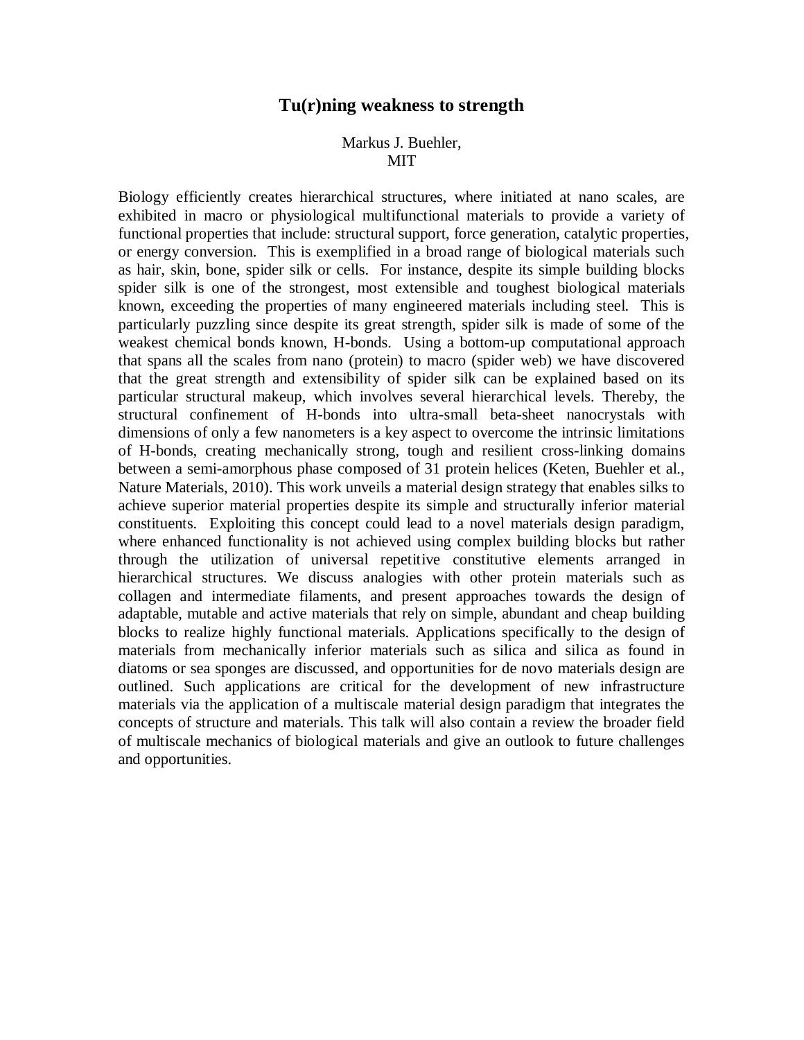# Tu(r)ning weakness to strength

Markus J. Buehler,
MIT

Biology efficiently creates hierarchical structures, where initiated at nano scales, are exhibited in macro or physiological multifunctional materials to provide a variety of functional properties that include: structural support, force generation, catalytic properties, or energy conversion. This is exemplified in a broad range of biological materials such as hair, skin, bone, spider silk or cells. For instance, despite its simple building blocks spider silk is one of the strongest, most extensible and toughest biological materials known, exceeding the properties of many engineered materials including steel. This is particularly puzzling since despite its great strength, spider silk is made of some of the weakest chemical bonds known, H-bonds. Using a bottom-up computational approach that spans all the scales from nano (protein) to macro (spider web) we have discovered that the great strength and extensibility of spider silk can be explained based on its particular structural makeup, which involves several hierarchical levels. Thereby, the structural confinement of H-bonds into ultra-small beta-sheet nanocrystals with dimensions of only a few nanometers is a key aspect to overcome the intrinsic limitations of H-bonds, creating mechanically strong, tough and resilient cross-linking domains between a semi-amorphous phase composed of 31 protein helices (Keten, Buehler et al., Nature Materials, 2010). This work unveils a material design strategy that enables silks to achieve superior material properties despite its simple and structurally inferior material constituents. Exploiting this concept could lead to a novel materials design paradigm, where enhanced functionality is not achieved using complex building blocks but rather through the utilization of universal repetitive constitutive elements arranged in hierarchical structures. We discuss analogies with other protein materials such as collagen and intermediate filaments, and present approaches towards the design of adaptable, mutable and active materials that rely on simple, abundant and cheap building blocks to realize highly functional materials. Applications specifically to the design of materials from mechanically inferior materials such as silica and silica as found in diatoms or sea sponges are discussed, and opportunities for de novo materials design are outlined. Such applications are critical for the development of new infrastructure materials via the application of a multiscale material design paradigm that integrates the concepts of structure and materials. This talk will also contain a review the broader field of multiscale mechanics of biological materials and give an outlook to future challenges and opportunities.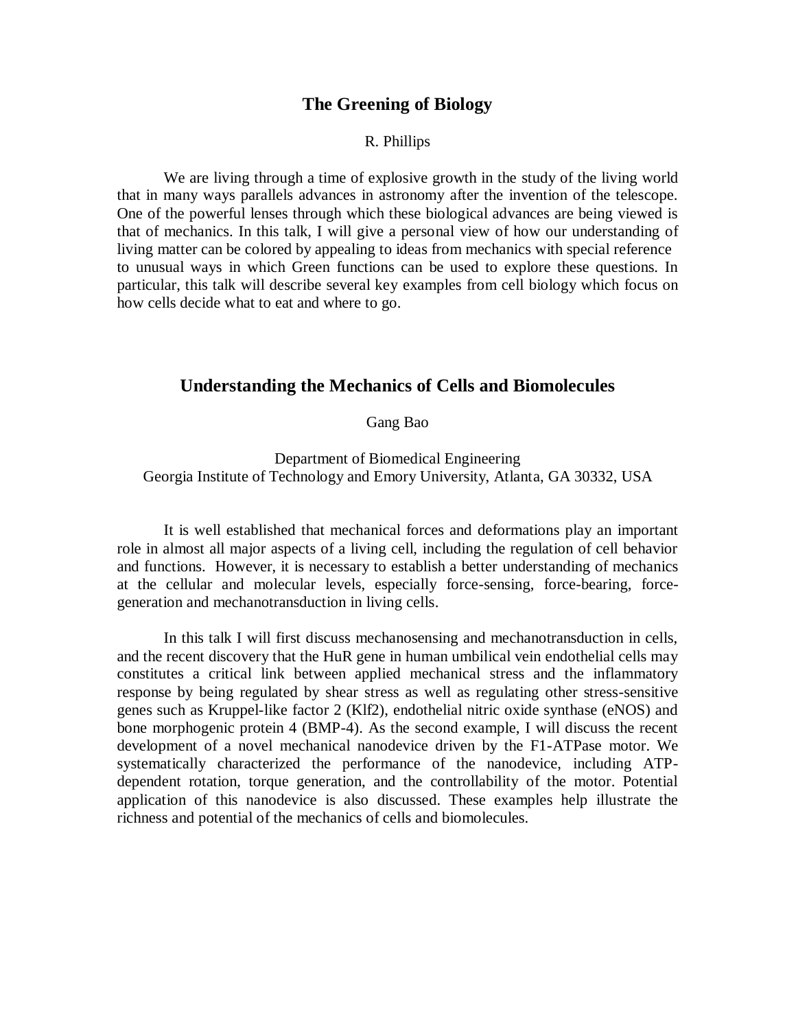## The Greening of Biology

R. Phillips

We are living through a time of explosive growth in the study of the living world that in many ways parallels advances in astronomy after the invention of the telescope. One of the powerful lenses through which these biological advances are being viewed is that of mechanics. In this talk, I will give a personal view of how our understanding of living matter can be colored by appealing to ideas from mechanics with special reference to unusual ways in which Green functions can be used to explore these questions. In particular, this talk will describe several key examples from cell biology which focus on how cells decide what to eat and where to go.

## Understanding the Mechanics of Cells and Biomolecules

Gang Bao

Department of Biomedical Engineering
Georgia Institute of Technology and Emory University, Atlanta, GA 30332, USA

It is well established that mechanical forces and deformations play an important role in almost all major aspects of a living cell, including the regulation of cell behavior and functions. However, it is necessary to establish a better understanding of mechanics at the cellular and molecular levels, especially force-sensing, force-bearing, force-generation and mechanotransduction in living cells.

In this talk I will first discuss mechanosensing and mechanotransduction in cells, and the recent discovery that the HuR gene in human umbilical vein endothelial cells may constitutes a critical link between applied mechanical stress and the inflammatory response by being regulated by shear stress as well as regulating other stress-sensitive genes such as Kruppel-like factor 2 (Klf2), endothelial nitric oxide synthase (eNOS) and bone morphogenic protein 4 (BMP-4). As the second example, I will discuss the recent development of a novel mechanical nanodevice driven by the F1-ATPase motor. We systematically characterized the performance of the nanodevice, including ATP-dependent rotation, torque generation, and the controllability of the motor. Potential application of this nanodevice is also discussed. These examples help illustrate the richness and potential of the mechanics of cells and biomolecules.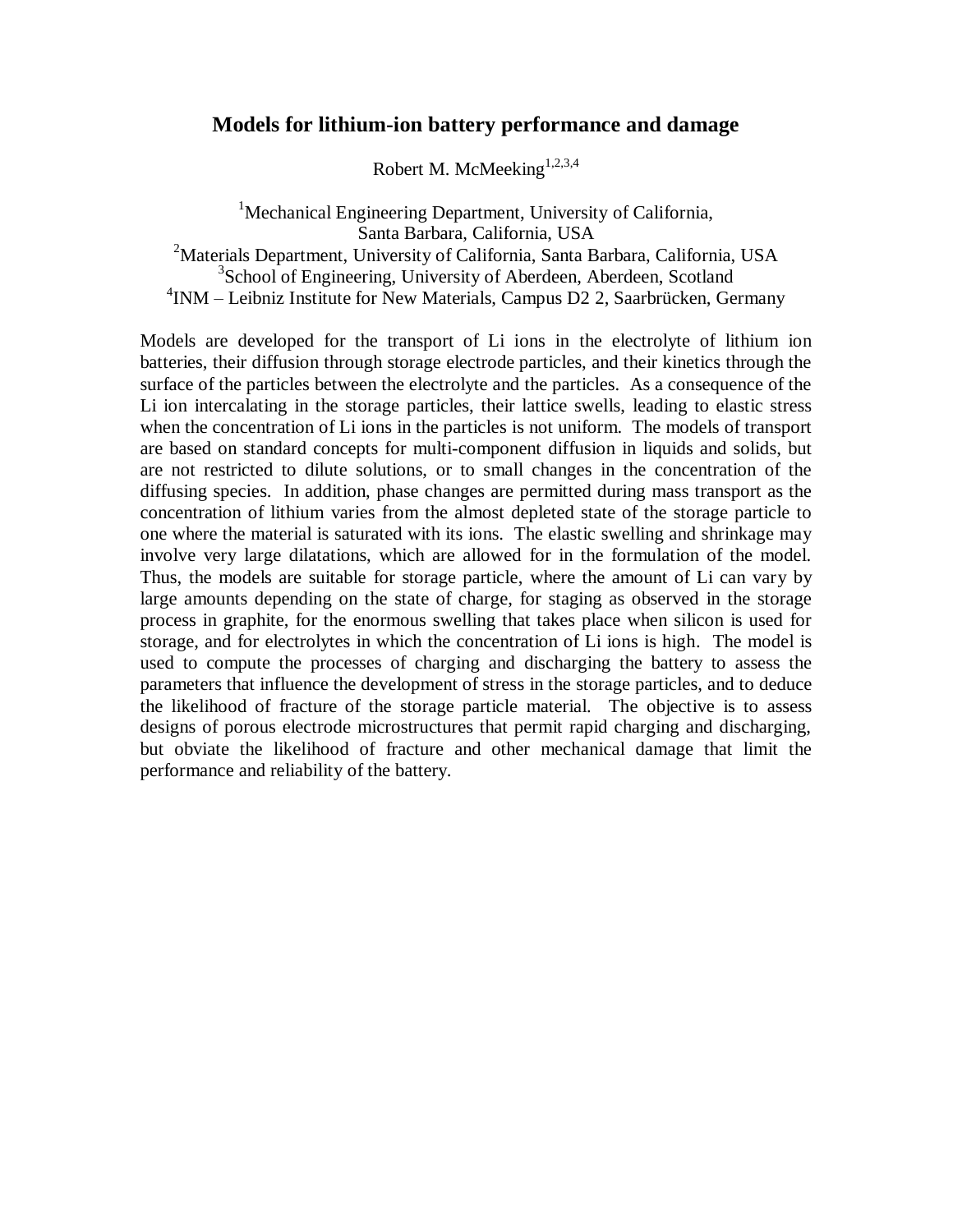# Models for lithium-ion battery performance and damage

Robert M. McMeeking[1,2,3,4]

[1]Mechanical Engineering Department, University of California, Santa Barbara, California, USA
[2]Materials Department, University of California, Santa Barbara, California, USA
[3]School of Engineering, University of Aberdeen, Aberdeen, Scotland
[4]INM – Leibniz Institute for New Materials, Campus D2 2, Saarbrücken, Germany

Models are developed for the transport of Li ions in the electrolyte of lithium ion batteries, their diffusion through storage electrode particles, and their kinetics through the surface of the particles between the electrolyte and the particles. As a consequence of the Li ion intercalating in the storage particles, their lattice swells, leading to elastic stress when the concentration of Li ions in the particles is not uniform. The models of transport are based on standard concepts for multi-component diffusion in liquids and solids, but are not restricted to dilute solutions, or to small changes in the concentration of the diffusing species. In addition, phase changes are permitted during mass transport as the concentration of lithium varies from the almost depleted state of the storage particle to one where the material is saturated with its ions. The elastic swelling and shrinkage may involve very large dilatations, which are allowed for in the formulation of the model. Thus, the models are suitable for storage particle, where the amount of Li can vary by large amounts depending on the state of charge, for staging as observed in the storage process in graphite, for the enormous swelling that takes place when silicon is used for storage, and for electrolytes in which the concentration of Li ions is high. The model is used to compute the processes of charging and discharging the battery to assess the parameters that influence the development of stress in the storage particles, and to deduce the likelihood of fracture of the storage particle material. The objective is to assess designs of porous electrode microstructures that permit rapid charging and discharging, but obviate the likelihood of fracture and other mechanical damage that limit the performance and reliability of the battery.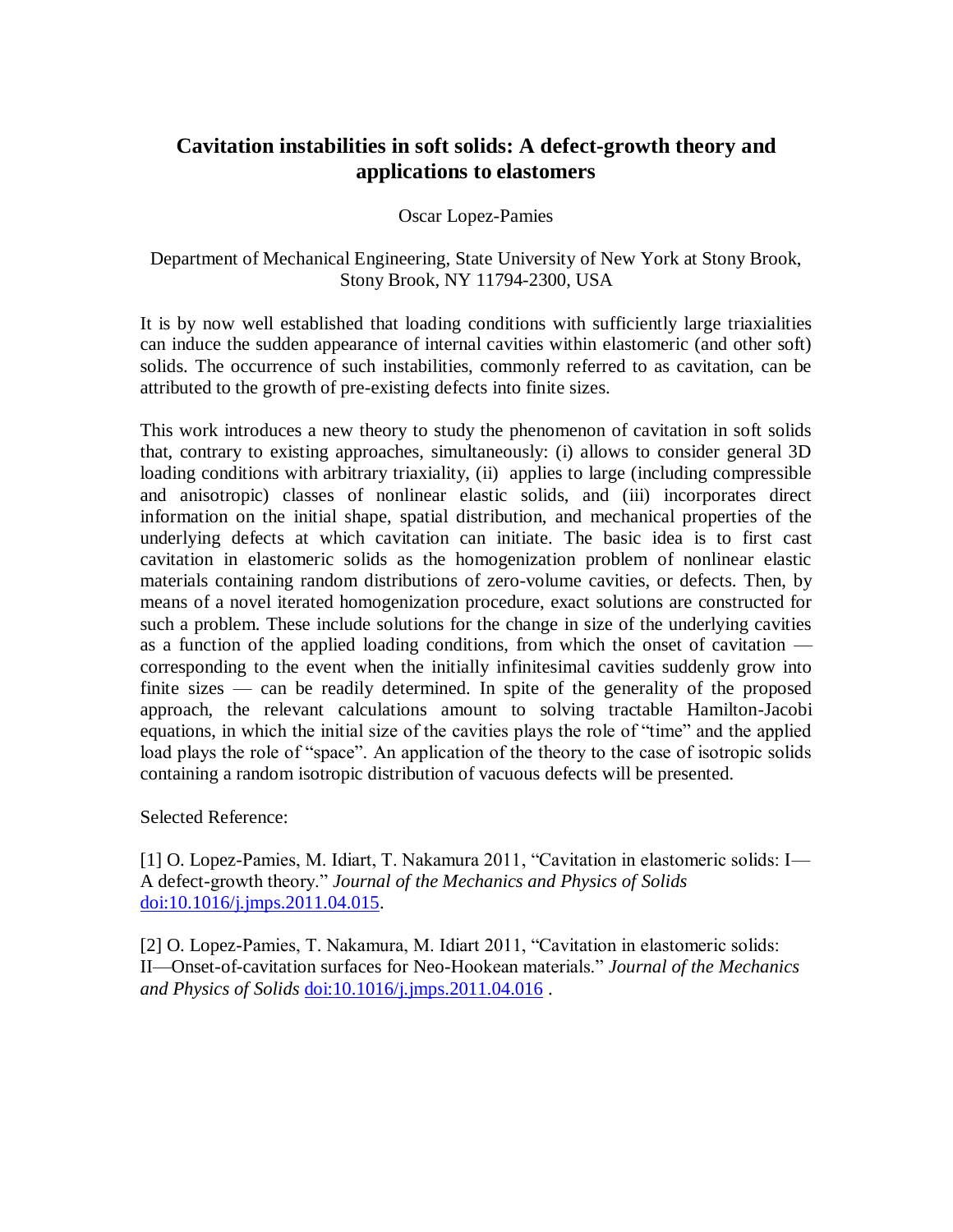## Cavitation instabilities in soft solids: A defect-growth theory and applications to elastomers

Oscar Lopez-Pamies

Department of Mechanical Engineering, State University of New York at Stony Brook, Stony Brook, NY 11794-2300, USA

It is by now well established that loading conditions with sufficiently large triaxialities can induce the sudden appearance of internal cavities within elastomeric (and other soft) solids. The occurrence of such instabilities, commonly referred to as cavitation, can be attributed to the growth of pre-existing defects into finite sizes.

This work introduces a new theory to study the phenomenon of cavitation in soft solids that, contrary to existing approaches, simultaneously: (i) allows to consider general 3D loading conditions with arbitrary triaxiality, (ii) applies to large (including compressible and anisotropic) classes of nonlinear elastic solids, and (iii) incorporates direct information on the initial shape, spatial distribution, and mechanical properties of the underlying defects at which cavitation can initiate. The basic idea is to first cast cavitation in elastomeric solids as the homogenization problem of nonlinear elastic materials containing random distributions of zero-volume cavities, or defects. Then, by means of a novel iterated homogenization procedure, exact solutions are constructed for such a problem. These include solutions for the change in size of the underlying cavities as a function of the applied loading conditions, from which the onset of cavitation — corresponding to the event when the initially infinitesimal cavities suddenly grow into finite sizes — can be readily determined. In spite of the generality of the proposed approach, the relevant calculations amount to solving tractable Hamilton-Jacobi equations, in which the initial size of the cavities plays the role of "time" and the applied load plays the role of "space". An application of the theory to the case of isotropic solids containing a random isotropic distribution of vacuous defects will be presented.

Selected Reference:

[1] O. Lopez-Pamies, M. Idiart, T. Nakamura 2011, "Cavitation in elastomeric solids: I—A defect-growth theory." *Journal of the Mechanics and Physics of Solids* doi:10.1016/j.jmps.2011.04.015.

[2] O. Lopez-Pamies, T. Nakamura, M. Idiart 2011, "Cavitation in elastomeric solids: II—Onset-of-cavitation surfaces for Neo-Hookean materials." *Journal of the Mechanics and Physics of Solids* doi:10.1016/j.jmps.2011.04.016 .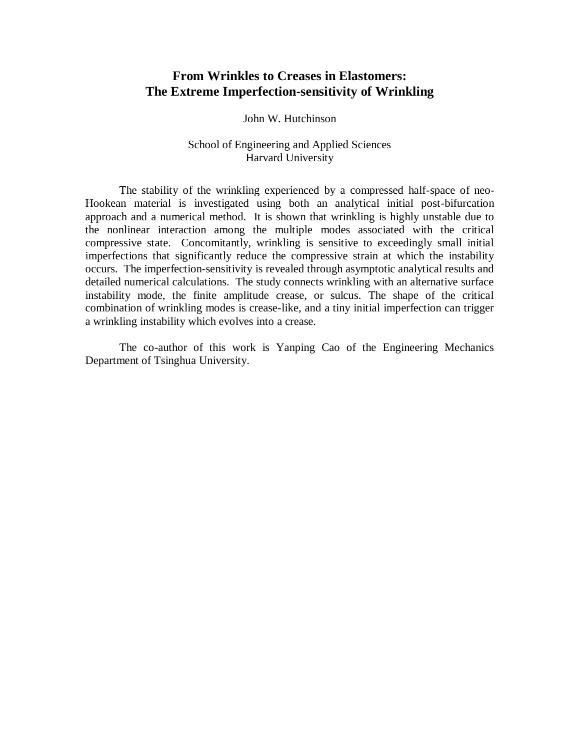# From Wrinkles to Creases in Elastomers: The Extreme Imperfection-sensitivity of Wrinkling

John W. Hutchinson

School of Engineering and Applied Sciences
Harvard University

The stability of the wrinkling experienced by a compressed half-space of neo-Hookean material is investigated using both an analytical initial post-bifurcation approach and a numerical method. It is shown that wrinkling is highly unstable due to the nonlinear interaction among the multiple modes associated with the critical compressive state. Concomitantly, wrinkling is sensitive to exceedingly small initial imperfections that significantly reduce the compressive strain at which the instability occurs. The imperfection-sensitivity is revealed through asymptotic analytical results and detailed numerical calculations. The study connects wrinkling with an alternative surface instability mode, the finite amplitude crease, or sulcus. The shape of the critical combination of wrinkling modes is crease-like, and a tiny initial imperfection can trigger a wrinkling instability which evolves into a crease.

The co-author of this work is Yanping Cao of the Engineering Mechanics Department of Tsinghua University.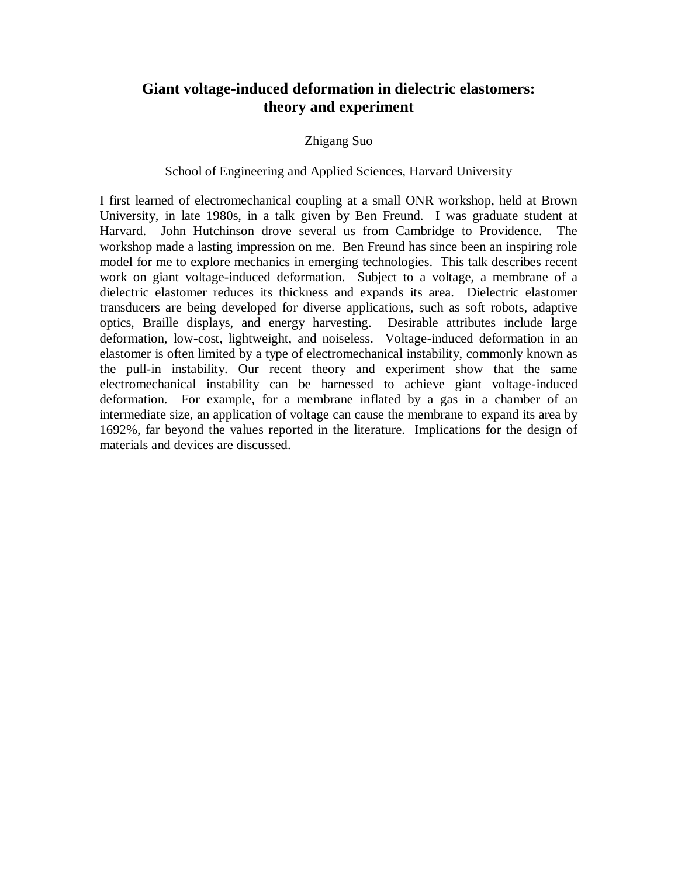## Giant voltage-induced deformation in dielectric elastomers: theory and experiment

Zhigang Suo

School of Engineering and Applied Sciences, Harvard University

I first learned of electromechanical coupling at a small ONR workshop, held at Brown University, in late 1980s, in a talk given by Ben Freund. I was graduate student at Harvard. John Hutchinson drove several us from Cambridge to Providence. The workshop made a lasting impression on me. Ben Freund has since been an inspiring role model for me to explore mechanics in emerging technologies. This talk describes recent work on giant voltage-induced deformation. Subject to a voltage, a membrane of a dielectric elastomer reduces its thickness and expands its area. Dielectric elastomer transducers are being developed for diverse applications, such as soft robots, adaptive optics, Braille displays, and energy harvesting. Desirable attributes include large deformation, low-cost, lightweight, and noiseless. Voltage-induced deformation in an elastomer is often limited by a type of electromechanical instability, commonly known as the pull-in instability. Our recent theory and experiment show that the same electromechanical instability can be harnessed to achieve giant voltage-induced deformation. For example, for a membrane inflated by a gas in a chamber of an intermediate size, an application of voltage can cause the membrane to expand its area by 1692%, far beyond the values reported in the literature. Implications for the design of materials and devices are discussed.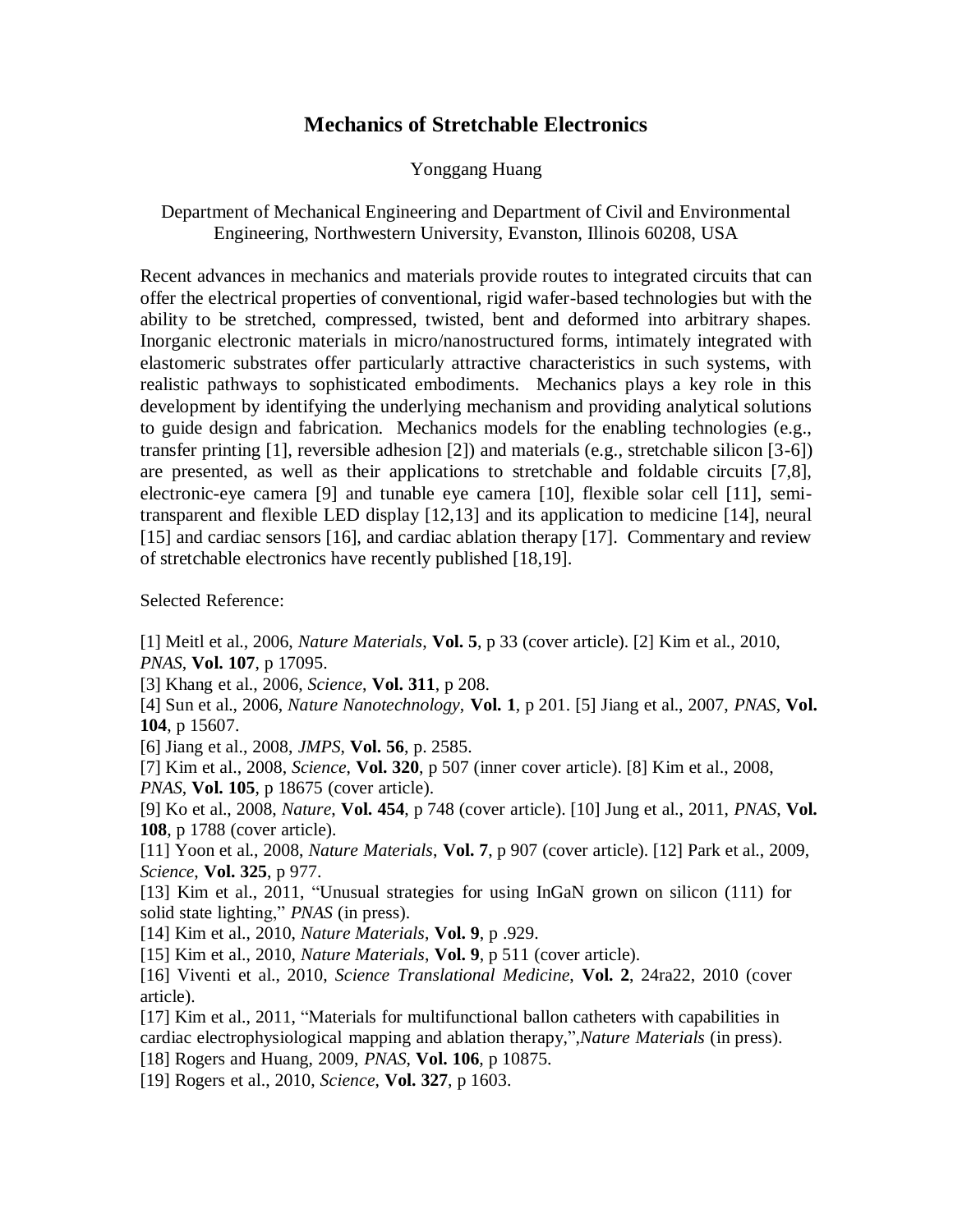# Mechanics of Stretchable Electronics

Yonggang Huang

Department of Mechanical Engineering and Department of Civil and Environmental Engineering, Northwestern University, Evanston, Illinois 60208, USA

Recent advances in mechanics and materials provide routes to integrated circuits that can offer the electrical properties of conventional, rigid wafer-based technologies but with the ability to be stretched, compressed, twisted, bent and deformed into arbitrary shapes. Inorganic electronic materials in micro/nanostructured forms, intimately integrated with elastomeric substrates offer particularly attractive characteristics in such systems, with realistic pathways to sophisticated embodiments. Mechanics plays a key role in this development by identifying the underlying mechanism and providing analytical solutions to guide design and fabrication. Mechanics models for the enabling technologies (e.g., transfer printing [1], reversible adhesion [2]) and materials (e.g., stretchable silicon [3-6]) are presented, as well as their applications to stretchable and foldable circuits [7,8], electronic-eye camera [9] and tunable eye camera [10], flexible solar cell [11], semi-transparent and flexible LED display [12,13] and its application to medicine [14], neural [15] and cardiac sensors [16], and cardiac ablation therapy [17]. Commentary and review of stretchable electronics have recently published [18,19].

Selected Reference:

[1] Meitl et al., 2006, *Nature Materials*, **Vol. 5**, p 33 (cover article). [2] Kim et al., 2010, *PNAS*, **Vol. 107**, p 17095.
[3] Khang et al., 2006, *Science*, **Vol. 311**, p 208.
[4] Sun et al., 2006, *Nature Nanotechnology*, **Vol. 1**, p 201. [5] Jiang et al., 2007, *PNAS*, **Vol. 104**, p 15607.
[6] Jiang et al., 2008, *JMPS*, **Vol. 56**, p. 2585.
[7] Kim et al., 2008, *Science*, **Vol. 320**, p 507 (inner cover article). [8] Kim et al., 2008, *PNAS*, **Vol. 105**, p 18675 (cover article).
[9] Ko et al., 2008, *Nature*, **Vol. 454**, p 748 (cover article). [10] Jung et al., 2011, *PNAS*, **Vol. 108**, p 1788 (cover article).
[11] Yoon et al., 2008, *Nature Materials*, **Vol. 7**, p 907 (cover article). [12] Park et al., 2009, *Science*, **Vol. 325**, p 977.
[13] Kim et al., 2011, "Unusual strategies for using InGaN grown on silicon (111) for solid state lighting," *PNAS* (in press).
[14] Kim et al., 2010, *Nature Materials*, **Vol. 9**, p .929.
[15] Kim et al., 2010, *Nature Materials*, **Vol. 9**, p 511 (cover article).
[16] Viventi et al., 2010, *Science Translational Medicine*, **Vol. 2**, 24ra22, 2010 (cover article).
[17] Kim et al., 2011, "Materials for multifunctional ballon catheters with capabilities in cardiac electrophysiological mapping and ablation therapy,",*Nature Materials* (in press).
[18] Rogers and Huang, 2009, *PNAS*, **Vol. 106**, p 10875.
[19] Rogers et al., 2010, *Science*, **Vol. 327**, p 1603.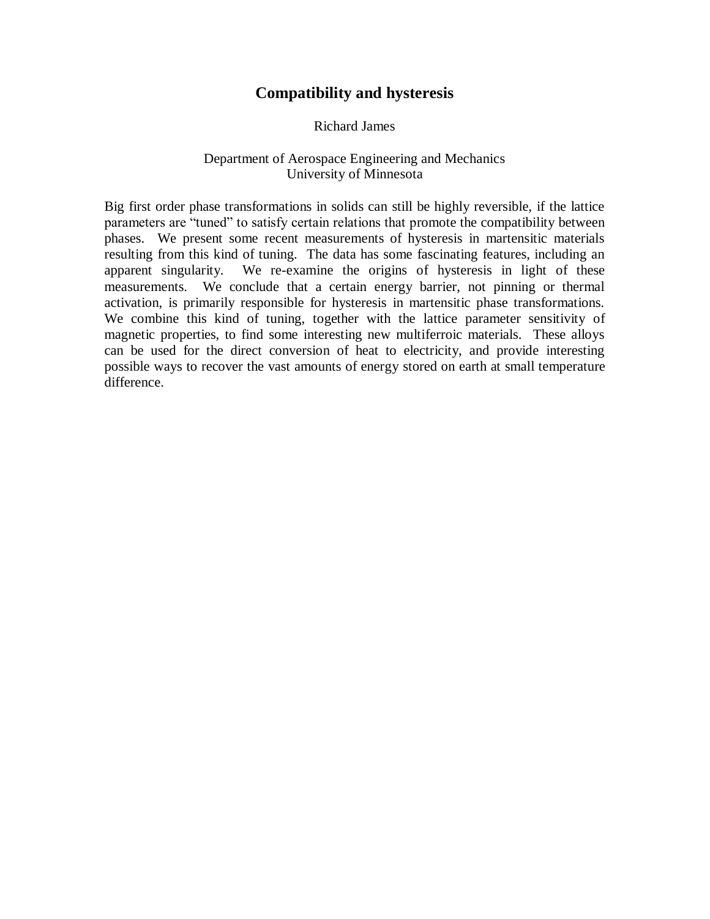# Compatibility and hysteresis

Richard James

Department of Aerospace Engineering and Mechanics
University of Minnesota

Big first order phase transformations in solids can still be highly reversible, if the lattice parameters are "tuned" to satisfy certain relations that promote the compatibility between phases. We present some recent measurements of hysteresis in martensitic materials resulting from this kind of tuning. The data has some fascinating features, including an apparent singularity. We re-examine the origins of hysteresis in light of these measurements. We conclude that a certain energy barrier, not pinning or thermal activation, is primarily responsible for hysteresis in martensitic phase transformations. We combine this kind of tuning, together with the lattice parameter sensitivity of magnetic properties, to find some interesting new multiferroic materials. These alloys can be used for the direct conversion of heat to electricity, and provide interesting possible ways to recover the vast amounts of energy stored on earth at small temperature difference.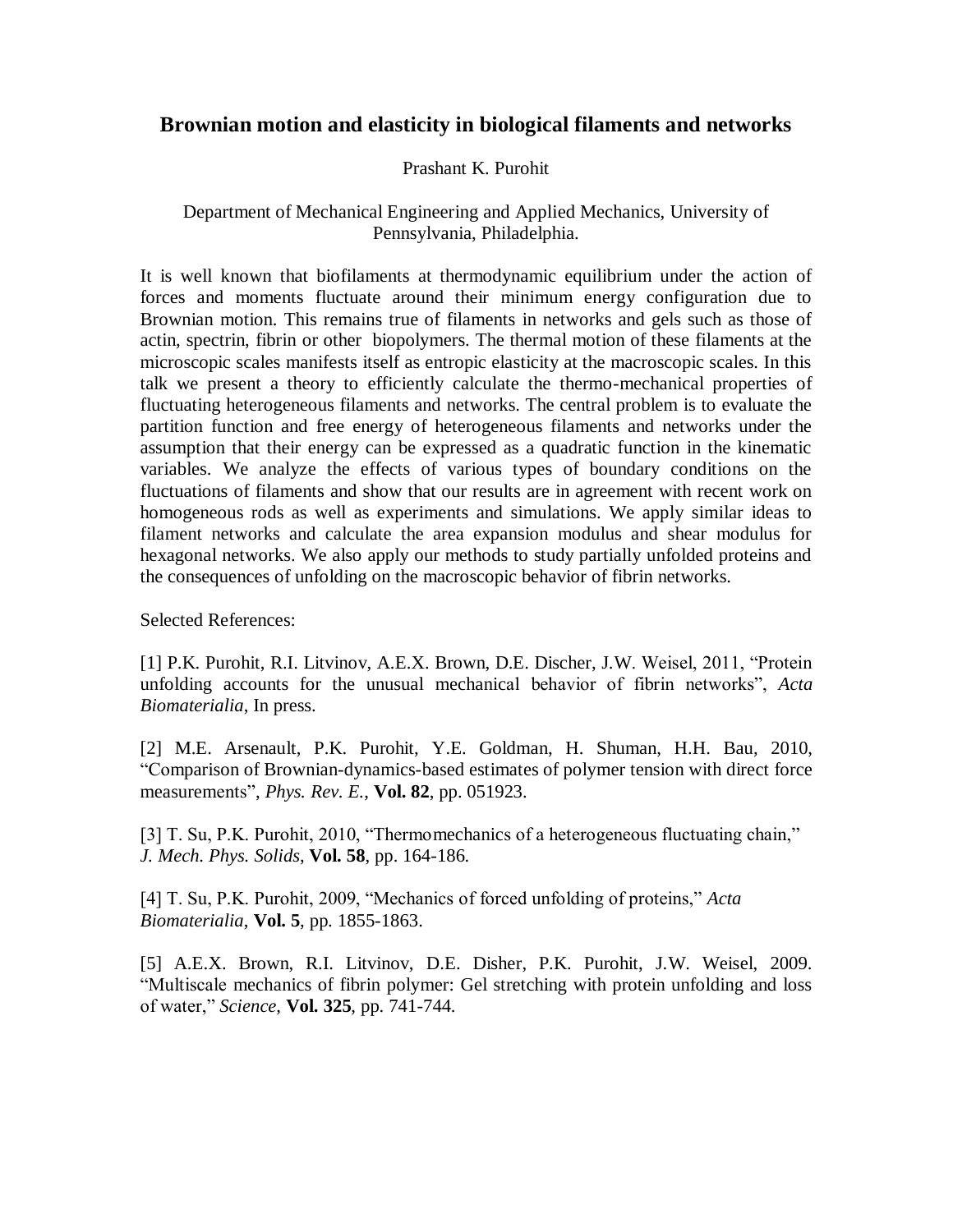## Brownian motion and elasticity in biological filaments and networks

Prashant K. Purohit

Department of Mechanical Engineering and Applied Mechanics, University of Pennsylvania, Philadelphia.

It is well known that biofilaments at thermodynamic equilibrium under the action of forces and moments fluctuate around their minimum energy configuration due to Brownian motion. This remains true of filaments in networks and gels such as those of actin, spectrin, fibrin or other biopolymers. The thermal motion of these filaments at the microscopic scales manifests itself as entropic elasticity at the macroscopic scales. In this talk we present a theory to efficiently calculate the thermo-mechanical properties of fluctuating heterogeneous filaments and networks. The central problem is to evaluate the partition function and free energy of heterogeneous filaments and networks under the assumption that their energy can be expressed as a quadratic function in the kinematic variables. We analyze the effects of various types of boundary conditions on the fluctuations of filaments and show that our results are in agreement with recent work on homogeneous rods as well as experiments and simulations. We apply similar ideas to filament networks and calculate the area expansion modulus and shear modulus for hexagonal networks. We also apply our methods to study partially unfolded proteins and the consequences of unfolding on the macroscopic behavior of fibrin networks.

Selected References:

[1] P.K. Purohit, R.I. Litvinov, A.E.X. Brown, D.E. Discher, J.W. Weisel, 2011, "Protein unfolding accounts for the unusual mechanical behavior of fibrin networks", *Acta Biomaterialia*, In press.

[2] M.E. Arsenault, P.K. Purohit, Y.E. Goldman, H. Shuman, H.H. Bau, 2010, "Comparison of Brownian-dynamics-based estimates of polymer tension with direct force measurements", *Phys. Rev. E.*, **Vol. 82**, pp. 051923.

[3] T. Su, P.K. Purohit, 2010, "Thermomechanics of a heterogeneous fluctuating chain," *J. Mech. Phys. Solids*, **Vol. 58**, pp. 164-186.

[4] T. Su, P.K. Purohit, 2009, "Mechanics of forced unfolding of proteins," *Acta Biomaterialia*, **Vol. 5**, pp. 1855-1863.

[5] A.E.X. Brown, R.I. Litvinov, D.E. Disher, P.K. Purohit, J.W. Weisel, 2009. "Multiscale mechanics of fibrin polymer: Gel stretching with protein unfolding and loss of water," *Science*, **Vol. 325**, pp. 741-744.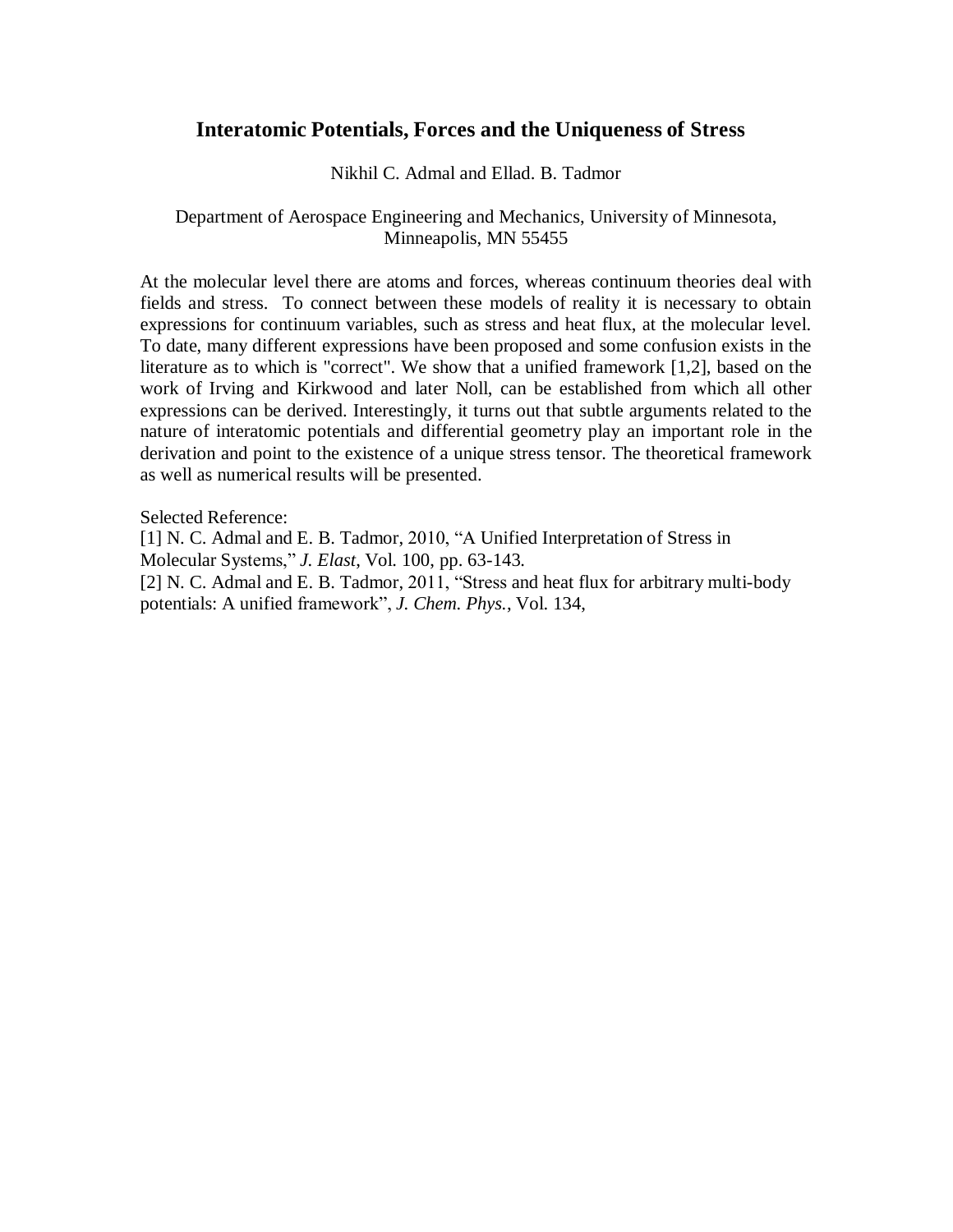## Interatomic Potentials, Forces and the Uniqueness of Stress

Nikhil C. Admal and Ellad. B. Tadmor

Department of Aerospace Engineering and Mechanics, University of Minnesota, Minneapolis, MN 55455

At the molecular level there are atoms and forces, whereas continuum theories deal with fields and stress. To connect between these models of reality it is necessary to obtain expressions for continuum variables, such as stress and heat flux, at the molecular level. To date, many different expressions have been proposed and some confusion exists in the literature as to which is "correct". We show that a unified framework [1,2], based on the work of Irving and Kirkwood and later Noll, can be established from which all other expressions can be derived. Interestingly, it turns out that subtle arguments related to the nature of interatomic potentials and differential geometry play an important role in the derivation and point to the existence of a unique stress tensor. The theoretical framework as well as numerical results will be presented.

Selected Reference:

[1] N. C. Admal and E. B. Tadmor, 2010, "A Unified Interpretation of Stress in Molecular Systems," *J. Elast*, Vol. 100, pp. 63-143.

[2] N. C. Admal and E. B. Tadmor, 2011, "Stress and heat flux for arbitrary multi-body potentials: A unified framework", *J. Chem. Phys.*, Vol. 134,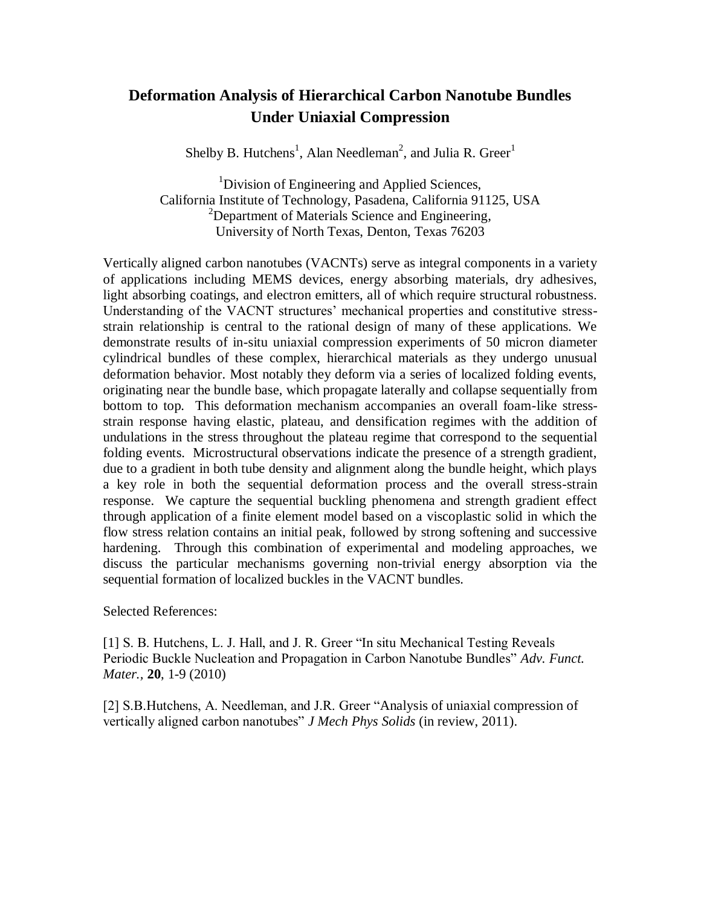# Deformation Analysis of Hierarchical Carbon Nanotube Bundles Under Uniaxial Compression

Shelby B. Hutchens[1], Alan Needleman[2], and Julia R. Greer[1]

[1]Division of Engineering and Applied Sciences,
California Institute of Technology, Pasadena, California 91125, USA
[2]Department of Materials Science and Engineering,
University of North Texas, Denton, Texas 76203

Vertically aligned carbon nanotubes (VACNTs) serve as integral components in a variety of applications including MEMS devices, energy absorbing materials, dry adhesives, light absorbing coatings, and electron emitters, all of which require structural robustness. Understanding of the VACNT structures' mechanical properties and constitutive stress-strain relationship is central to the rational design of many of these applications. We demonstrate results of in-situ uniaxial compression experiments of 50 micron diameter cylindrical bundles of these complex, hierarchical materials as they undergo unusual deformation behavior. Most notably they deform via a series of localized folding events, originating near the bundle base, which propagate laterally and collapse sequentially from bottom to top. This deformation mechanism accompanies an overall foam-like stress-strain response having elastic, plateau, and densification regimes with the addition of undulations in the stress throughout the plateau regime that correspond to the sequential folding events. Microstructural observations indicate the presence of a strength gradient, due to a gradient in both tube density and alignment along the bundle height, which plays a key role in both the sequential deformation process and the overall stress-strain response. We capture the sequential buckling phenomena and strength gradient effect through application of a finite element model based on a viscoplastic solid in which the flow stress relation contains an initial peak, followed by strong softening and successive hardening. Through this combination of experimental and modeling approaches, we discuss the particular mechanisms governing non-trivial energy absorption via the sequential formation of localized buckles in the VACNT bundles.

Selected References:

[1] S. B. Hutchens, L. J. Hall, and J. R. Greer "In situ Mechanical Testing Reveals Periodic Buckle Nucleation and Propagation in Carbon Nanotube Bundles" *Adv. Funct. Mater.*, **20**, 1-9 (2010)

[2] S.B.Hutchens, A. Needleman, and J.R. Greer "Analysis of uniaxial compression of vertically aligned carbon nanotubes" *J Mech Phys Solids* (in review, 2011).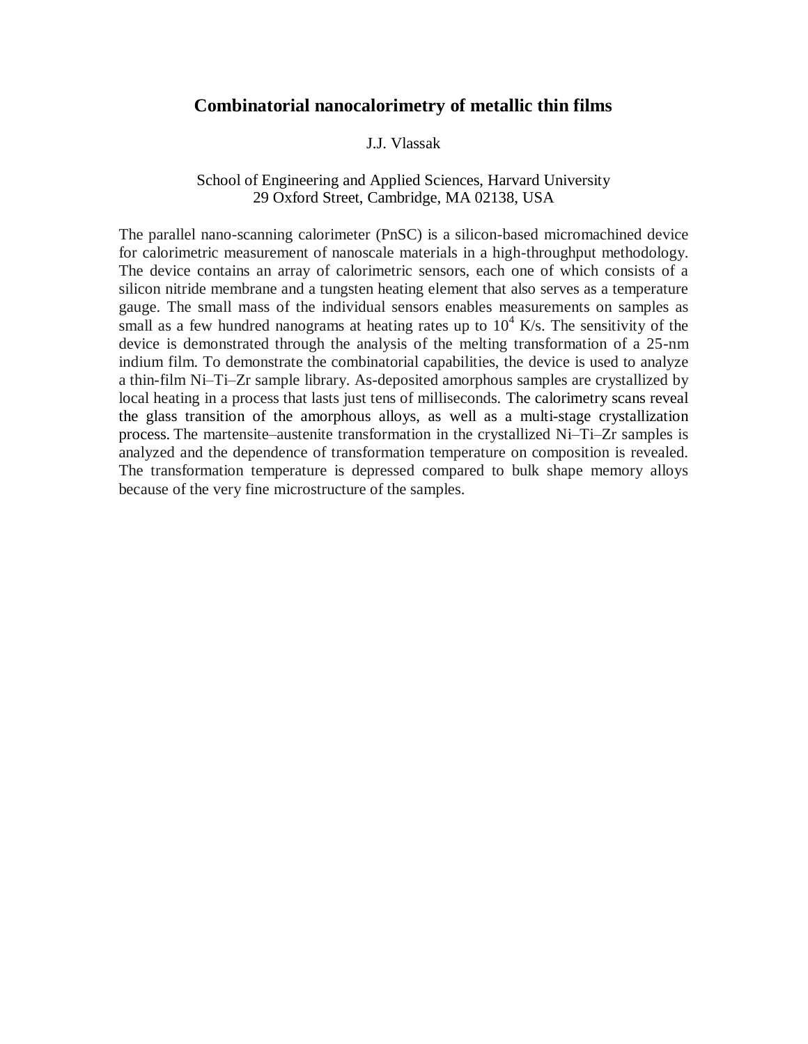# Combinatorial nanocalorimetry of metallic thin films

J.J. Vlassak

School of Engineering and Applied Sciences, Harvard University
29 Oxford Street, Cambridge, MA 02138, USA

The parallel nano-scanning calorimeter (PnSC) is a silicon-based micromachined device for calorimetric measurement of nanoscale materials in a high-throughput methodology. The device contains an array of calorimetric sensors, each one of which consists of a silicon nitride membrane and a tungsten heating element that also serves as a temperature gauge. The small mass of the individual sensors enables measurements on samples as small as a few hundred nanograms at heating rates up to $10^4$ K/s. The sensitivity of the device is demonstrated through the analysis of the melting transformation of a 25-nm indium film. To demonstrate the combinatorial capabilities, the device is used to analyze a thin-film Ni–Ti–Zr sample library. As-deposited amorphous samples are crystallized by local heating in a process that lasts just tens of milliseconds. The calorimetry scans reveal the glass transition of the amorphous alloys, as well as a multi-stage crystallization process. The martensite–austenite transformation in the crystallized Ni–Ti–Zr samples is analyzed and the dependence of transformation temperature on composition is revealed. The transformation temperature is depressed compared to bulk shape memory alloys because of the very fine microstructure of the samples.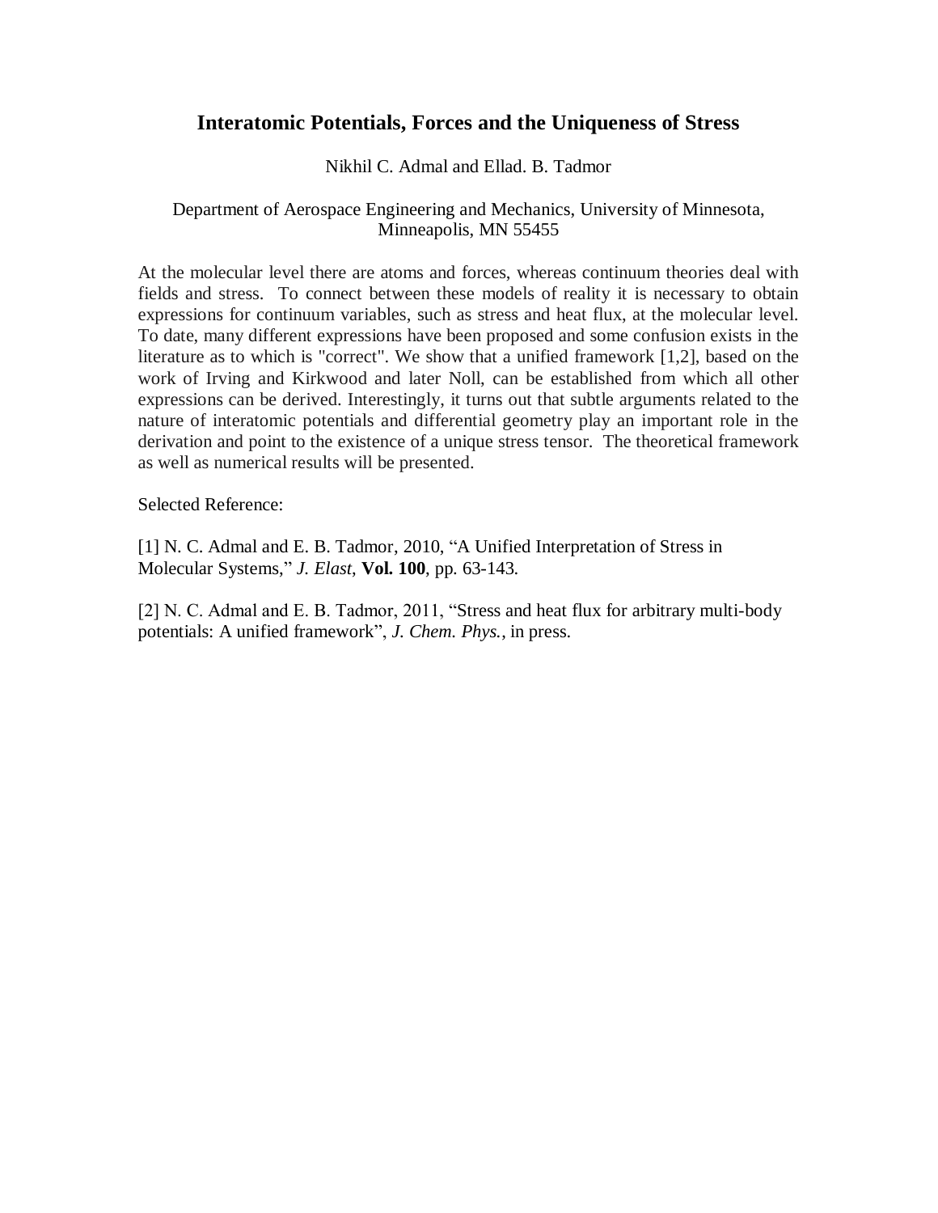# Interatomic Potentials, Forces and the Uniqueness of Stress

Nikhil C. Admal and Ellad. B. Tadmor

Department of Aerospace Engineering and Mechanics, University of Minnesota, Minneapolis, MN 55455

At the molecular level there are atoms and forces, whereas continuum theories deal with fields and stress. To connect between these models of reality it is necessary to obtain expressions for continuum variables, such as stress and heat flux, at the molecular level. To date, many different expressions have been proposed and some confusion exists in the literature as to which is "correct". We show that a unified framework [1,2], based on the work of Irving and Kirkwood and later Noll, can be established from which all other expressions can be derived. Interestingly, it turns out that subtle arguments related to the nature of interatomic potentials and differential geometry play an important role in the derivation and point to the existence of a unique stress tensor. The theoretical framework as well as numerical results will be presented.

Selected Reference:

[1] N. C. Admal and E. B. Tadmor, 2010, "A Unified Interpretation of Stress in Molecular Systems," *J. Elast*, **Vol. 100**, pp. 63-143.

[2] N. C. Admal and E. B. Tadmor, 2011, "Stress and heat flux for arbitrary multi-body potentials: A unified framework", *J. Chem. Phys.*, in press.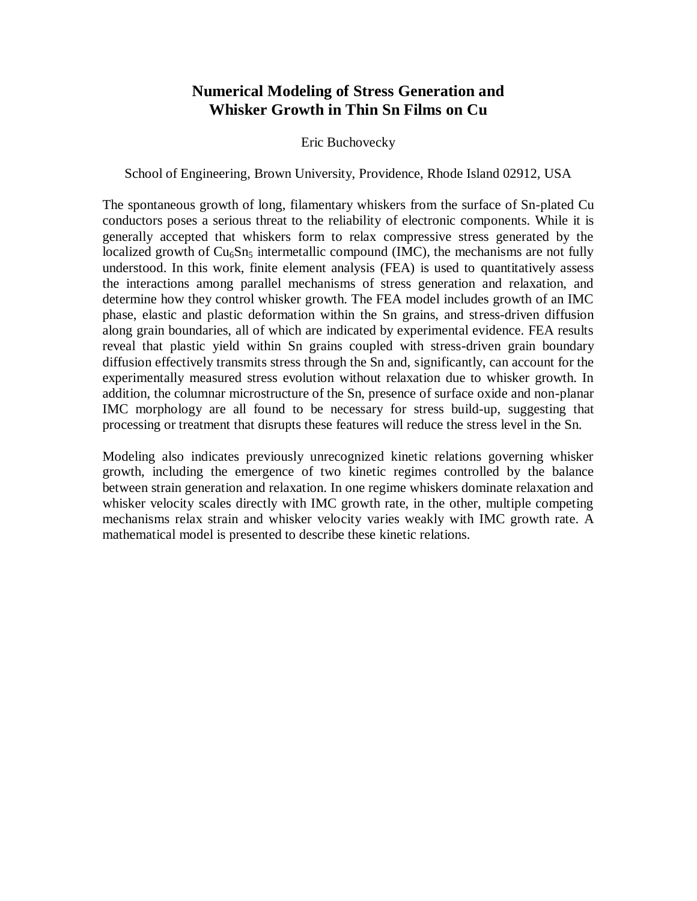# Numerical Modeling of Stress Generation and Whisker Growth in Thin Sn Films on Cu

Eric Buchovecky

School of Engineering, Brown University, Providence, Rhode Island 02912, USA

The spontaneous growth of long, filamentary whiskers from the surface of Sn-plated Cu conductors poses a serious threat to the reliability of electronic components. While it is generally accepted that whiskers form to relax compressive stress generated by the localized growth of $Cu_6Sn_5$ intermetallic compound (IMC), the mechanisms are not fully understood. In this work, finite element analysis (FEA) is used to quantitatively assess the interactions among parallel mechanisms of stress generation and relaxation, and determine how they control whisker growth. The FEA model includes growth of an IMC phase, elastic and plastic deformation within the Sn grains, and stress-driven diffusion along grain boundaries, all of which are indicated by experimental evidence. FEA results reveal that plastic yield within Sn grains coupled with stress-driven grain boundary diffusion effectively transmits stress through the Sn and, significantly, can account for the experimentally measured stress evolution without relaxation due to whisker growth. In addition, the columnar microstructure of the Sn, presence of surface oxide and non-planar IMC morphology are all found to be necessary for stress build-up, suggesting that processing or treatment that disrupts these features will reduce the stress level in the Sn.

Modeling also indicates previously unrecognized kinetic relations governing whisker growth, including the emergence of two kinetic regimes controlled by the balance between strain generation and relaxation. In one regime whiskers dominate relaxation and whisker velocity scales directly with IMC growth rate, in the other, multiple competing mechanisms relax strain and whisker velocity varies weakly with IMC growth rate. A mathematical model is presented to describe these kinetic relations.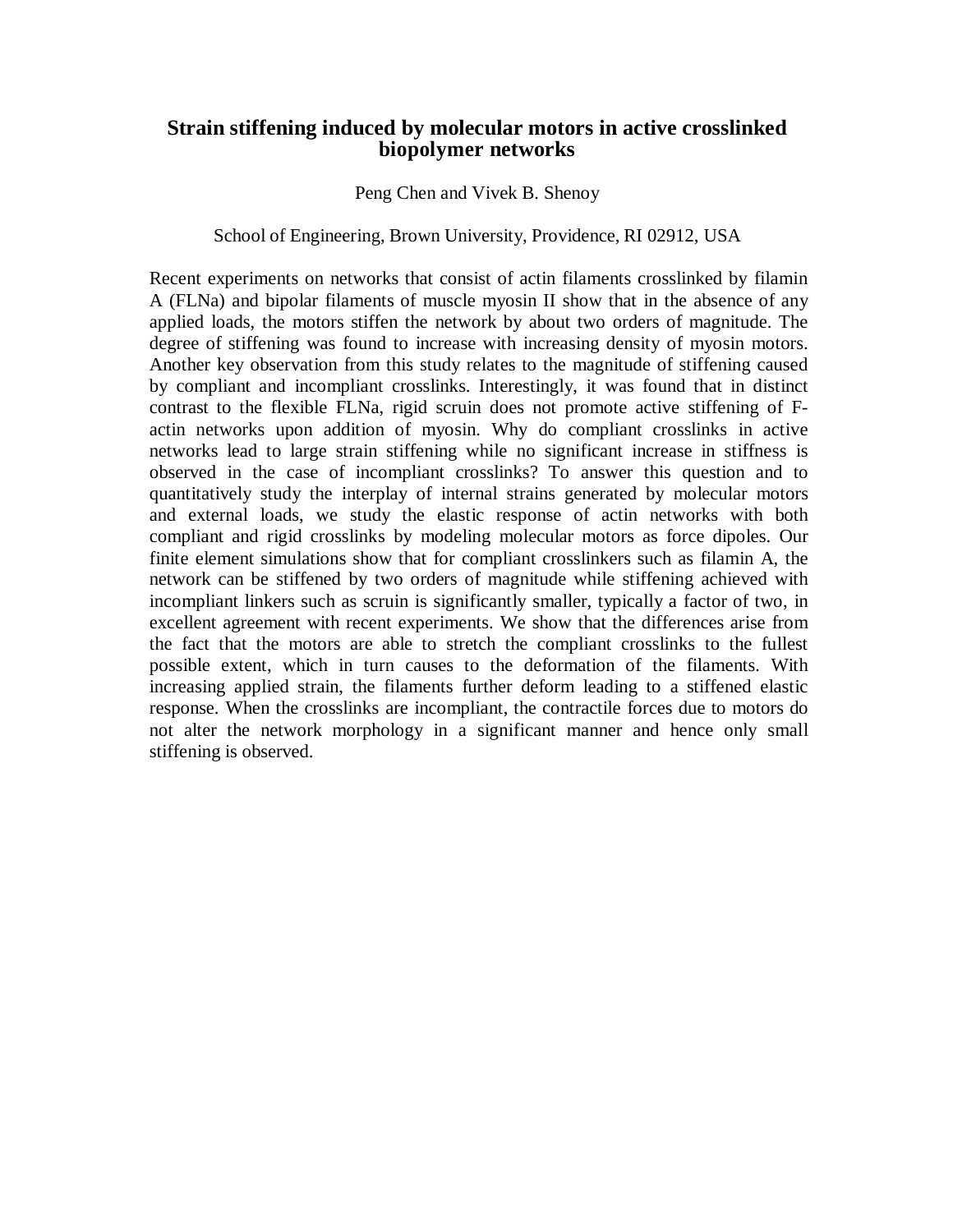# Strain stiffening induced by molecular motors in active crosslinked biopolymer networks

Peng Chen and Vivek B. Shenoy

School of Engineering, Brown University, Providence, RI 02912, USA

Recent experiments on networks that consist of actin filaments crosslinked by filamin A (FLNa) and bipolar filaments of muscle myosin II show that in the absence of any applied loads, the motors stiffen the network by about two orders of magnitude. The degree of stiffening was found to increase with increasing density of myosin motors. Another key observation from this study relates to the magnitude of stiffening caused by compliant and incompliant crosslinks. Interestingly, it was found that in distinct contrast to the flexible FLNa, rigid scruin does not promote active stiffening of F-actin networks upon addition of myosin. Why do compliant crosslinks in active networks lead to large strain stiffening while no significant increase in stiffness is observed in the case of incompliant crosslinks? To answer this question and to quantitatively study the interplay of internal strains generated by molecular motors and external loads, we study the elastic response of actin networks with both compliant and rigid crosslinks by modeling molecular motors as force dipoles. Our finite element simulations show that for compliant crosslinkers such as filamin A, the network can be stiffened by two orders of magnitude while stiffening achieved with incompliant linkers such as scruin is significantly smaller, typically a factor of two, in excellent agreement with recent experiments. We show that the differences arise from the fact that the motors are able to stretch the compliant crosslinks to the fullest possible extent, which in turn causes to the deformation of the filaments. With increasing applied strain, the filaments further deform leading to a stiffened elastic response. When the crosslinks are incompliant, the contractile forces due to motors do not alter the network morphology in a significant manner and hence only small stiffening is observed.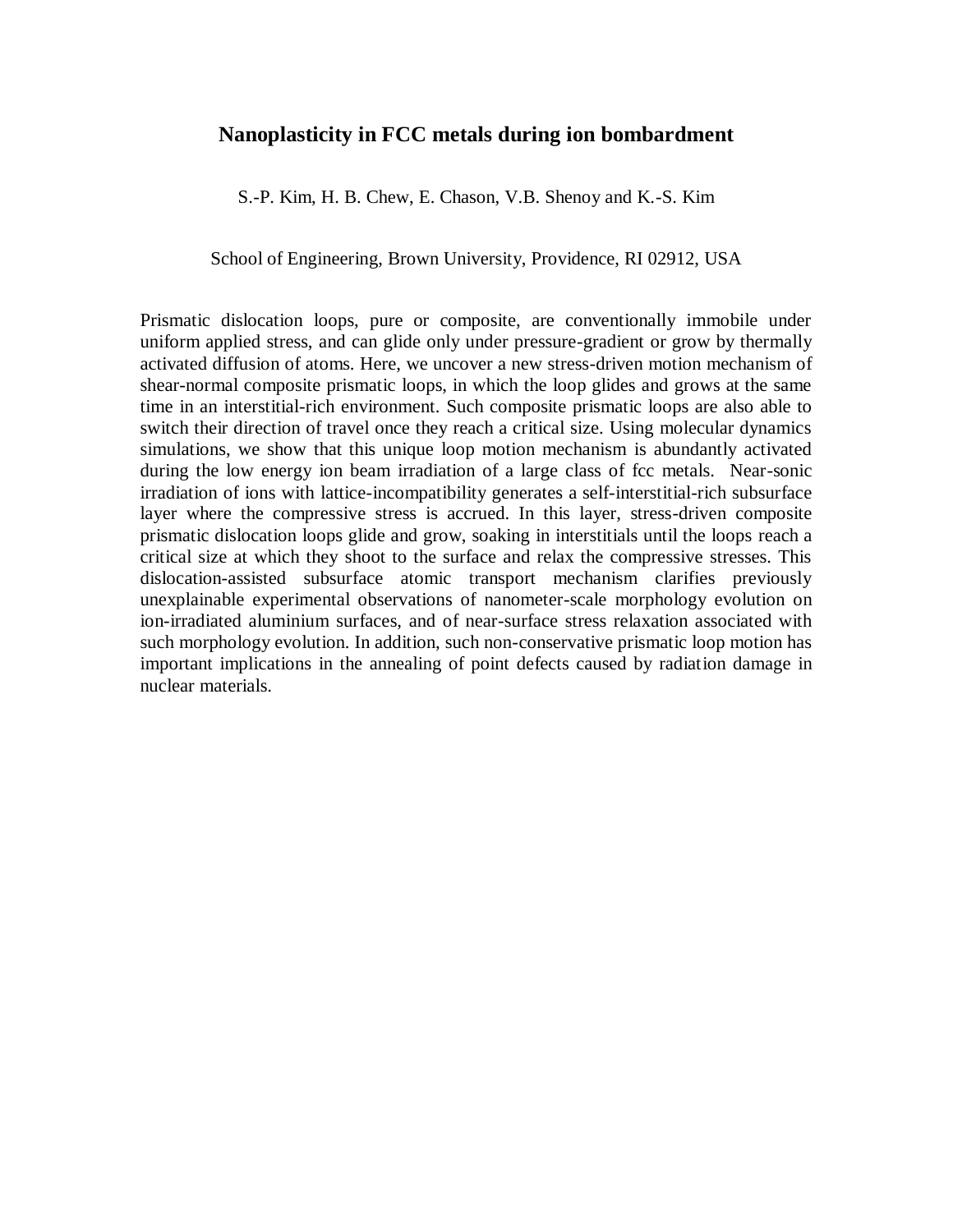# Nanoplasticity in FCC metals during ion bombardment

S.-P. Kim, H. B. Chew, E. Chason, V.B. Shenoy and K.-S. Kim

School of Engineering, Brown University, Providence, RI 02912, USA

Prismatic dislocation loops, pure or composite, are conventionally immobile under uniform applied stress, and can glide only under pressure-gradient or grow by thermally activated diffusion of atoms. Here, we uncover a new stress-driven motion mechanism of shear-normal composite prismatic loops, in which the loop glides and grows at the same time in an interstitial-rich environment. Such composite prismatic loops are also able to switch their direction of travel once they reach a critical size. Using molecular dynamics simulations, we show that this unique loop motion mechanism is abundantly activated during the low energy ion beam irradiation of a large class of fcc metals. Near-sonic irradiation of ions with lattice-incompatibility generates a self-interstitial-rich subsurface layer where the compressive stress is accrued. In this layer, stress-driven composite prismatic dislocation loops glide and grow, soaking in interstitials until the loops reach a critical size at which they shoot to the surface and relax the compressive stresses. This dislocation-assisted subsurface atomic transport mechanism clarifies previously unexplainable experimental observations of nanometer-scale morphology evolution on ion-irradiated aluminium surfaces, and of near-surface stress relaxation associated with such morphology evolution. In addition, such non-conservative prismatic loop motion has important implications in the annealing of point defects caused by radiation damage in nuclear materials.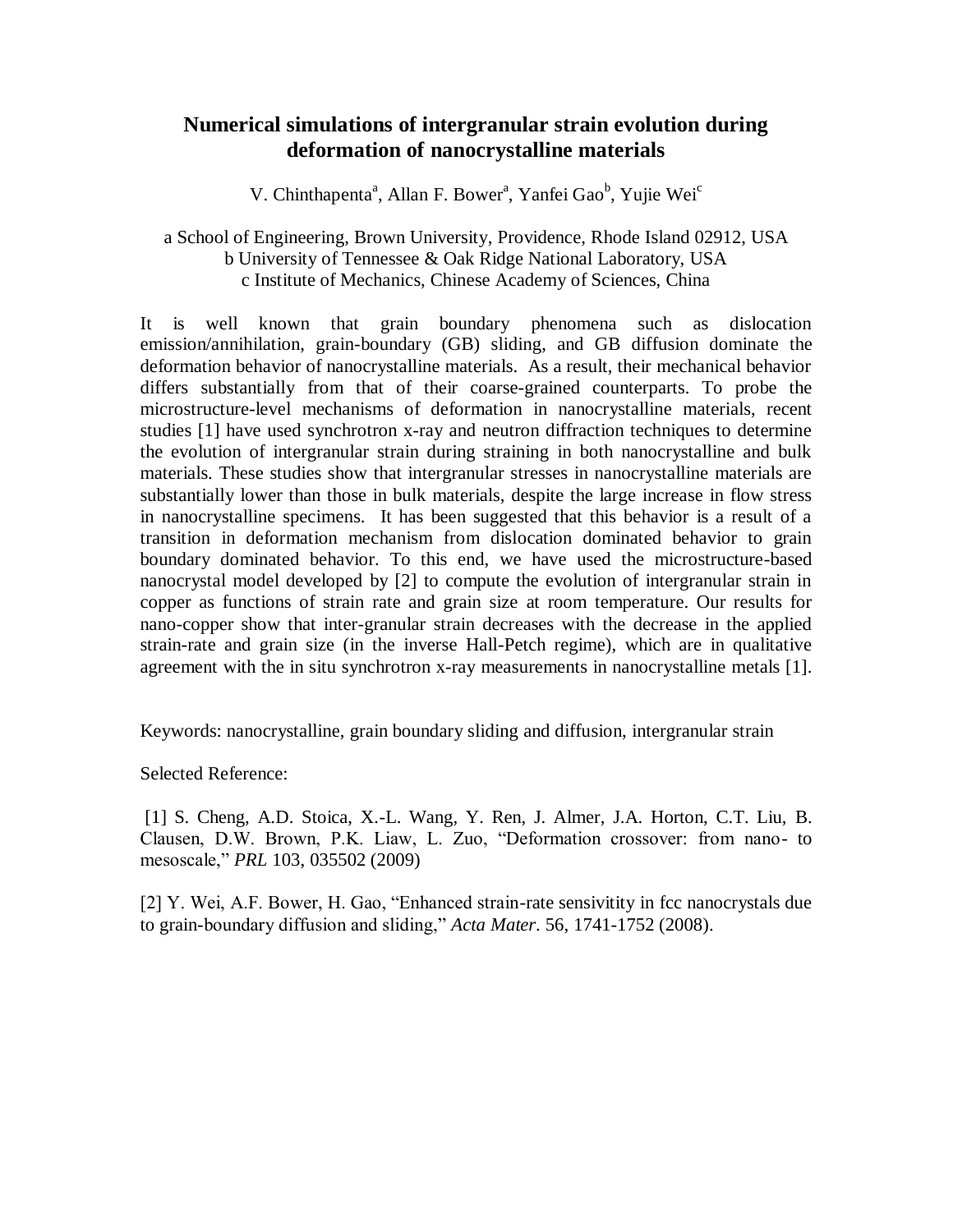# Numerical simulations of intergranular strain evolution during deformation of nanocrystalline materials

V. Chinthapenta[a], Allan F. Bower[a], Yanfei Gao[b], Yujie Wei[c]

a School of Engineering, Brown University, Providence, Rhode Island 02912, USA
b University of Tennessee & Oak Ridge National Laboratory, USA
c Institute of Mechanics, Chinese Academy of Sciences, China

It is well known that grain boundary phenomena such as dislocation emission/annihilation, grain-boundary (GB) sliding, and GB diffusion dominate the deformation behavior of nanocrystalline materials. As a result, their mechanical behavior differs substantially from that of their coarse-grained counterparts. To probe the microstructure-level mechanisms of deformation in nanocrystalline materials, recent studies [1] have used synchrotron x-ray and neutron diffraction techniques to determine the evolution of intergranular strain during straining in both nanocrystalline and bulk materials. These studies show that intergranular stresses in nanocrystalline materials are substantially lower than those in bulk materials, despite the large increase in flow stress in nanocrystalline specimens. It has been suggested that this behavior is a result of a transition in deformation mechanism from dislocation dominated behavior to grain boundary dominated behavior. To this end, we have used the microstructure-based nanocrystal model developed by [2] to compute the evolution of intergranular strain in copper as functions of strain rate and grain size at room temperature. Our results for nano-copper show that inter-granular strain decreases with the decrease in the applied strain-rate and grain size (in the inverse Hall-Petch regime), which are in qualitative agreement with the in situ synchrotron x-ray measurements in nanocrystalline metals [1].

Keywords: nanocrystalline, grain boundary sliding and diffusion, intergranular strain

Selected Reference:

[1] S. Cheng, A.D. Stoica, X.-L. Wang, Y. Ren, J. Almer, J.A. Horton, C.T. Liu, B. Clausen, D.W. Brown, P.K. Liaw, L. Zuo, "Deformation crossover: from nano- to mesoscale," *PRL* 103, 035502 (2009)

[2] Y. Wei, A.F. Bower, H. Gao, "Enhanced strain-rate sensitivity in fcc nanocrystals due to grain-boundary diffusion and sliding," *Acta Mater*. 56, 1741-1752 (2008).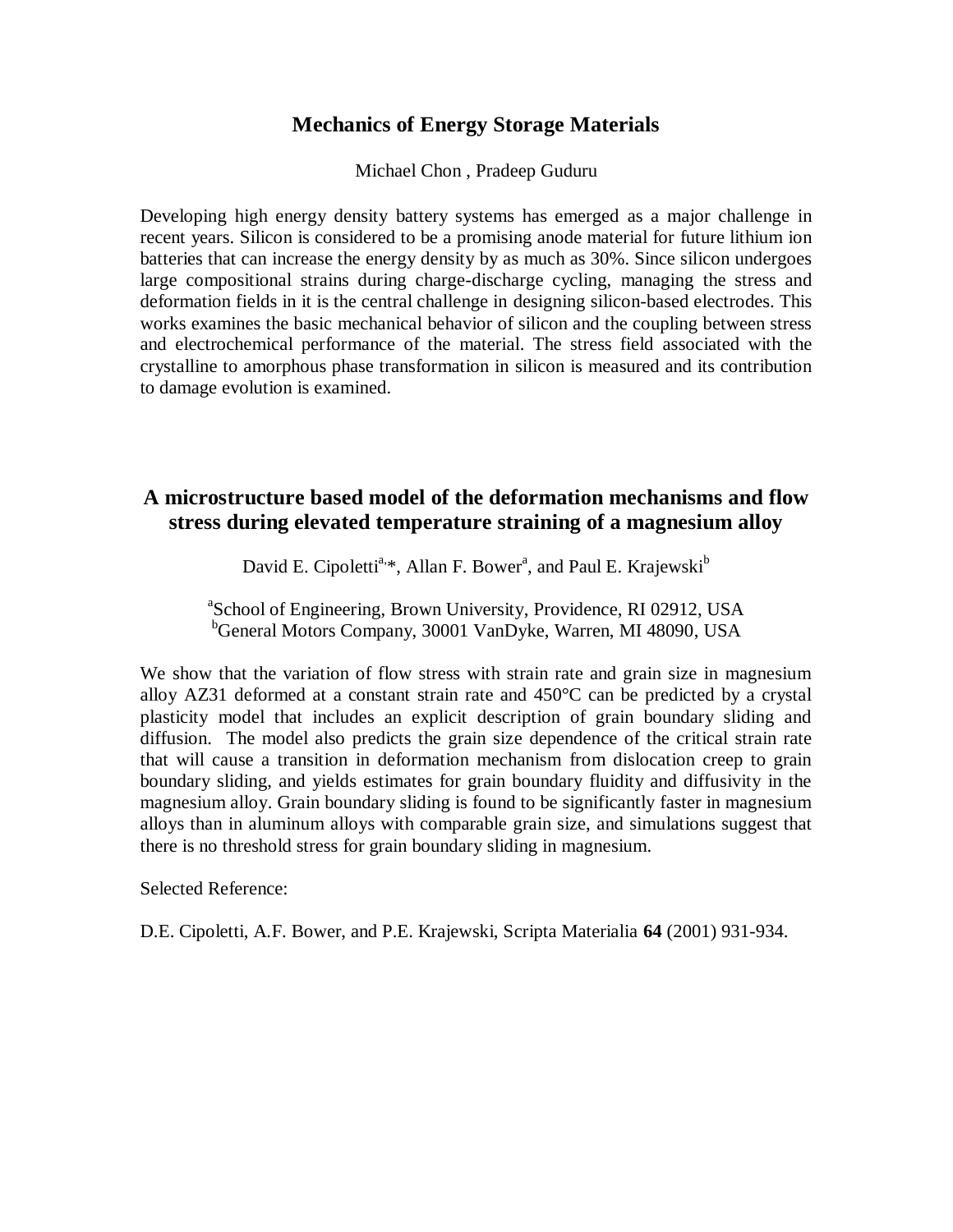## Mechanics of Energy Storage Materials

Michael Chon , Pradeep Guduru

Developing high energy density battery systems has emerged as a major challenge in recent years. Silicon is considered to be a promising anode material for future lithium ion batteries that can increase the energy density by as much as 30%. Since silicon undergoes large compositional strains during charge-discharge cycling, managing the stress and deformation fields in it is the central challenge in designing silicon-based electrodes. This works examines the basic mechanical behavior of silicon and the coupling between stress and electrochemical performance of the material. The stress field associated with the crystalline to amorphous phase transformation in silicon is measured and its contribution to damage evolution is examined.

## A microstructure based model of the deformation mechanisms and flow stress during elevated temperature straining of a magnesium alloy

David E. Cipoletti[a,*], Allan F. Bower[a], and Paul E. Krajewski[b]

[a]School of Engineering, Brown University, Providence, RI 02912, USA
[b]General Motors Company, 30001 VanDyke, Warren, MI 48090, USA

We show that the variation of flow stress with strain rate and grain size in magnesium alloy AZ31 deformed at a constant strain rate and 450°C can be predicted by a crystal plasticity model that includes an explicit description of grain boundary sliding and diffusion. The model also predicts the grain size dependence of the critical strain rate that will cause a transition in deformation mechanism from dislocation creep to grain boundary sliding, and yields estimates for grain boundary fluidity and diffusivity in the magnesium alloy. Grain boundary sliding is found to be significantly faster in magnesium alloys than in aluminum alloys with comparable grain size, and simulations suggest that there is no threshold stress for grain boundary sliding in magnesium.

Selected Reference:

D.E. Cipoletti, A.F. Bower, and P.E. Krajewski, Scripta Materialia **64** (2001) 931-934.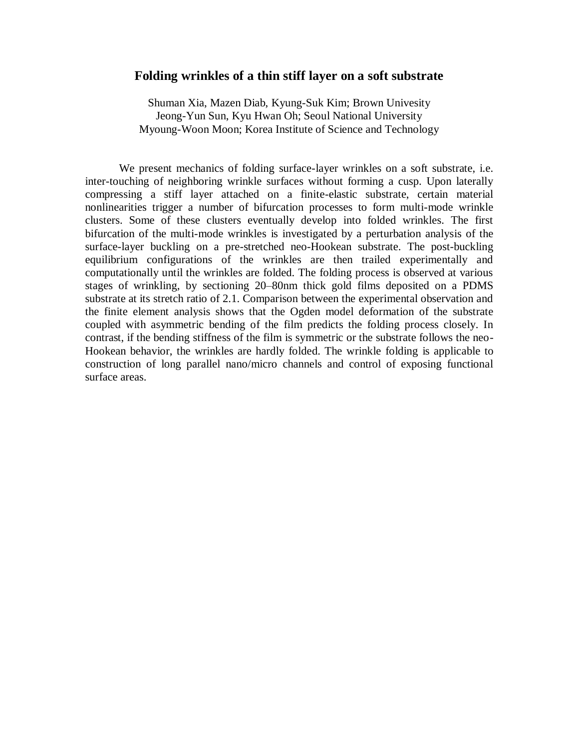# Folding wrinkles of a thin stiff layer on a soft substrate

Shuman Xia, Mazen Diab, Kyung-Suk Kim; Brown Univesity
Jeong-Yun Sun, Kyu Hwan Oh; Seoul National University
Myoung-Woon Moon; Korea Institute of Science and Technology

We present mechanics of folding surface-layer wrinkles on a soft substrate, i.e. inter-touching of neighboring wrinkle surfaces without forming a cusp. Upon laterally compressing a stiff layer attached on a finite-elastic substrate, certain material nonlinearities trigger a number of bifurcation processes to form multi-mode wrinkle clusters. Some of these clusters eventually develop into folded wrinkles. The first bifurcation of the multi-mode wrinkles is investigated by a perturbation analysis of the surface-layer buckling on a pre-stretched neo-Hookean substrate. The post-buckling equilibrium configurations of the wrinkles are then trailed experimentally and computationally until the wrinkles are folded. The folding process is observed at various stages of wrinkling, by sectioning 20–80nm thick gold films deposited on a PDMS substrate at its stretch ratio of 2.1. Comparison between the experimental observation and the finite element analysis shows that the Ogden model deformation of the substrate coupled with asymmetric bending of the film predicts the folding process closely. In contrast, if the bending stiffness of the film is symmetric or the substrate follows the neo-Hookean behavior, the wrinkles are hardly folded. The wrinkle folding is applicable to construction of long parallel nano/micro channels and control of exposing functional surface areas.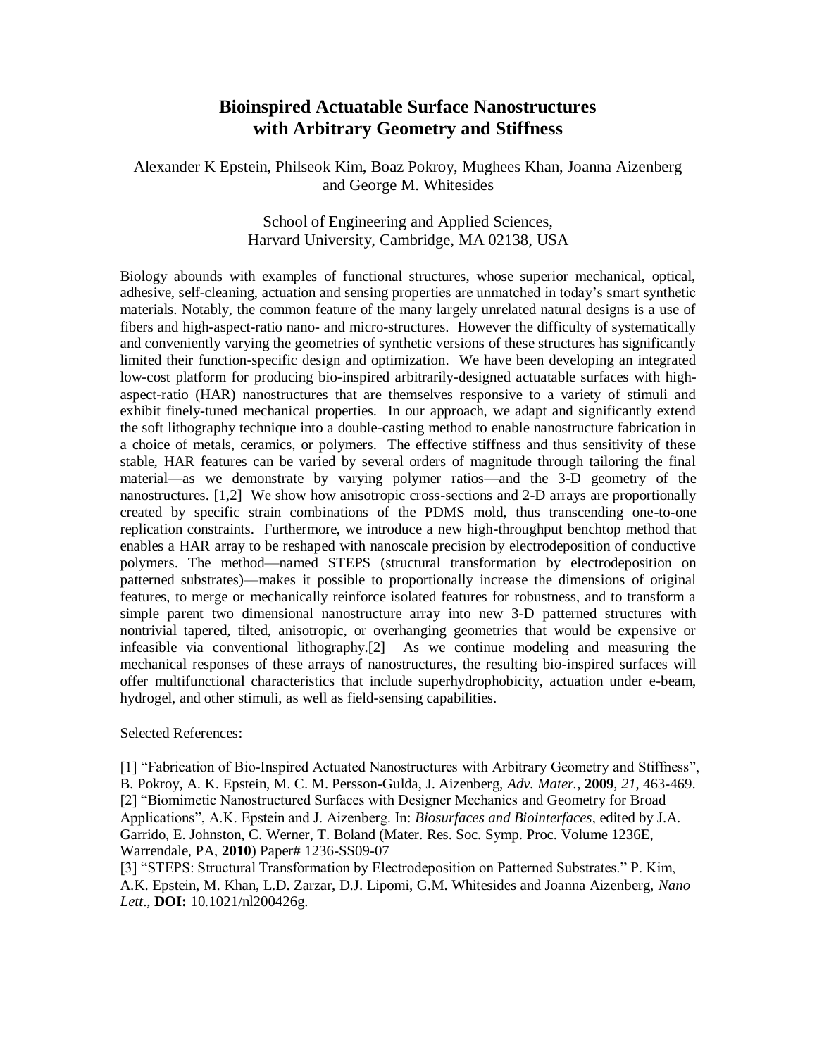# Bioinspired Actuatable Surface Nanostructures with Arbitrary Geometry and Stiffness

Alexander K Epstein, Philseok Kim, Boaz Pokroy, Mughees Khan, Joanna Aizenberg and George M. Whitesides

School of Engineering and Applied Sciences,
Harvard University, Cambridge, MA 02138, USA

Biology abounds with examples of functional structures, whose superior mechanical, optical, adhesive, self-cleaning, actuation and sensing properties are unmatched in today's smart synthetic materials. Notably, the common feature of the many largely unrelated natural designs is a use of fibers and high-aspect-ratio nano- and micro-structures. However the difficulty of systematically and conveniently varying the geometries of synthetic versions of these structures has significantly limited their function-specific design and optimization. We have been developing an integrated low-cost platform for producing bio-inspired arbitrarily-designed actuatable surfaces with high-aspect-ratio (HAR) nanostructures that are themselves responsive to a variety of stimuli and exhibit finely-tuned mechanical properties. In our approach, we adapt and significantly extend the soft lithography technique into a double-casting method to enable nanostructure fabrication in a choice of metals, ceramics, or polymers. The effective stiffness and thus sensitivity of these stable, HAR features can be varied by several orders of magnitude through tailoring the final material—as we demonstrate by varying polymer ratios—and the 3-D geometry of the nanostructures. [1,2] We show how anisotropic cross-sections and 2-D arrays are proportionally created by specific strain combinations of the PDMS mold, thus transcending one-to-one replication constraints. Furthermore, we introduce a new high-throughput benchtop method that enables a HAR array to be reshaped with nanoscale precision by electrodeposition of conductive polymers. The method—named STEPS (structural transformation by electrodeposition on patterned substrates)—makes it possible to proportionally increase the dimensions of original features, to merge or mechanically reinforce isolated features for robustness, and to transform a simple parent two dimensional nanostructure array into new 3-D patterned structures with nontrivial tapered, tilted, anisotropic, or overhanging geometries that would be expensive or infeasible via conventional lithography.[2] As we continue modeling and measuring the mechanical responses of these arrays of nanostructures, the resulting bio-inspired surfaces will offer multifunctional characteristics that include superhydrophobicity, actuation under e-beam, hydrogel, and other stimuli, as well as field-sensing capabilities.

Selected References:

[1] "Fabrication of Bio-Inspired Actuated Nanostructures with Arbitrary Geometry and Stiffness", B. Pokroy, A. K. Epstein, M. C. M. Persson-Gulda, J. Aizenberg, *Adv. Mater.*, **2009**, *21*, 463-469.
[2] "Biomimetic Nanostructured Surfaces with Designer Mechanics and Geometry for Broad Applications", A.K. Epstein and J. Aizenberg. In: *Biosurfaces and Biointerfaces*, edited by J.A. Garrido, E. Johnston, C. Werner, T. Boland (Mater. Res. Soc. Symp. Proc. Volume 1236E, Warrendale, PA, **2010**) Paper# 1236-SS09-07
[3] "STEPS: Structural Transformation by Electrodeposition on Patterned Substrates." P. Kim, A.K. Epstein, M. Khan, L.D. Zarzar, D.J. Lipomi, G.M. Whitesides and Joanna Aizenberg, *Nano Lett*., **DOI:** 10.1021/nl200426g.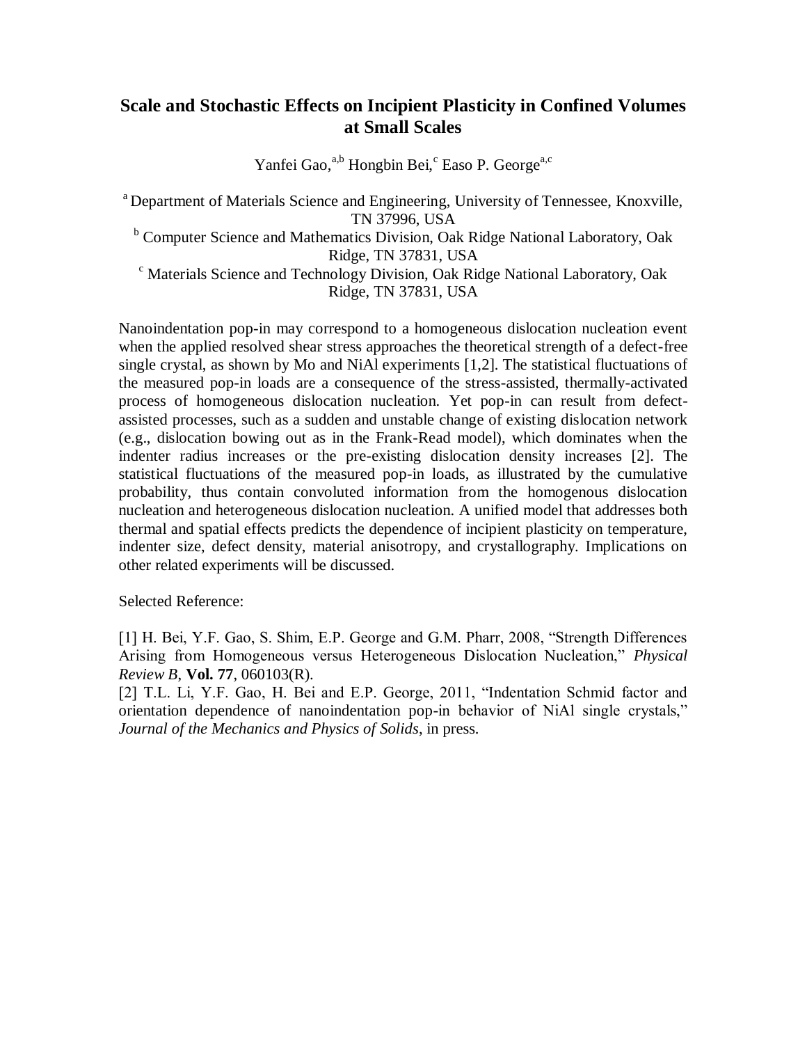# Scale and Stochastic Effects on Incipient Plasticity in Confined Volumes at Small Scales

Yanfei Gao,[a,b] Hongbin Bei,[c] Easo P. George[a,c]

[a] Department of Materials Science and Engineering, University of Tennessee, Knoxville, TN 37996, USA

[b] Computer Science and Mathematics Division, Oak Ridge National Laboratory, Oak Ridge, TN 37831, USA

[c] Materials Science and Technology Division, Oak Ridge National Laboratory, Oak Ridge, TN 37831, USA

Nanoindentation pop-in may correspond to a homogeneous dislocation nucleation event when the applied resolved shear stress approaches the theoretical strength of a defect-free single crystal, as shown by Mo and NiAl experiments [1,2]. The statistical fluctuations of the measured pop-in loads are a consequence of the stress-assisted, thermally-activated process of homogeneous dislocation nucleation. Yet pop-in can result from defect-assisted processes, such as a sudden and unstable change of existing dislocation network (e.g., dislocation bowing out as in the Frank-Read model), which dominates when the indenter radius increases or the pre-existing dislocation density increases [2]. The statistical fluctuations of the measured pop-in loads, as illustrated by the cumulative probability, thus contain convoluted information from the homogenous dislocation nucleation and heterogeneous dislocation nucleation. A unified model that addresses both thermal and spatial effects predicts the dependence of incipient plasticity on temperature, indenter size, defect density, material anisotropy, and crystallography. Implications on other related experiments will be discussed.

Selected Reference:

[1] H. Bei, Y.F. Gao, S. Shim, E.P. George and G.M. Pharr, 2008, "Strength Differences Arising from Homogeneous versus Heterogeneous Dislocation Nucleation," *Physical Review B*, **Vol. 77**, 060103(R).

[2] T.L. Li, Y.F. Gao, H. Bei and E.P. George, 2011, "Indentation Schmid factor and orientation dependence of nanoindentation pop-in behavior of NiAl single crystals," *Journal of the Mechanics and Physics of Solids*, in press.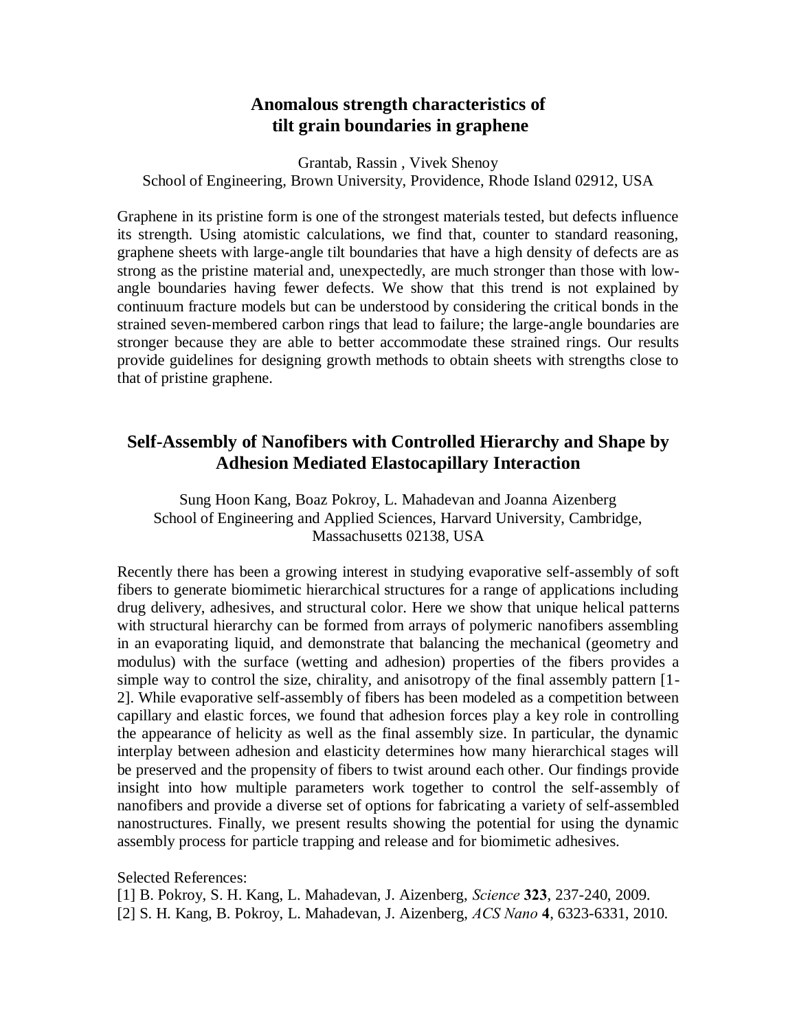## Anomalous strength characteristics of tilt grain boundaries in graphene

Grantab, Rassin , Vivek Shenoy
School of Engineering, Brown University, Providence, Rhode Island 02912, USA

Graphene in its pristine form is one of the strongest materials tested, but defects influence its strength. Using atomistic calculations, we find that, counter to standard reasoning, graphene sheets with large-angle tilt boundaries that have a high density of defects are as strong as the pristine material and, unexpectedly, are much stronger than those with low-angle boundaries having fewer defects. We show that this trend is not explained by continuum fracture models but can be understood by considering the critical bonds in the strained seven-membered carbon rings that lead to failure; the large-angle boundaries are stronger because they are able to better accommodate these strained rings. Our results provide guidelines for designing growth methods to obtain sheets with strengths close to that of pristine graphene.

## Self-Assembly of Nanofibers with Controlled Hierarchy and Shape by Adhesion Mediated Elastocapillary Interaction

Sung Hoon Kang, Boaz Pokroy, L. Mahadevan and Joanna Aizenberg
School of Engineering and Applied Sciences, Harvard University, Cambridge, Massachusetts 02138, USA

Recently there has been a growing interest in studying evaporative self-assembly of soft fibers to generate biomimetic hierarchical structures for a range of applications including drug delivery, adhesives, and structural color. Here we show that unique helical patterns with structural hierarchy can be formed from arrays of polymeric nanofibers assembling in an evaporating liquid, and demonstrate that balancing the mechanical (geometry and modulus) with the surface (wetting and adhesion) properties of the fibers provides a simple way to control the size, chirality, and anisotropy of the final assembly pattern [1-2]. While evaporative self-assembly of fibers has been modeled as a competition between capillary and elastic forces, we found that adhesion forces play a key role in controlling the appearance of helicity as well as the final assembly size. In particular, the dynamic interplay between adhesion and elasticity determines how many hierarchical stages will be preserved and the propensity of fibers to twist around each other. Our findings provide insight into how multiple parameters work together to control the self-assembly of nanofibers and provide a diverse set of options for fabricating a variety of self-assembled nanostructures. Finally, we present results showing the potential for using the dynamic assembly process for particle trapping and release and for biomimetic adhesives.

Selected References:

[1] B. Pokroy, S. H. Kang, L. Mahadevan, J. Aizenberg, *Science* **323**, 237-240, 2009.

[2] S. H. Kang, B. Pokroy, L. Mahadevan, J. Aizenberg, *ACS Nano* **4**, 6323-6331, 2010.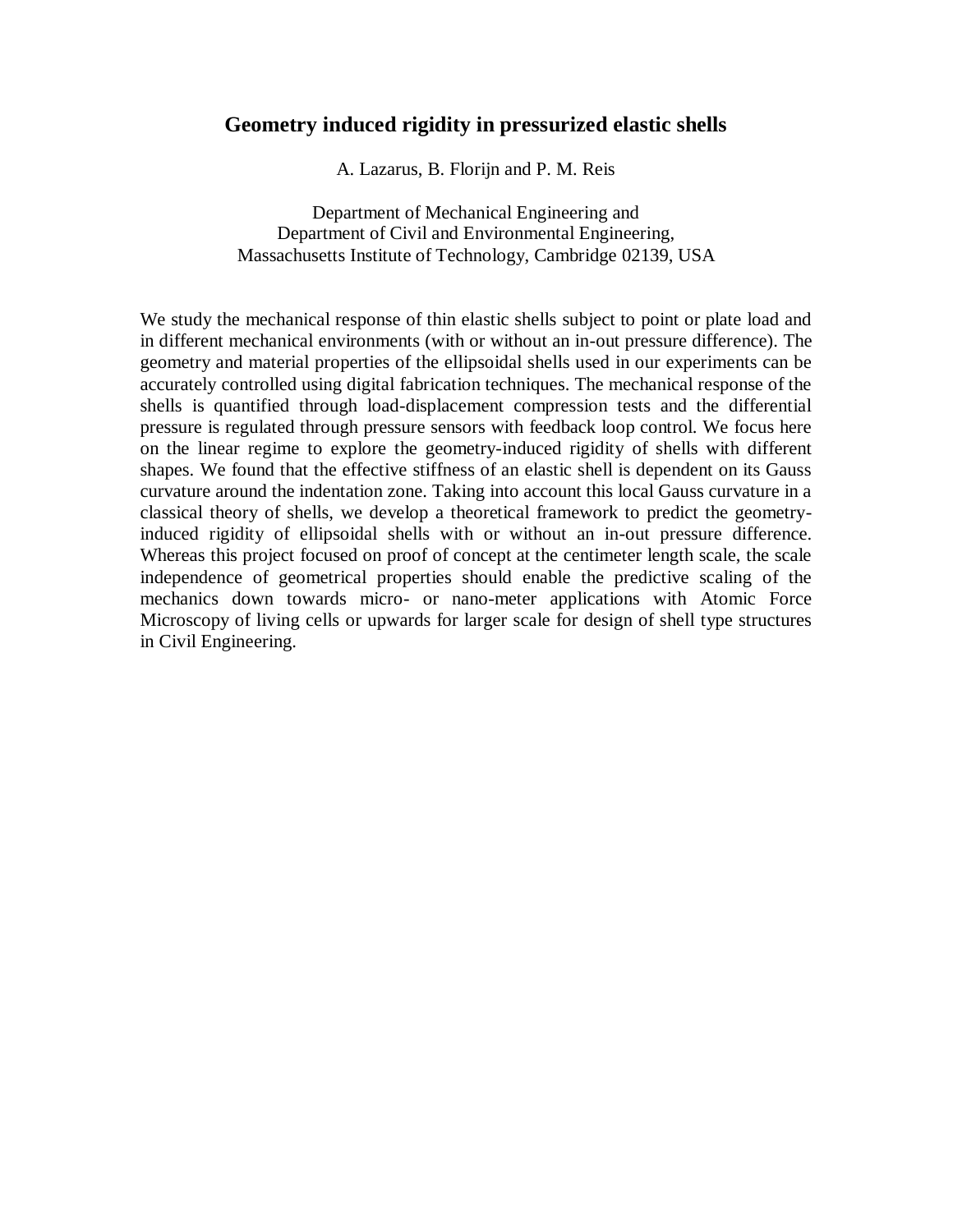# Geometry induced rigidity in pressurized elastic shells

A. Lazarus, B. Florijn and P. M. Reis

Department of Mechanical Engineering and
Department of Civil and Environmental Engineering,
Massachusetts Institute of Technology, Cambridge 02139, USA

We study the mechanical response of thin elastic shells subject to point or plate load and in different mechanical environments (with or without an in-out pressure difference). The geometry and material properties of the ellipsoidal shells used in our experiments can be accurately controlled using digital fabrication techniques. The mechanical response of the shells is quantified through load-displacement compression tests and the differential pressure is regulated through pressure sensors with feedback loop control. We focus here on the linear regime to explore the geometry-induced rigidity of shells with different shapes. We found that the effective stiffness of an elastic shell is dependent on its Gauss curvature around the indentation zone. Taking into account this local Gauss curvature in a classical theory of shells, we develop a theoretical framework to predict the geometry-induced rigidity of ellipsoidal shells with or without an in-out pressure difference. Whereas this project focused on proof of concept at the centimeter length scale, the scale independence of geometrical properties should enable the predictive scaling of the mechanics down towards micro- or nano-meter applications with Atomic Force Microscopy of living cells or upwards for larger scale for design of shell type structures in Civil Engineering.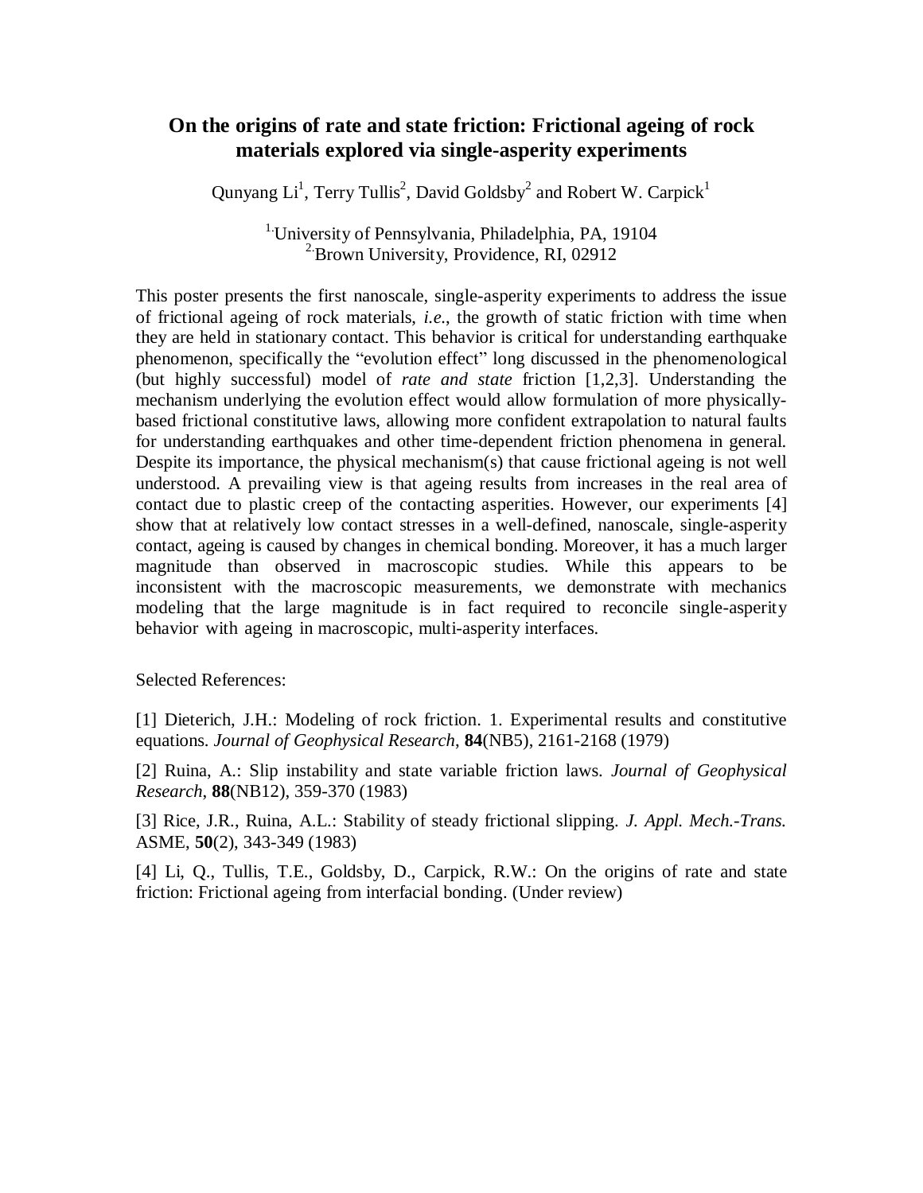# On the origins of rate and state friction: Frictional ageing of rock materials explored via single-asperity experiments

Qunyang Li[1], Terry Tullis[2], David Goldsby[2] and Robert W. Carpick[1]

[1] University of Pennsylvania, Philadelphia, PA, 19104
[2] Brown University, Providence, RI, 02912

This poster presents the first nanoscale, single-asperity experiments to address the issue of frictional ageing of rock materials, *i.e.*, the growth of static friction with time when they are held in stationary contact. This behavior is critical for understanding earthquake phenomenon, specifically the "evolution effect" long discussed in the phenomenological (but highly successful) model of *rate and state* friction [1,2,3]. Understanding the mechanism underlying the evolution effect would allow formulation of more physically-based frictional constitutive laws, allowing more confident extrapolation to natural faults for understanding earthquakes and other time-dependent friction phenomena in general. Despite its importance, the physical mechanism(s) that cause frictional ageing is not well understood. A prevailing view is that ageing results from increases in the real area of contact due to plastic creep of the contacting asperities. However, our experiments [4] show that at relatively low contact stresses in a well-defined, nanoscale, single-asperity contact, ageing is caused by changes in chemical bonding. Moreover, it has a much larger magnitude than observed in macroscopic studies. While this appears to be inconsistent with the macroscopic measurements, we demonstrate with mechanics modeling that the large magnitude is in fact required to reconcile single-asperity behavior with ageing in macroscopic, multi-asperity interfaces.

Selected References:

[1] Dieterich, J.H.: Modeling of rock friction. 1. Experimental results and constitutive equations. *Journal of Geophysical Research*, **84**(NB5), 2161-2168 (1979)

[2] Ruina, A.: Slip instability and state variable friction laws. *Journal of Geophysical Research*, **88**(NB12), 359-370 (1983)

[3] Rice, J.R., Ruina, A.L.: Stability of steady frictional slipping. *J. Appl. Mech.-Trans.* ASME, **50**(2), 343-349 (1983)

[4] Li, Q., Tullis, T.E., Goldsby, D., Carpick, R.W.: On the origins of rate and state friction: Frictional ageing from interfacial bonding. (Under review)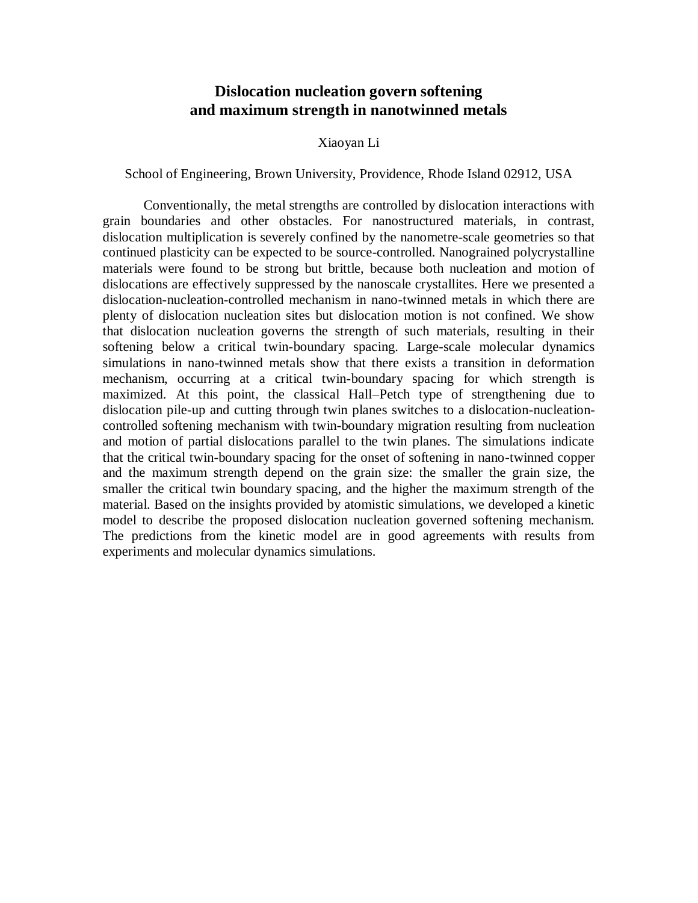# Dislocation nucleation govern softening and maximum strength in nanotwinned metals

Xiaoyan Li

School of Engineering, Brown University, Providence, Rhode Island 02912, USA

Conventionally, the metal strengths are controlled by dislocation interactions with grain boundaries and other obstacles. For nanostructured materials, in contrast, dislocation multiplication is severely confined by the nanometre-scale geometries so that continued plasticity can be expected to be source-controlled. Nanograined polycrystalline materials were found to be strong but brittle, because both nucleation and motion of dislocations are effectively suppressed by the nanoscale crystallites. Here we presented a dislocation-nucleation-controlled mechanism in nano-twinned metals in which there are plenty of dislocation nucleation sites but dislocation motion is not confined. We show that dislocation nucleation governs the strength of such materials, resulting in their softening below a critical twin-boundary spacing. Large-scale molecular dynamics simulations in nano-twinned metals show that there exists a transition in deformation mechanism, occurring at a critical twin-boundary spacing for which strength is maximized. At this point, the classical Hall–Petch type of strengthening due to dislocation pile-up and cutting through twin planes switches to a dislocation-nucleation-controlled softening mechanism with twin-boundary migration resulting from nucleation and motion of partial dislocations parallel to the twin planes. The simulations indicate that the critical twin-boundary spacing for the onset of softening in nano-twinned copper and the maximum strength depend on the grain size: the smaller the grain size, the smaller the critical twin boundary spacing, and the higher the maximum strength of the material. Based on the insights provided by atomistic simulations, we developed a kinetic model to describe the proposed dislocation nucleation governed softening mechanism. The predictions from the kinetic model are in good agreements with results from experiments and molecular dynamics simulations.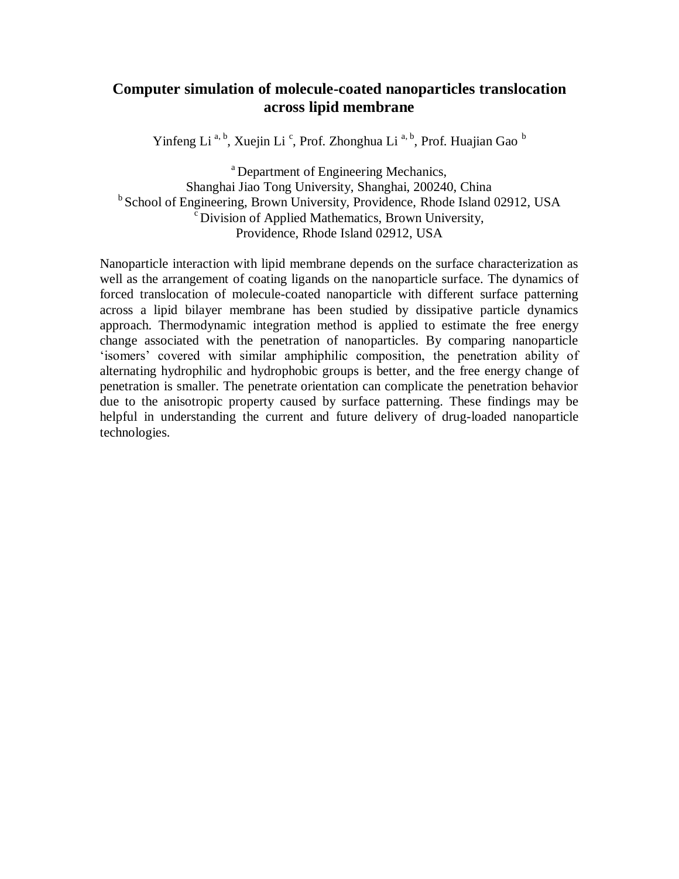# Computer simulation of molecule-coated nanoparticles translocation across lipid membrane

Yinfeng Li [a, b], Xuejin Li [c], Prof. Zhonghua Li [a, b], Prof. Huajian Gao [b]

[a] Department of Engineering Mechanics,
Shanghai Jiao Tong University, Shanghai, 200240, China
[b] School of Engineering, Brown University, Providence, Rhode Island 02912, USA
[c] Division of Applied Mathematics, Brown University,
Providence, Rhode Island 02912, USA

Nanoparticle interaction with lipid membrane depends on the surface characterization as well as the arrangement of coating ligands on the nanoparticle surface. The dynamics of forced translocation of molecule-coated nanoparticle with different surface patterning across a lipid bilayer membrane has been studied by dissipative particle dynamics approach. Thermodynamic integration method is applied to estimate the free energy change associated with the penetration of nanoparticles. By comparing nanoparticle 'isomers' covered with similar amphiphilic composition, the penetration ability of alternating hydrophilic and hydrophobic groups is better, and the free energy change of penetration is smaller. The penetrate orientation can complicate the penetration behavior due to the anisotropic property caused by surface patterning. These findings may be helpful in understanding the current and future delivery of drug-loaded nanoparticle technologies.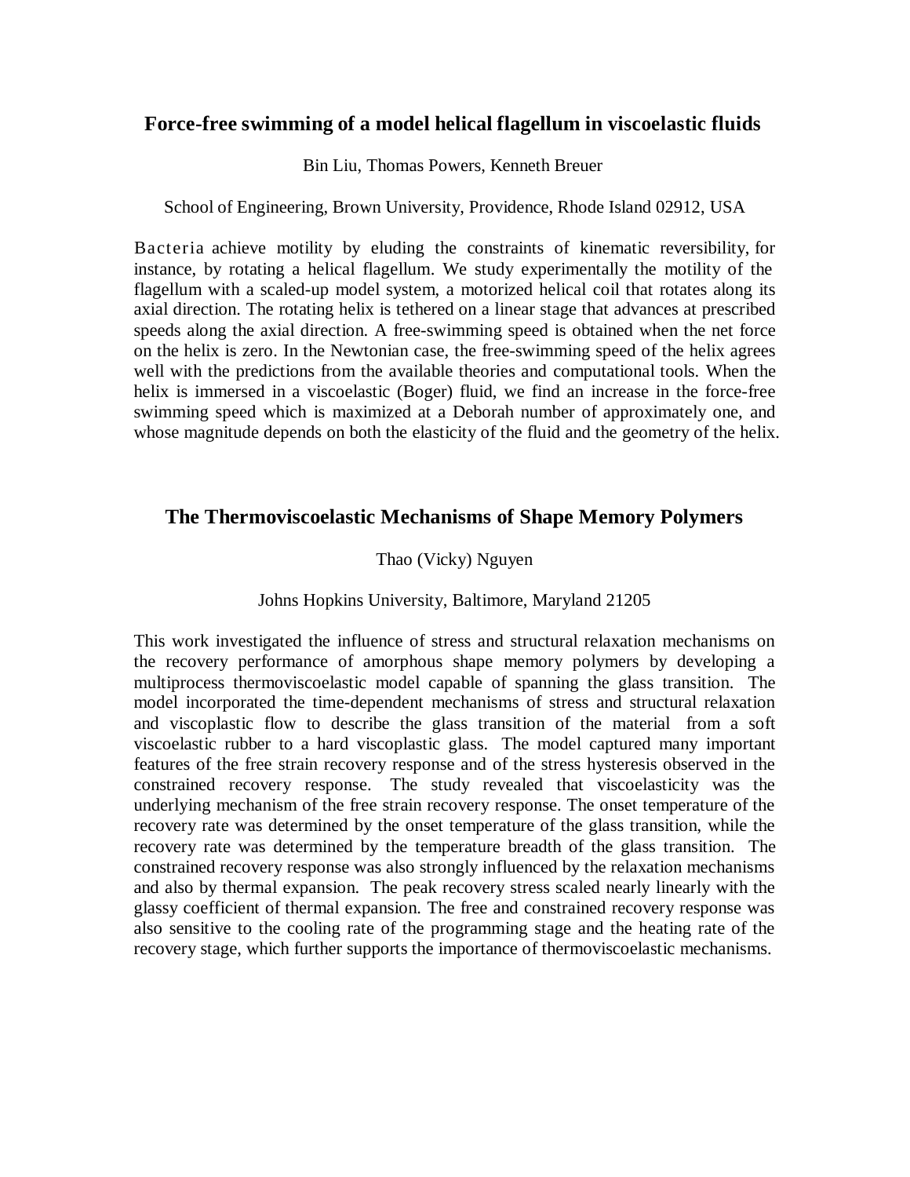## Force-free swimming of a model helical flagellum in viscoelastic fluids

Bin Liu, Thomas Powers, Kenneth Breuer

School of Engineering, Brown University, Providence, Rhode Island 02912, USA

Bacteria achieve motility by eluding the constraints of kinematic reversibility, for instance, by rotating a helical flagellum. We study experimentally the motility of the flagellum with a scaled-up model system, a motorized helical coil that rotates along its axial direction. The rotating helix is tethered on a linear stage that advances at prescribed speeds along the axial direction. A free-swimming speed is obtained when the net force on the helix is zero. In the Newtonian case, the free-swimming speed of the helix agrees well with the predictions from the available theories and computational tools. When the helix is immersed in a viscoelastic (Boger) fluid, we find an increase in the force-free swimming speed which is maximized at a Deborah number of approximately one, and whose magnitude depends on both the elasticity of the fluid and the geometry of the helix.

## The Thermoviscoelastic Mechanisms of Shape Memory Polymers

Thao (Vicky) Nguyen

Johns Hopkins University, Baltimore, Maryland 21205

This work investigated the influence of stress and structural relaxation mechanisms on the recovery performance of amorphous shape memory polymers by developing a multiprocess thermoviscoelastic model capable of spanning the glass transition. The model incorporated the time-dependent mechanisms of stress and structural relaxation and viscoplastic flow to describe the glass transition of the material from a soft viscoelastic rubber to a hard viscoplastic glass. The model captured many important features of the free strain recovery response and of the stress hysteresis observed in the constrained recovery response. The study revealed that viscoelasticity was the underlying mechanism of the free strain recovery response. The onset temperature of the recovery rate was determined by the onset temperature of the glass transition, while the recovery rate was determined by the temperature breadth of the glass transition. The constrained recovery response was also strongly influenced by the relaxation mechanisms and also by thermal expansion. The peak recovery stress scaled nearly linearly with the glassy coefficient of thermal expansion. The free and constrained recovery response was also sensitive to the cooling rate of the programming stage and the heating rate of the recovery stage, which further supports the importance of thermoviscoelastic mechanisms.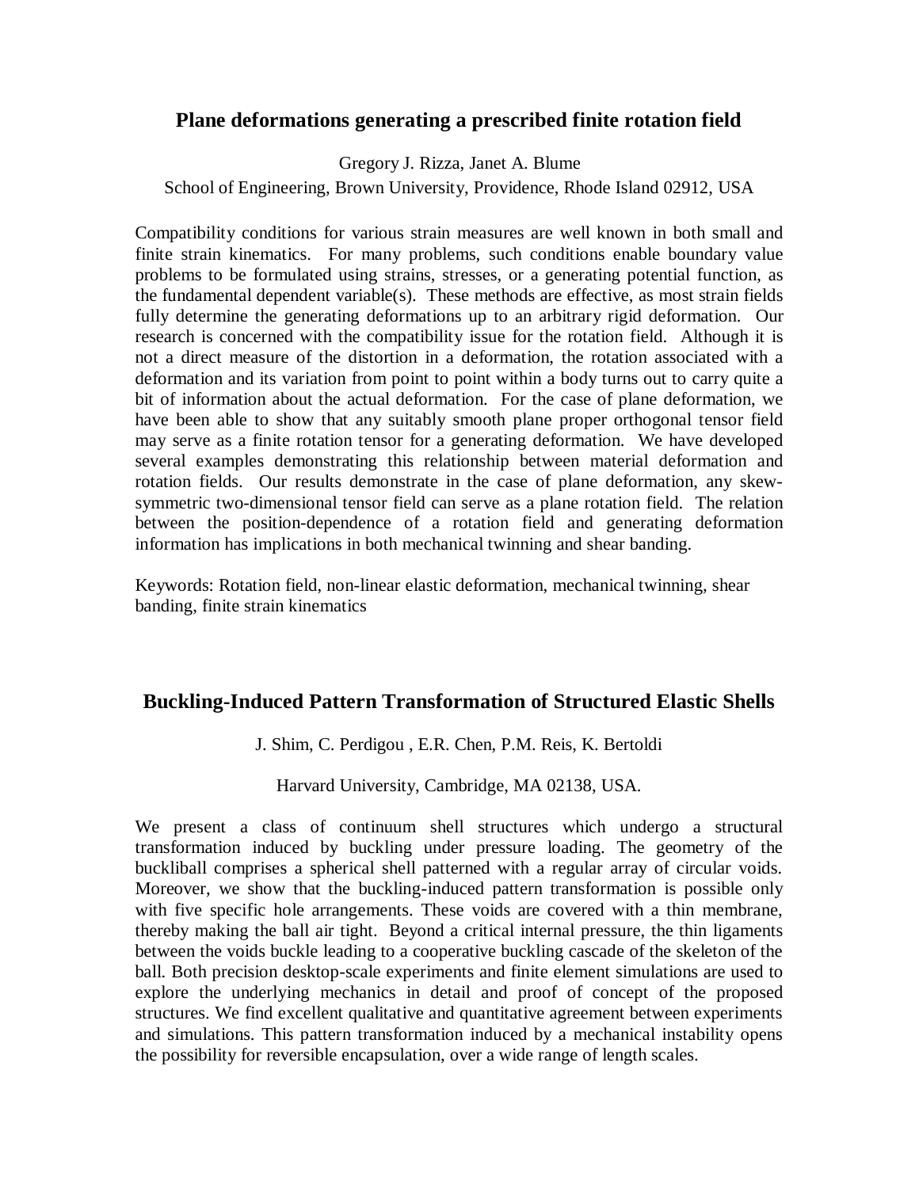## Plane deformations generating a prescribed finite rotation field

Gregory J. Rizza, Janet A. Blume

School of Engineering, Brown University, Providence, Rhode Island 02912, USA

Compatibility conditions for various strain measures are well known in both small and finite strain kinematics. For many problems, such conditions enable boundary value problems to be formulated using strains, stresses, or a generating potential function, as the fundamental dependent variable(s). These methods are effective, as most strain fields fully determine the generating deformations up to an arbitrary rigid deformation. Our research is concerned with the compatibility issue for the rotation field. Although it is not a direct measure of the distortion in a deformation, the rotation associated with a deformation and its variation from point to point within a body turns out to carry quite a bit of information about the actual deformation. For the case of plane deformation, we have been able to show that any suitably smooth plane proper orthogonal tensor field may serve as a finite rotation tensor for a generating deformation. We have developed several examples demonstrating this relationship between material deformation and rotation fields. Our results demonstrate in the case of plane deformation, any skew-symmetric two-dimensional tensor field can serve as a plane rotation field. The relation between the position-dependence of a rotation field and generating deformation information has implications in both mechanical twinning and shear banding.

Keywords: Rotation field, non-linear elastic deformation, mechanical twinning, shear banding, finite strain kinematics

## Buckling-Induced Pattern Transformation of Structured Elastic Shells

J. Shim, C. Perdigou , E.R. Chen, P.M. Reis, K. Bertoldi

Harvard University, Cambridge, MA 02138, USA.

We present a class of continuum shell structures which undergo a structural transformation induced by buckling under pressure loading. The geometry of the buckliball comprises a spherical shell patterned with a regular array of circular voids. Moreover, we show that the buckling-induced pattern transformation is possible only with five specific hole arrangements. These voids are covered with a thin membrane, thereby making the ball air tight. Beyond a critical internal pressure, the thin ligaments between the voids buckle leading to a cooperative buckling cascade of the skeleton of the ball. Both precision desktop-scale experiments and finite element simulations are used to explore the underlying mechanics in detail and proof of concept of the proposed structures. We find excellent qualitative and quantitative agreement between experiments and simulations. This pattern transformation induced by a mechanical instability opens the possibility for reversible encapsulation, over a wide range of length scales.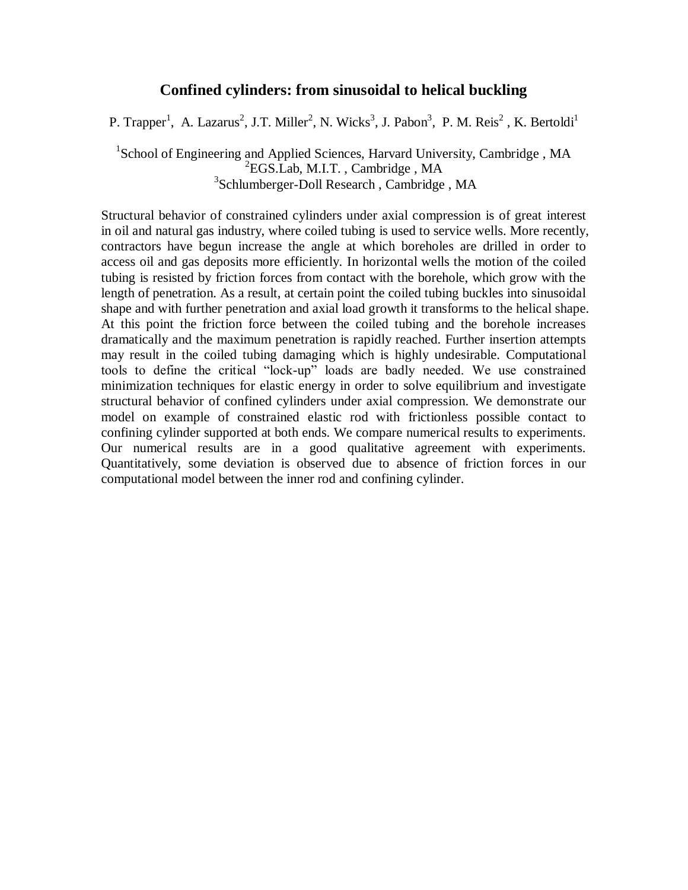## Confined cylinders: from sinusoidal to helical buckling

P. Trapper[1], A. Lazarus[2], J.T. Miller[2], N. Wicks[3], J. Pabon[3], P. M. Reis[2], K. Bertoldi[1]

[1]School of Engineering and Applied Sciences, Harvard University, Cambridge , MA
[2]EGS.Lab, M.I.T. , Cambridge , MA
[3]Schlumberger-Doll Research , Cambridge , MA

Structural behavior of constrained cylinders under axial compression is of great interest in oil and natural gas industry, where coiled tubing is used to service wells. More recently, contractors have begun increase the angle at which boreholes are drilled in order to access oil and gas deposits more efficiently. In horizontal wells the motion of the coiled tubing is resisted by friction forces from contact with the borehole, which grow with the length of penetration. As a result, at certain point the coiled tubing buckles into sinusoidal shape and with further penetration and axial load growth it transforms to the helical shape. At this point the friction force between the coiled tubing and the borehole increases dramatically and the maximum penetration is rapidly reached. Further insertion attempts may result in the coiled tubing damaging which is highly undesirable. Computational tools to define the critical "lock-up" loads are badly needed. We use constrained minimization techniques for elastic energy in order to solve equilibrium and investigate structural behavior of confined cylinders under axial compression. We demonstrate our model on example of constrained elastic rod with frictionless possible contact to confining cylinder supported at both ends. We compare numerical results to experiments. Our numerical results are in a good qualitative agreement with experiments. Quantitatively, some deviation is observed due to absence of friction forces in our computational model between the inner rod and confining cylinder.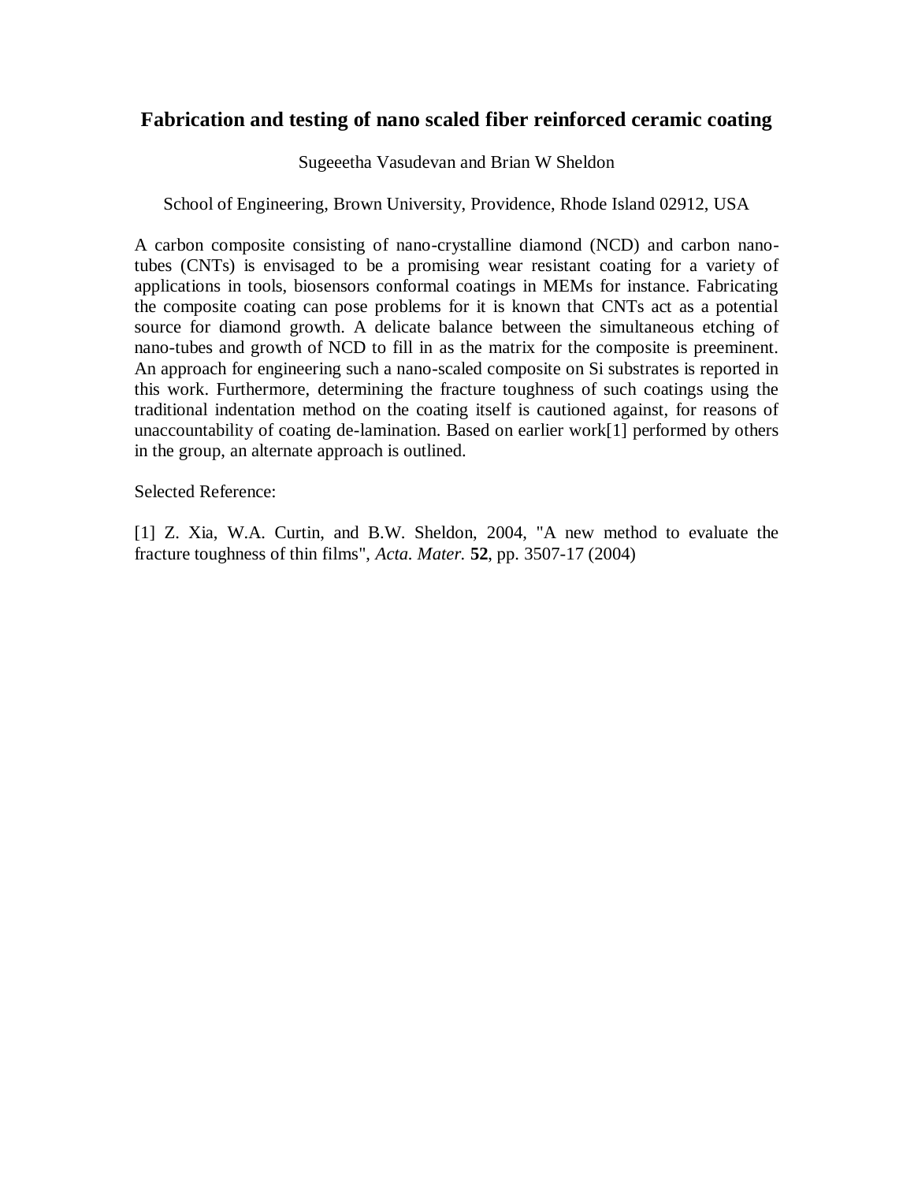## Fabrication and testing of nano scaled fiber reinforced ceramic coating

Sugeeetha Vasudevan and Brian W Sheldon

School of Engineering, Brown University, Providence, Rhode Island 02912, USA

A carbon composite consisting of nano-crystalline diamond (NCD) and carbon nano-tubes (CNTs) is envisaged to be a promising wear resistant coating for a variety of applications in tools, biosensors conformal coatings in MEMs for instance. Fabricating the composite coating can pose problems for it is known that CNTs act as a potential source for diamond growth. A delicate balance between the simultaneous etching of nano-tubes and growth of NCD to fill in as the matrix for the composite is preeminent. An approach for engineering such a nano-scaled composite on Si substrates is reported in this work. Furthermore, determining the fracture toughness of such coatings using the traditional indentation method on the coating itself is cautioned against, for reasons of unaccountability of coating de-lamination. Based on earlier work[1] performed by others in the group, an alternate approach is outlined.

Selected Reference:

[1] Z. Xia, W.A. Curtin, and B.W. Sheldon, 2004, "A new method to evaluate the fracture toughness of thin films", *Acta. Mater.* **52**, pp. 3507-17 (2004)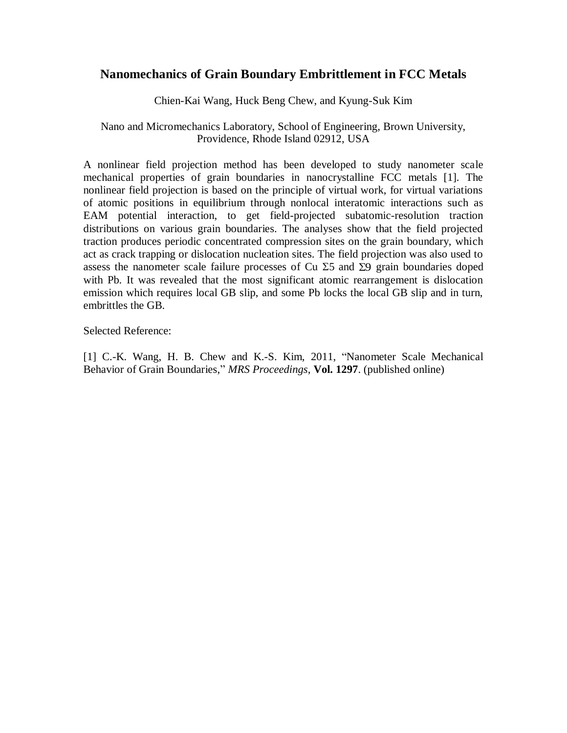# Nanomechanics of Grain Boundary Embrittlement in FCC Metals

Chien-Kai Wang, Huck Beng Chew, and Kyung-Suk Kim

Nano and Micromechanics Laboratory, School of Engineering, Brown University, Providence, Rhode Island 02912, USA

A nonlinear field projection method has been developed to study nanometer scale mechanical properties of grain boundaries in nanocrystalline FCC metals [1]. The nonlinear field projection is based on the principle of virtual work, for virtual variations of atomic positions in equilibrium through nonlocal interatomic interactions such as EAM potential interaction, to get field-projected subatomic-resolution traction distributions on various grain boundaries. The analyses show that the field projected traction produces periodic concentrated compression sites on the grain boundary, which act as crack trapping or dislocation nucleation sites. The field projection was also used to assess the nanometer scale failure processes of Cu $\Sigma 5$ and $\Sigma 9$ grain boundaries doped with Pb. It was revealed that the most significant atomic rearrangement is dislocation emission which requires local GB slip, and some Pb locks the local GB slip and in turn, embrittles the GB.

Selected Reference:

[1] C.-K. Wang, H. B. Chew and K.-S. Kim, 2011, "Nanometer Scale Mechanical Behavior of Grain Boundaries," *MRS Proceedings*, **Vol. 1297**. (published online)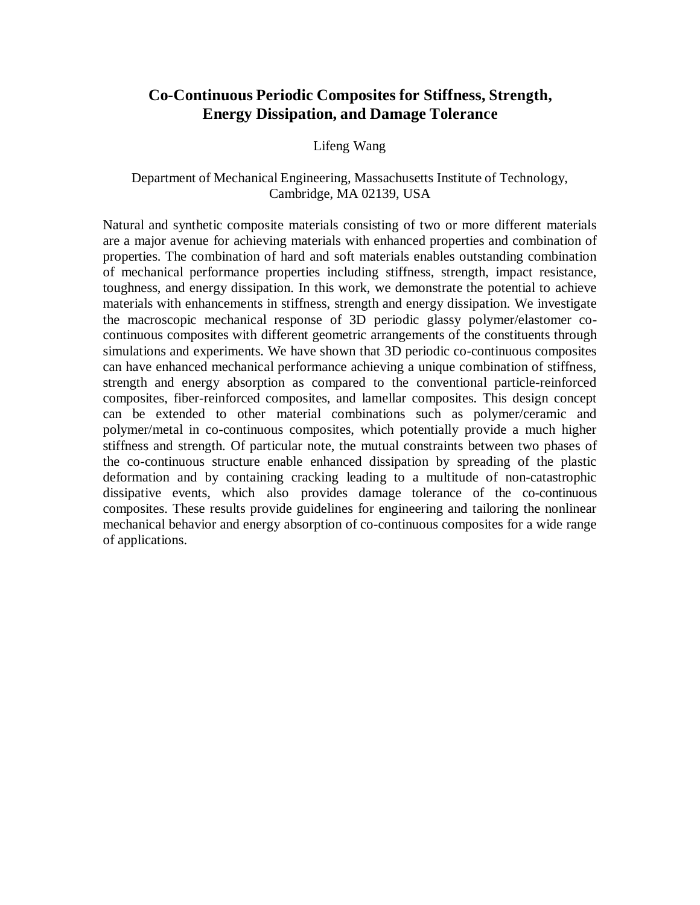# Co-Continuous Periodic Composites for Stiffness, Strength, Energy Dissipation, and Damage Tolerance

Lifeng Wang

Department of Mechanical Engineering, Massachusetts Institute of Technology, Cambridge, MA 02139, USA

Natural and synthetic composite materials consisting of two or more different materials are a major avenue for achieving materials with enhanced properties and combination of properties. The combination of hard and soft materials enables outstanding combination of mechanical performance properties including stiffness, strength, impact resistance, toughness, and energy dissipation. In this work, we demonstrate the potential to achieve materials with enhancements in stiffness, strength and energy dissipation. We investigate the macroscopic mechanical response of 3D periodic glassy polymer/elastomer co-continuous composites with different geometric arrangements of the constituents through simulations and experiments. We have shown that 3D periodic co-continuous composites can have enhanced mechanical performance achieving a unique combination of stiffness, strength and energy absorption as compared to the conventional particle-reinforced composites, fiber-reinforced composites, and lamellar composites. This design concept can be extended to other material combinations such as polymer/ceramic and polymer/metal in co-continuous composites, which potentially provide a much higher stiffness and strength. Of particular note, the mutual constraints between two phases of the co-continuous structure enable enhanced dissipation by spreading of the plastic deformation and by containing cracking leading to a multitude of non-catastrophic dissipative events, which also provides damage tolerance of the co-continuous composites. These results provide guidelines for engineering and tailoring the nonlinear mechanical behavior and energy absorption of co-continuous composites for a wide range of applications.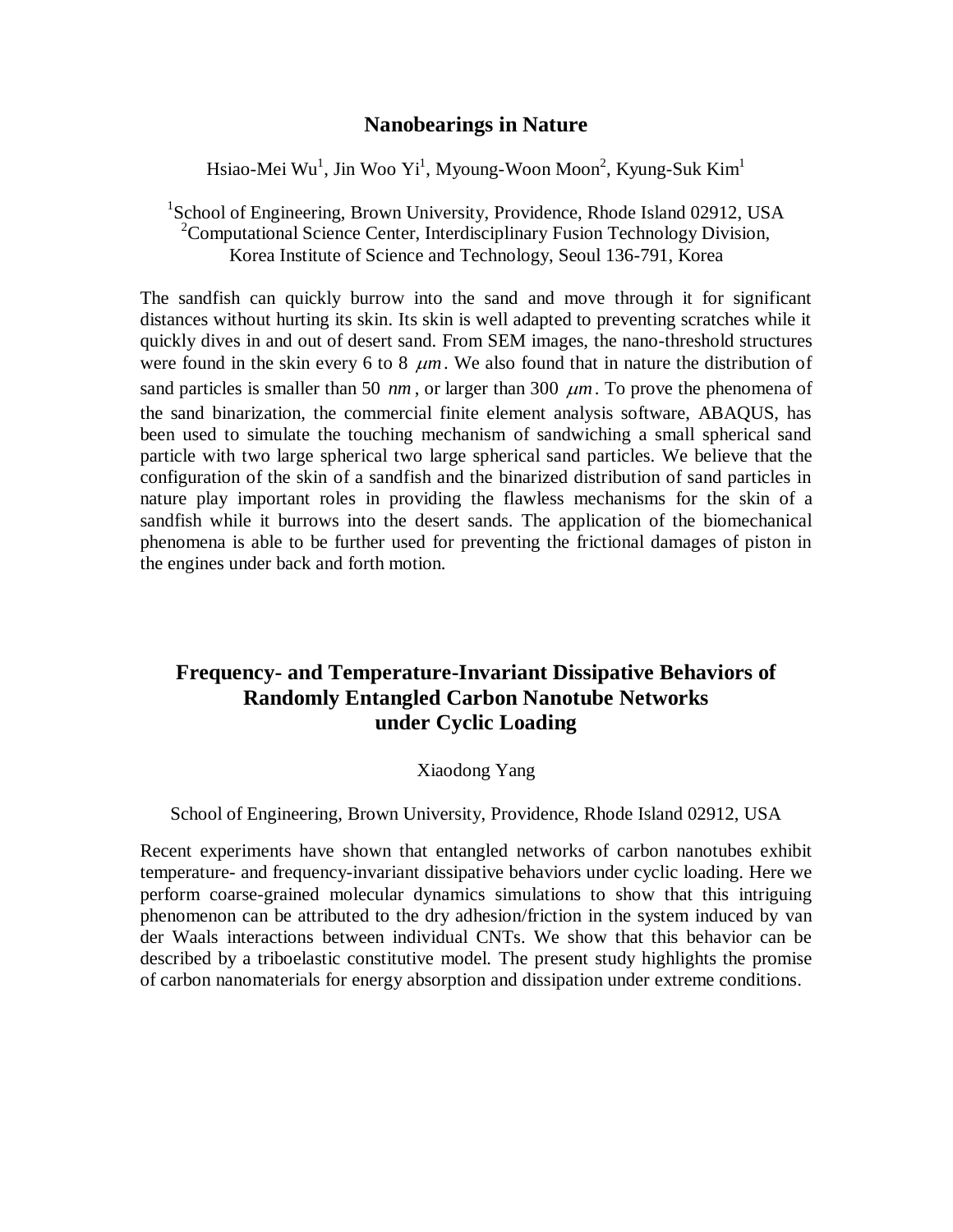## Nanobearings in Nature

Hsiao-Mei Wu[1], Jin Woo Yi[1], Myoung-Woon Moon[2], Kyung-Suk Kim[1]

[1]School of Engineering, Brown University, Providence, Rhode Island 02912, USA
[2]Computational Science Center, Interdisciplinary Fusion Technology Division, Korea Institute of Science and Technology, Seoul 136-791, Korea

The sandfish can quickly burrow into the sand and move through it for significant distances without hurting its skin. Its skin is well adapted to preventing scratches while it quickly dives in and out of desert sand. From SEM images, the nano-threshold structures were found in the skin every 6 to 8 $\mu m$. We also found that in nature the distribution of sand particles is smaller than 50 $nm$, or larger than 300 $\mu m$. To prove the phenomena of the sand binarization, the commercial finite element analysis software, ABAQUS, has been used to simulate the touching mechanism of sandwiching a small spherical sand particle with two large spherical two large spherical sand particles. We believe that the configuration of the skin of a sandfish and the binarized distribution of sand particles in nature play important roles in providing the flawless mechanisms for the skin of a sandfish while it burrows into the desert sands. The application of the biomechanical phenomena is able to be further used for preventing the frictional damages of piston in the engines under back and forth motion.

## Frequency- and Temperature-Invariant Dissipative Behaviors of Randomly Entangled Carbon Nanotube Networks under Cyclic Loading

Xiaodong Yang

School of Engineering, Brown University, Providence, Rhode Island 02912, USA

Recent experiments have shown that entangled networks of carbon nanotubes exhibit temperature- and frequency-invariant dissipative behaviors under cyclic loading. Here we perform coarse-grained molecular dynamics simulations to show that this intriguing phenomenon can be attributed to the dry adhesion/friction in the system induced by van der Waals interactions between individual CNTs. We show that this behavior can be described by a triboelastic constitutive model. The present study highlights the promise of carbon nanomaterials for energy absorption and dissipation under extreme conditions.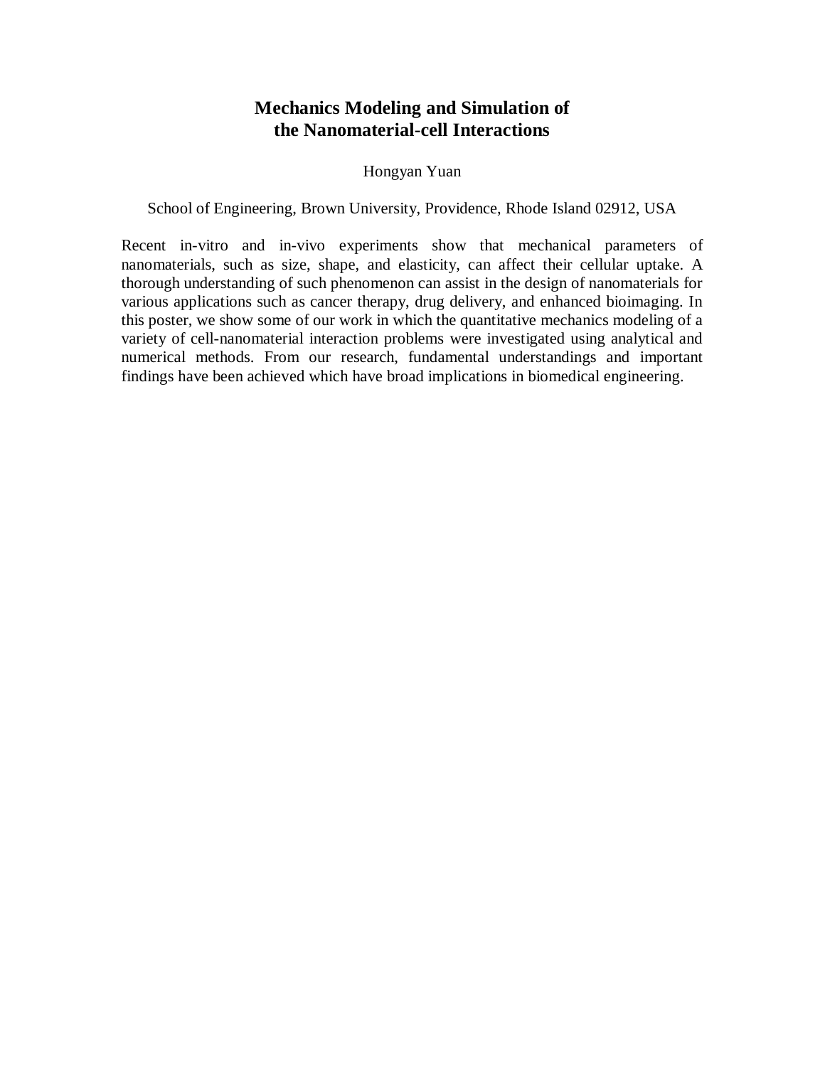# Mechanics Modeling and Simulation of the Nanomaterial-cell Interactions

Hongyan Yuan

School of Engineering, Brown University, Providence, Rhode Island 02912, USA

Recent in-vitro and in-vivo experiments show that mechanical parameters of nanomaterials, such as size, shape, and elasticity, can affect their cellular uptake. A thorough understanding of such phenomenon can assist in the design of nanomaterials for various applications such as cancer therapy, drug delivery, and enhanced bioimaging. In this poster, we show some of our work in which the quantitative mechanics modeling of a variety of cell-nanomaterial interaction problems were investigated using analytical and numerical methods. From our research, fundamental understandings and important findings have been achieved which have broad implications in biomedical engineering.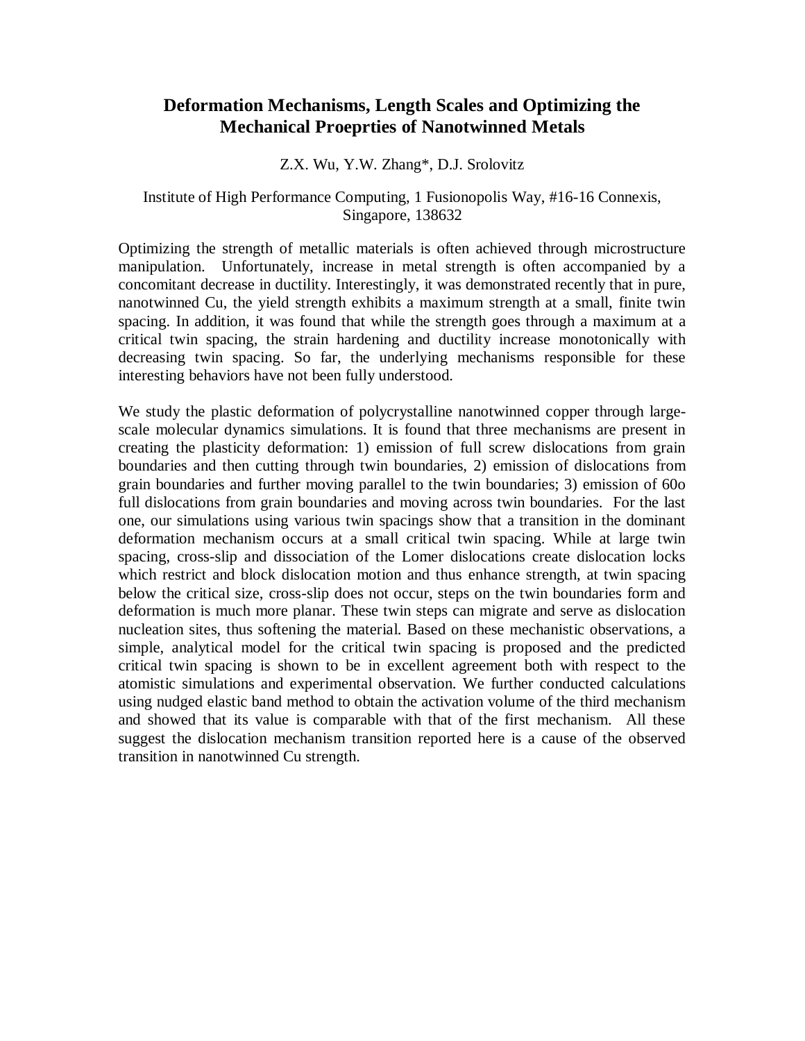# Deformation Mechanisms, Length Scales and Optimizing the Mechanical Proeprties of Nanotwinned Metals

Z.X. Wu, Y.W. Zhang*, D.J. Srolovitz

Institute of High Performance Computing, 1 Fusionopolis Way, #16-16 Connexis, Singapore, 138632

Optimizing the strength of metallic materials is often achieved through microstructure manipulation. Unfortunately, increase in metal strength is often accompanied by a concomitant decrease in ductility. Interestingly, it was demonstrated recently that in pure, nanotwinned Cu, the yield strength exhibits a maximum strength at a small, finite twin spacing. In addition, it was found that while the strength goes through a maximum at a critical twin spacing, the strain hardening and ductility increase monotonically with decreasing twin spacing. So far, the underlying mechanisms responsible for these interesting behaviors have not been fully understood.

We study the plastic deformation of polycrystalline nanotwinned copper through large-scale molecular dynamics simulations. It is found that three mechanisms are present in creating the plasticity deformation: 1) emission of full screw dislocations from grain boundaries and then cutting through twin boundaries, 2) emission of dislocations from grain boundaries and further moving parallel to the twin boundaries; 3) emission of 60o full dislocations from grain boundaries and moving across twin boundaries. For the last one, our simulations using various twin spacings show that a transition in the dominant deformation mechanism occurs at a small critical twin spacing. While at large twin spacing, cross-slip and dissociation of the Lomer dislocations create dislocation locks which restrict and block dislocation motion and thus enhance strength, at twin spacing below the critical size, cross-slip does not occur, steps on the twin boundaries form and deformation is much more planar. These twin steps can migrate and serve as dislocation nucleation sites, thus softening the material. Based on these mechanistic observations, a simple, analytical model for the critical twin spacing is proposed and the predicted critical twin spacing is shown to be in excellent agreement both with respect to the atomistic simulations and experimental observation. We further conducted calculations using nudged elastic band method to obtain the activation volume of the third mechanism and showed that its value is comparable with that of the first mechanism. All these suggest the dislocation mechanism transition reported here is a cause of the observed transition in nanotwinned Cu strength.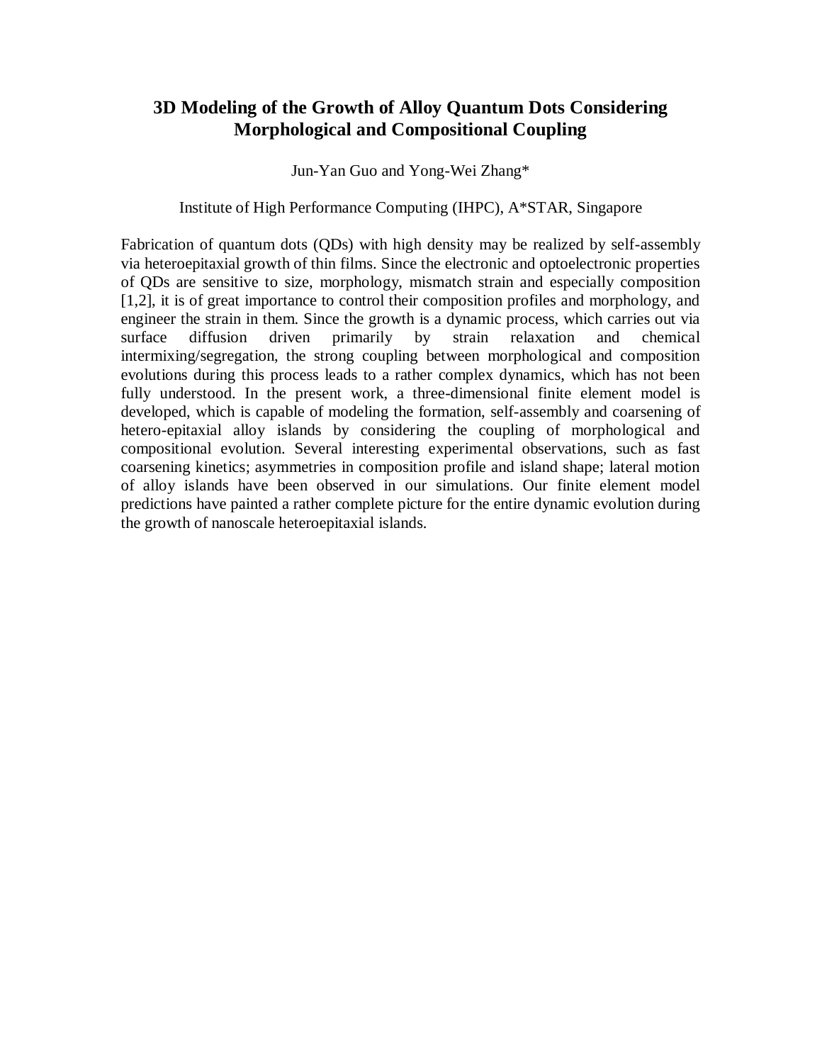# 3D Modeling of the Growth of Alloy Quantum Dots Considering Morphological and Compositional Coupling

Jun-Yan Guo and Yong-Wei Zhang*

Institute of High Performance Computing (IHPC), A*STAR, Singapore

Fabrication of quantum dots (QDs) with high density may be realized by self-assembly via heteroepitaxial growth of thin films. Since the electronic and optoelectronic properties of QDs are sensitive to size, morphology, mismatch strain and especially composition [1,2], it is of great importance to control their composition profiles and morphology, and engineer the strain in them. Since the growth is a dynamic process, which carries out via surface diffusion driven primarily by strain relaxation and chemical intermixing/segregation, the strong coupling between morphological and composition evolutions during this process leads to a rather complex dynamics, which has not been fully understood. In the present work, a three-dimensional finite element model is developed, which is capable of modeling the formation, self-assembly and coarsening of hetero-epitaxial alloy islands by considering the coupling of morphological and compositional evolution. Several interesting experimental observations, such as fast coarsening kinetics; asymmetries in composition profile and island shape; lateral motion of alloy islands have been observed in our simulations. Our finite element model predictions have painted a rather complete picture for the entire dynamic evolution during the growth of nanoscale heteroepitaxial islands.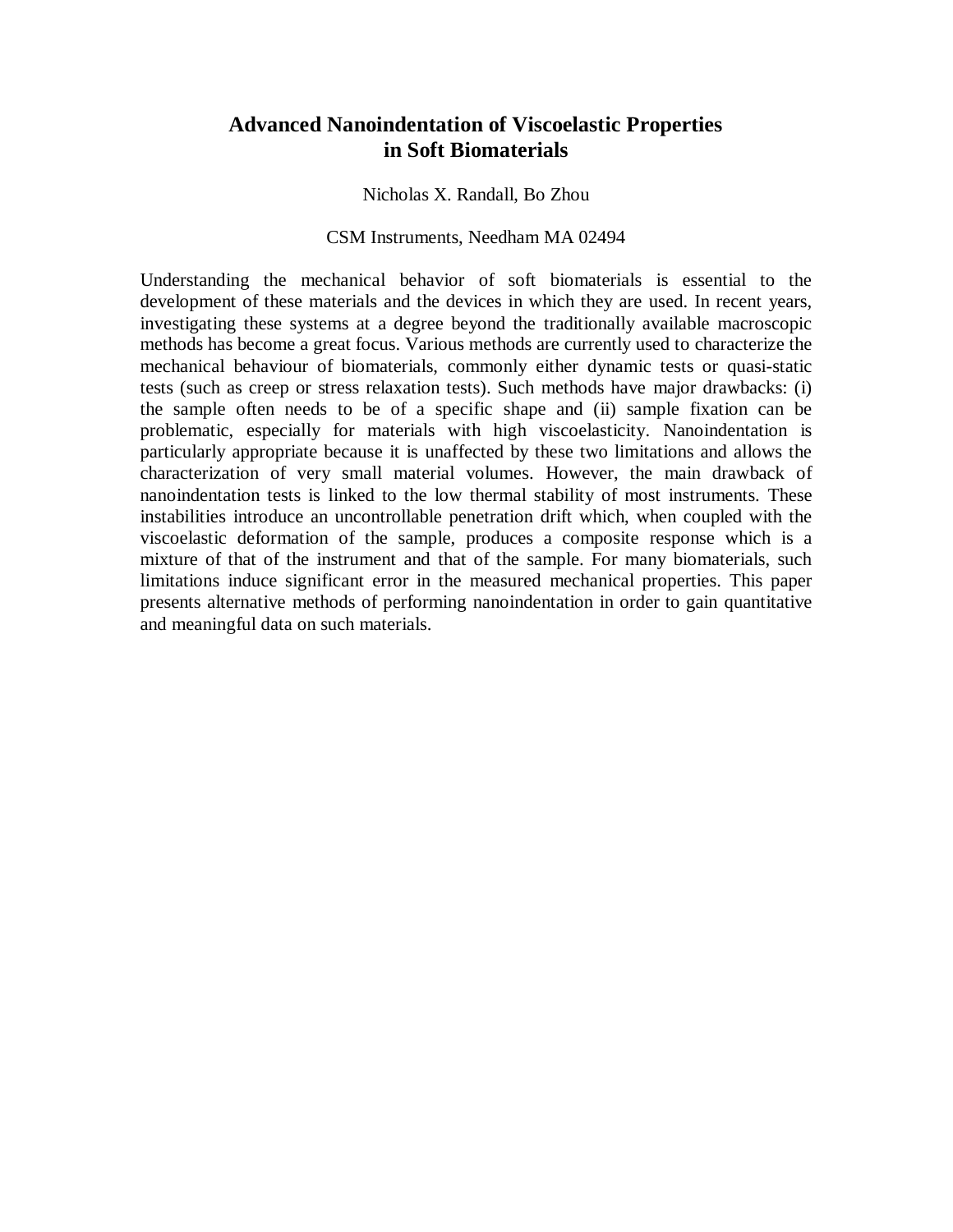# Advanced Nanoindentation of Viscoelastic Properties in Soft Biomaterials

Nicholas X. Randall, Bo Zhou

CSM Instruments, Needham MA 02494

Understanding the mechanical behavior of soft biomaterials is essential to the development of these materials and the devices in which they are used. In recent years, investigating these systems at a degree beyond the traditionally available macroscopic methods has become a great focus. Various methods are currently used to characterize the mechanical behaviour of biomaterials, commonly either dynamic tests or quasi-static tests (such as creep or stress relaxation tests). Such methods have major drawbacks: (i) the sample often needs to be of a specific shape and (ii) sample fixation can be problematic, especially for materials with high viscoelasticity. Nanoindentation is particularly appropriate because it is unaffected by these two limitations and allows the characterization of very small material volumes. However, the main drawback of nanoindentation tests is linked to the low thermal stability of most instruments. These instabilities introduce an uncontrollable penetration drift which, when coupled with the viscoelastic deformation of the sample, produces a composite response which is a mixture of that of the instrument and that of the sample. For many biomaterials, such limitations induce significant error in the measured mechanical properties. This paper presents alternative methods of performing nanoindentation in order to gain quantitative and meaningful data on such materials.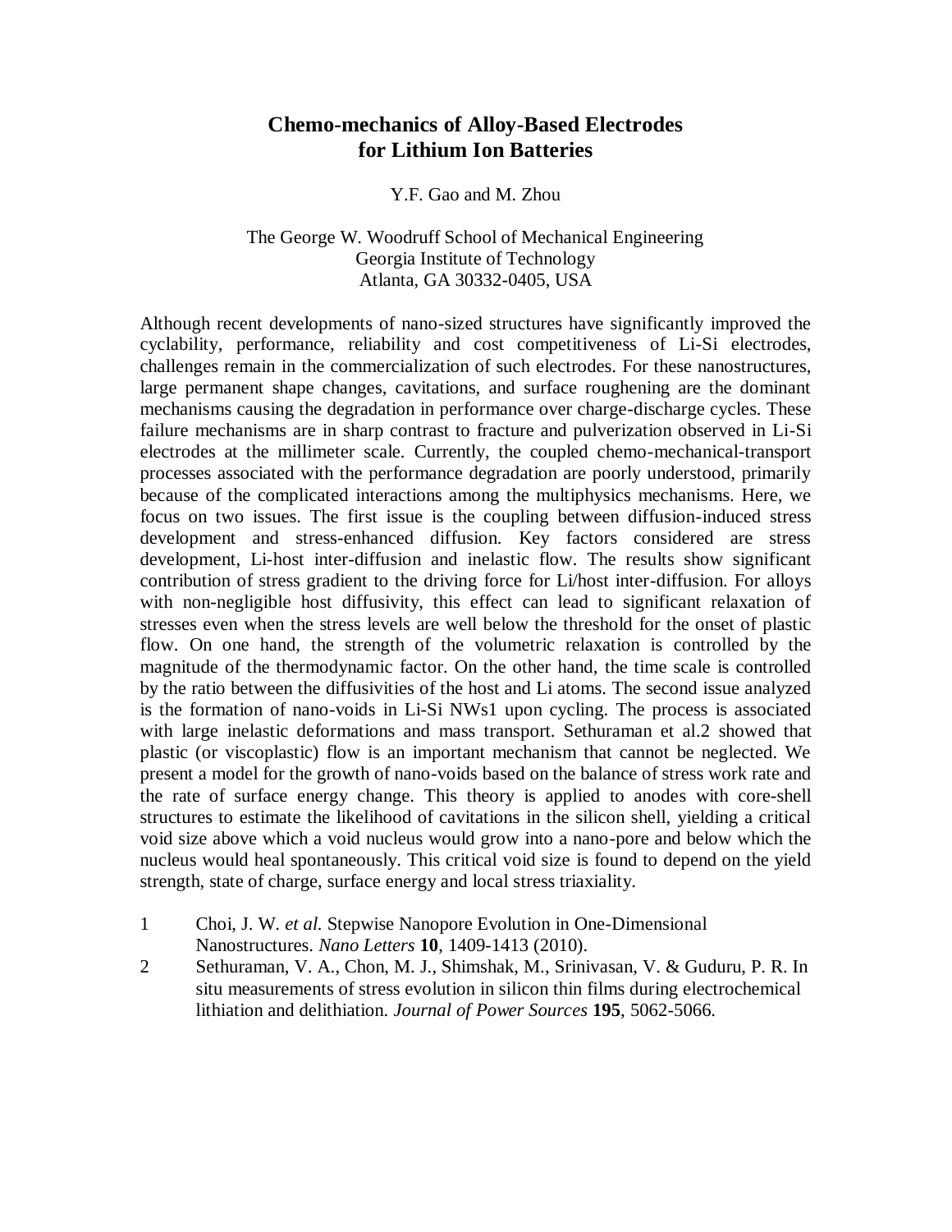# Chemo-mechanics of Alloy-Based Electrodes for Lithium Ion Batteries

Y.F. Gao and M. Zhou

The George W. Woodruff School of Mechanical Engineering
Georgia Institute of Technology
Atlanta, GA 30332-0405, USA

Although recent developments of nano-sized structures have significantly improved the cyclability, performance, reliability and cost competitiveness of Li-Si electrodes, challenges remain in the commercialization of such electrodes. For these nanostructures, large permanent shape changes, cavitations, and surface roughening are the dominant mechanisms causing the degradation in performance over charge-discharge cycles. These failure mechanisms are in sharp contrast to fracture and pulverization observed in Li-Si electrodes at the millimeter scale. Currently, the coupled chemo-mechanical-transport processes associated with the performance degradation are poorly understood, primarily because of the complicated interactions among the multiphysics mechanisms. Here, we focus on two issues. The first issue is the coupling between diffusion-induced stress development and stress-enhanced diffusion. Key factors considered are stress development, Li-host inter-diffusion and inelastic flow. The results show significant contribution of stress gradient to the driving force for Li/host inter-diffusion. For alloys with non-negligible host diffusivity, this effect can lead to significant relaxation of stresses even when the stress levels are well below the threshold for the onset of plastic flow. On one hand, the strength of the volumetric relaxation is controlled by the magnitude of the thermodynamic factor. On the other hand, the time scale is controlled by the ratio between the diffusivities of the host and Li atoms. The second issue analyzed is the formation of nano-voids in Li-Si NWs[1] upon cycling. The process is associated with large inelastic deformations and mass transport. Sethuraman et al.[2] showed that plastic (or viscoplastic) flow is an important mechanism that cannot be neglected. We present a model for the growth of nano-voids based on the balance of stress work rate and the rate of surface energy change. This theory is applied to anodes with core-shell structures to estimate the likelihood of cavitations in the silicon shell, yielding a critical void size above which a void nucleus would grow into a nano-pore and below which the nucleus would heal spontaneously. This critical void size is found to depend on the yield strength, state of charge, surface energy and local stress triaxiality.

1. Choi, J. W. *et al.* Stepwise Nanopore Evolution in One-Dimensional Nanostructures. *Nano Letters* **10**, 1409-1413 (2010).
2. Sethuraman, V. A., Chon, M. J., Shimshak, M., Srinivasan, V. & Guduru, P. R. In situ measurements of stress evolution in silicon thin films during electrochemical lithiation and delithiation. *Journal of Power Sources* **195**, 5062-5066.